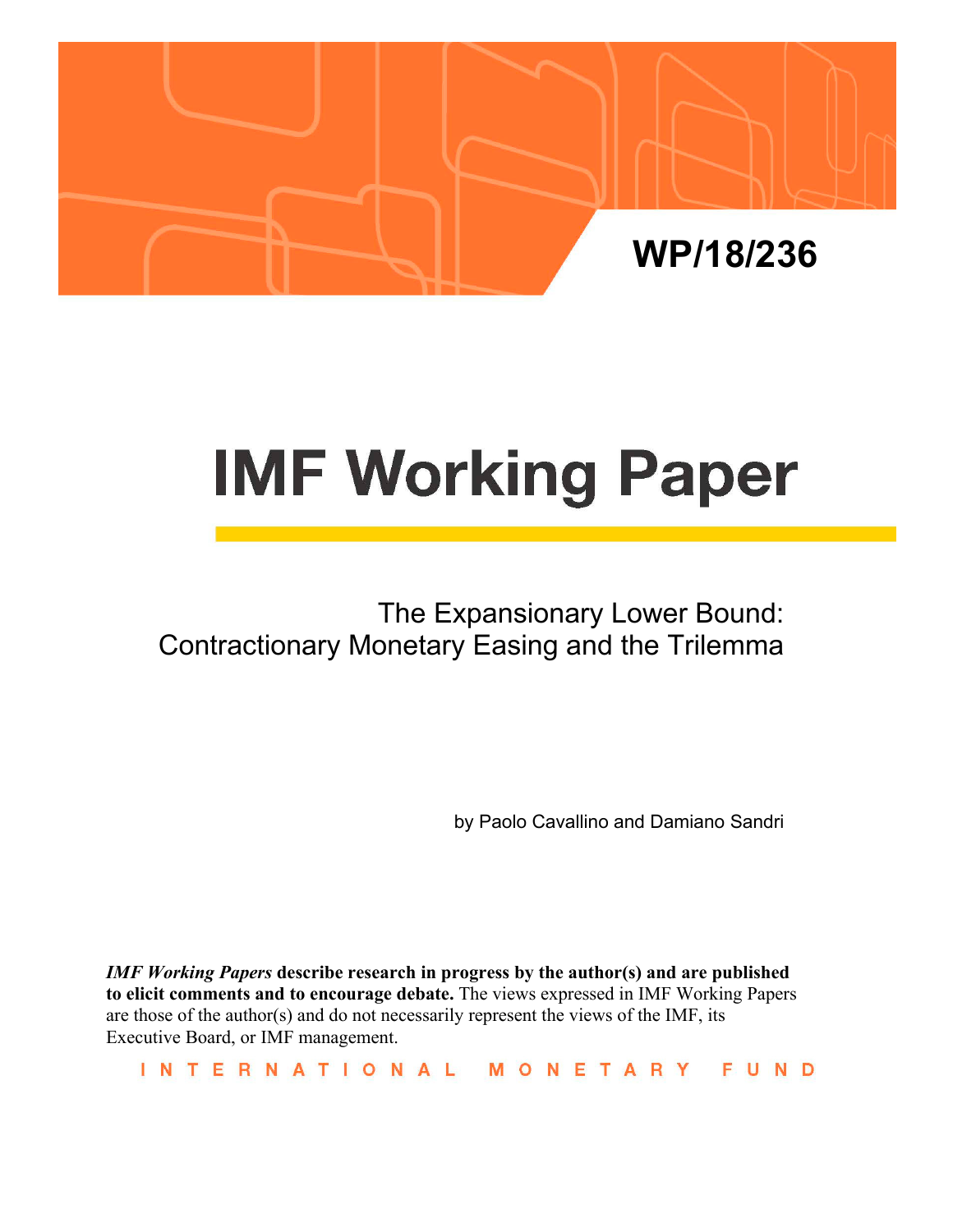WP/18/236

# IMF Working Paper

## The Expansionary Lower Bound: Contractionary Monetary Easing and the Trilemma

by Paolo Cavallino and Damiano Sandri

***IMF Working Papers* describe research in progress by the author(s) and are published to elicit comments and to encourage debate.** The views expressed in IMF Working Papers are those of the author(s) and do not necessarily represent the views of the IMF, its Executive Board, or IMF management.

INTERNATIONAL MONETARY FUND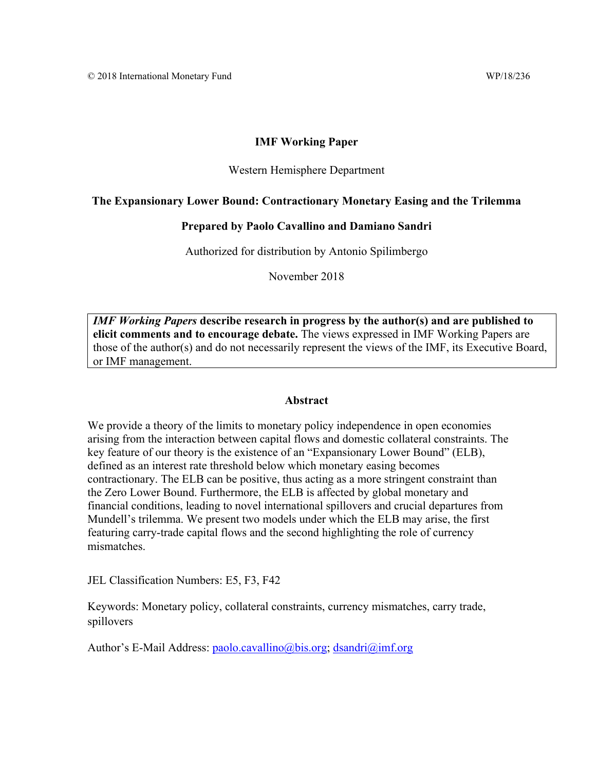© 2018 International Monetary Fund WP/18/236

**IMF Working Paper**

Western Hemisphere Department

**The Expansionary Lower Bound: Contractionary Monetary Easing and the Trilemma**

**Prepared by Paolo Cavallino and Damiano Sandri**

Authorized for distribution by Antonio Spilimbergo

November 2018

***IMF Working Papers*** **describe research in progress by the author(s) and are published to elicit comments and to encourage debate.** The views expressed in IMF Working Papers are those of the author(s) and do not necessarily represent the views of the IMF, its Executive Board, or IMF management.

**Abstract**

We provide a theory of the limits to monetary policy independence in open economies arising from the interaction between capital flows and domestic collateral constraints. The key feature of our theory is the existence of an "Expansionary Lower Bound" (ELB), defined as an interest rate threshold below which monetary easing becomes contractionary. The ELB can be positive, thus acting as a more stringent constraint than the Zero Lower Bound. Furthermore, the ELB is affected by global monetary and financial conditions, leading to novel international spillovers and crucial departures from Mundell's trilemma. We present two models under which the ELB may arise, the first featuring carry-trade capital flows and the second highlighting the role of currency mismatches.

JEL Classification Numbers: E5, F3, F42

Keywords: Monetary policy, collateral constraints, currency mismatches, carry trade, spillovers

Author's E-Mail Address: paolo.cavallino@bis.org; dsandri@imf.org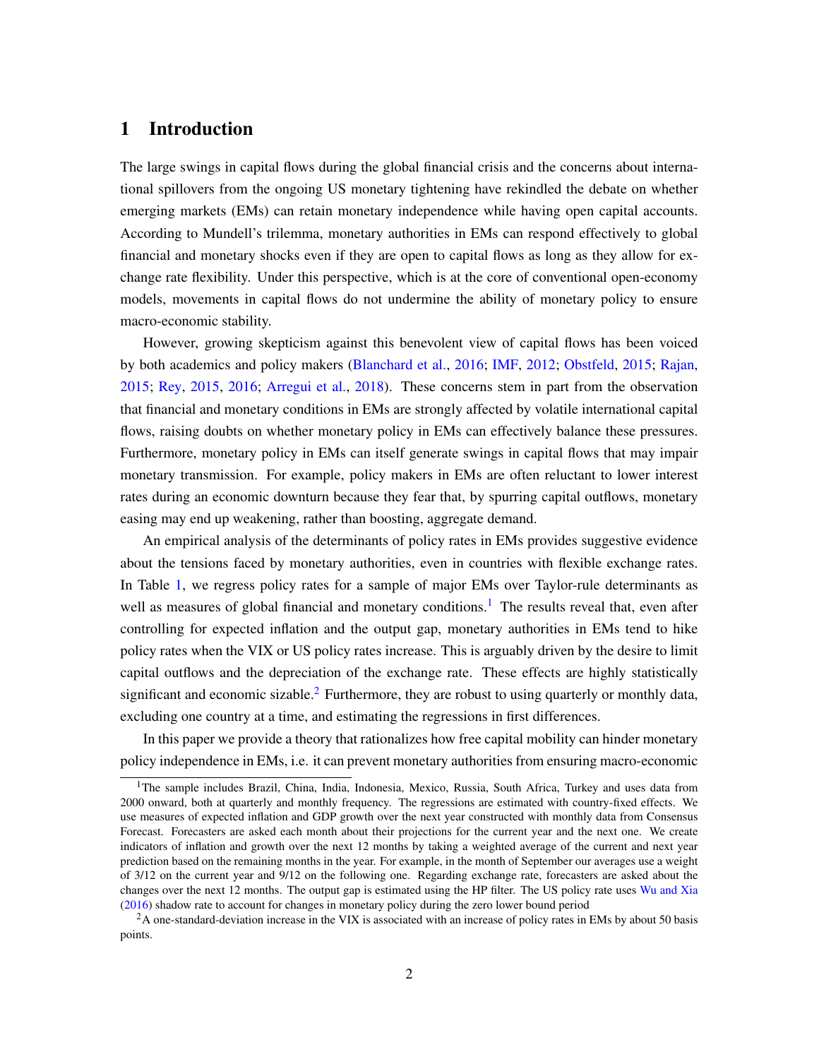# 1 Introduction

The large swings in capital flows during the global financial crisis and the concerns about international spillovers from the ongoing US monetary tightening have rekindled the debate on whether emerging markets (EMs) can retain monetary independence while having open capital accounts. According to Mundell's trilemma, monetary authorities in EMs can respond effectively to global financial and monetary shocks even if they are open to capital flows as long as they allow for exchange rate flexibility. Under this perspective, which is at the core of conventional open-economy models, movements in capital flows do not undermine the ability of monetary policy to ensure macro-economic stability.

However, growing skepticism against this benevolent view of capital flows has been voiced by both academics and policy makers (Blanchard et al., 2016; IMF, 2012; Obstfeld, 2015; Rajan, 2015; Rey, 2015, 2016; Arregui et al., 2018). These concerns stem in part from the observation that financial and monetary conditions in EMs are strongly affected by volatile international capital flows, raising doubts on whether monetary policy in EMs can effectively balance these pressures. Furthermore, monetary policy in EMs can itself generate swings in capital flows that may impair monetary transmission. For example, policy makers in EMs are often reluctant to lower interest rates during an economic downturn because they fear that, by spurring capital outflows, monetary easing may end up weakening, rather than boosting, aggregate demand.

An empirical analysis of the determinants of policy rates in EMs provides suggestive evidence about the tensions faced by monetary authorities, even in countries with flexible exchange rates. In Table 1, we regress policy rates for a sample of major EMs over Taylor-rule determinants as well as measures of global financial and monetary conditions.[1] The results reveal that, even after controlling for expected inflation and the output gap, monetary authorities in EMs tend to hike policy rates when the VIX or US policy rates increase. This is arguably driven by the desire to limit capital outflows and the depreciation of the exchange rate. These effects are highly statistically significant and economic sizable.[2] Furthermore, they are robust to using quarterly or monthly data, excluding one country at a time, and estimating the regressions in first differences.

In this paper we provide a theory that rationalizes how free capital mobility can hinder monetary policy independence in EMs, i.e. it can prevent monetary authorities from ensuring macro-economic

[1] The sample includes Brazil, China, India, Indonesia, Mexico, Russia, South Africa, Turkey and uses data from 2000 onward, both at quarterly and monthly frequency. The regressions are estimated with country-fixed effects. We use measures of expected inflation and GDP growth over the next year constructed with monthly data from Consensus Forecast. Forecasters are asked each month about their projections for the current year and the next one. We create indicators of inflation and growth over the next 12 months by taking a weighted average of the current and next year prediction based on the remaining months in the year. For example, in the month of September our averages use a weight of 3/12 on the current year and 9/12 on the following one. Regarding exchange rate, forecasters are asked about the changes over the next 12 months. The output gap is estimated using the HP filter. The US policy rate uses Wu and Xia (2016) shadow rate to account for changes in monetary policy during the zero lower bound period

[2] A one-standard-deviation increase in the VIX is associated with an increase of policy rates in EMs by about 50 basis points.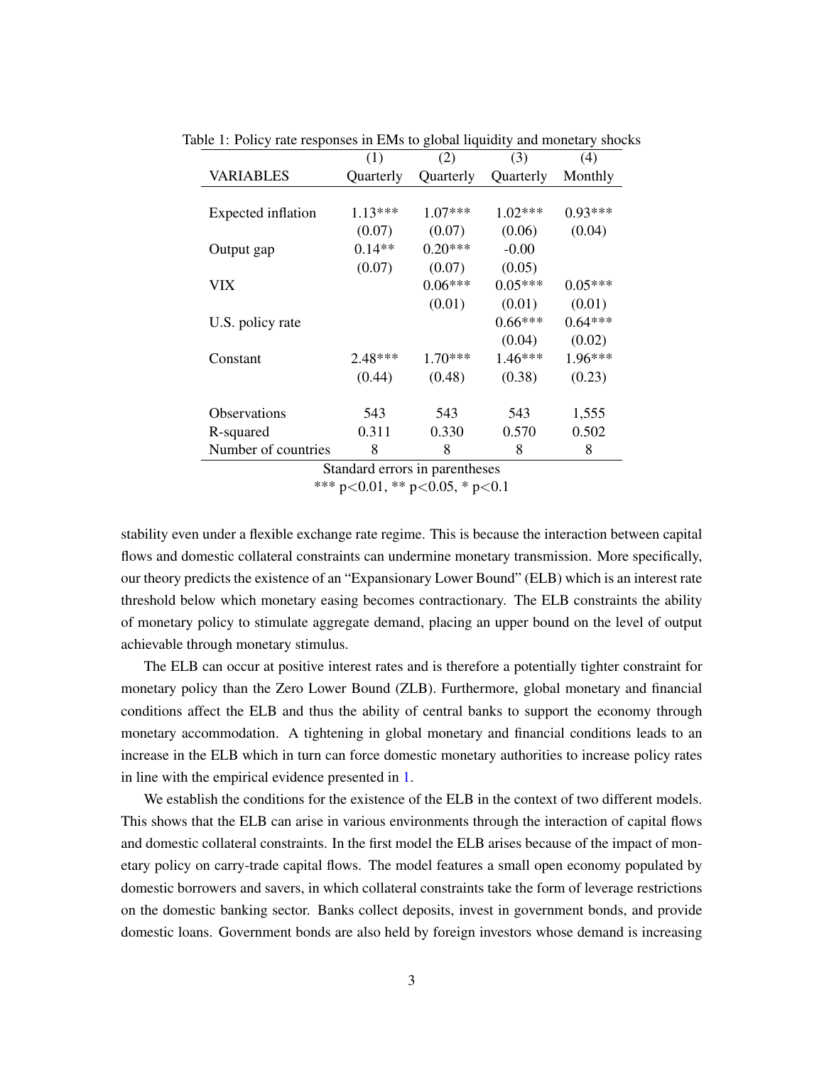Table 1: Policy rate responses in EMs to global liquidity and monetary shocks

| VARIABLES | (1) Quarterly | (2) Quarterly | (3) Quarterly | (4) Monthly |
|---|---|---|---|---|
| Expected inflation | 1.13*** | 1.07*** | 1.02*** | 0.93*** |
| | (0.07) | (0.07) | (0.06) | (0.04) |
| Output gap | 0.14** | 0.20*** | -0.00 | |
| | (0.07) | (0.07) | (0.05) | |
| VIX | | 0.06*** | 0.05*** | 0.05*** |
| | | (0.01) | (0.01) | (0.01) |
| U.S. policy rate | | | 0.66*** | 0.64*** |
| | | | (0.04) | (0.02) |
| Constant | 2.48*** | 1.70*** | 1.46*** | 1.96*** |
| | (0.44) | (0.48) | (0.38) | (0.23) |
| Observations | 543 | 543 | 543 | 1,555 |
| R-squared | 0.311 | 0.330 | 0.570 | 0.502 |
| Number of countries | 8 | 8 | 8 | 8 |

Standard errors in parentheses
*** p<0.01, ** p<0.05, * p<0.1

stability even under a flexible exchange rate regime. This is because the interaction between capital flows and domestic collateral constraints can undermine monetary transmission. More specifically, our theory predicts the existence of an "Expansionary Lower Bound" (ELB) which is an interest rate threshold below which monetary easing becomes contractionary. The ELB constraints the ability of monetary policy to stimulate aggregate demand, placing an upper bound on the level of output achievable through monetary stimulus.

The ELB can occur at positive interest rates and is therefore a potentially tighter constraint for monetary policy than the Zero Lower Bound (ZLB). Furthermore, global monetary and financial conditions affect the ELB and thus the ability of central banks to support the economy through monetary accommodation. A tightening in global monetary and financial conditions leads to an increase in the ELB which in turn can force domestic monetary authorities to increase policy rates in line with the empirical evidence presented in 1.

We establish the conditions for the existence of the ELB in the context of two different models. This shows that the ELB can arise in various environments through the interaction of capital flows and domestic collateral constraints. In the first model the ELB arises because of the impact of monetary policy on carry-trade capital flows. The model features a small open economy populated by domestic borrowers and savers, in which collateral constraints take the form of leverage restrictions on the domestic banking sector. Banks collect deposits, invest in government bonds, and provide domestic loans. Government bonds are also held by foreign investors whose demand is increasing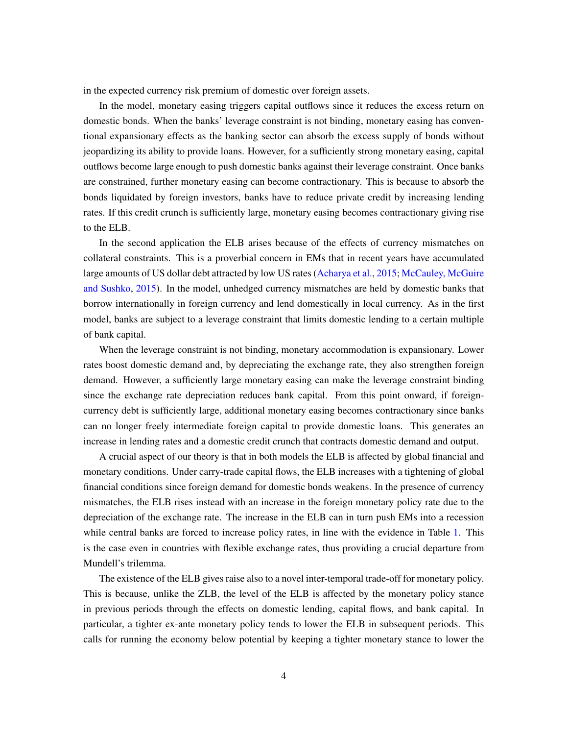in the expected currency risk premium of domestic over foreign assets.

In the model, monetary easing triggers capital outflows since it reduces the excess return on domestic bonds. When the banks' leverage constraint is not binding, monetary easing has conventional expansionary effects as the banking sector can absorb the excess supply of bonds without jeopardizing its ability to provide loans. However, for a sufficiently strong monetary easing, capital outflows become large enough to push domestic banks against their leverage constraint. Once banks are constrained, further monetary easing can become contractionary. This is because to absorb the bonds liquidated by foreign investors, banks have to reduce private credit by increasing lending rates. If this credit crunch is sufficiently large, monetary easing becomes contractionary giving rise to the ELB.

In the second application the ELB arises because of the effects of currency mismatches on collateral constraints. This is a proverbial concern in EMs that in recent years have accumulated large amounts of US dollar debt attracted by low US rates (Acharya et al., 2015; McCauley, McGuire and Sushko, 2015). In the model, unhedged currency mismatches are held by domestic banks that borrow internationally in foreign currency and lend domestically in local currency. As in the first model, banks are subject to a leverage constraint that limits domestic lending to a certain multiple of bank capital.

When the leverage constraint is not binding, monetary accommodation is expansionary. Lower rates boost domestic demand and, by depreciating the exchange rate, they also strengthen foreign demand. However, a sufficiently large monetary easing can make the leverage constraint binding since the exchange rate depreciation reduces bank capital. From this point onward, if foreign-currency debt is sufficiently large, additional monetary easing becomes contractionary since banks can no longer freely intermediate foreign capital to provide domestic loans. This generates an increase in lending rates and a domestic credit crunch that contracts domestic demand and output.

A crucial aspect of our theory is that in both models the ELB is affected by global financial and monetary conditions. Under carry-trade capital flows, the ELB increases with a tightening of global financial conditions since foreign demand for domestic bonds weakens. In the presence of currency mismatches, the ELB rises instead with an increase in the foreign monetary policy rate due to the depreciation of the exchange rate. The increase in the ELB can in turn push EMs into a recession while central banks are forced to increase policy rates, in line with the evidence in Table 1. This is the case even in countries with flexible exchange rates, thus providing a crucial departure from Mundell's trilemma.

The existence of the ELB gives raise also to a novel inter-temporal trade-off for monetary policy. This is because, unlike the ZLB, the level of the ELB is affected by the monetary policy stance in previous periods through the effects on domestic lending, capital flows, and bank capital. In particular, a tighter ex-ante monetary policy tends to lower the ELB in subsequent periods. This calls for running the economy below potential by keeping a tighter monetary stance to lower the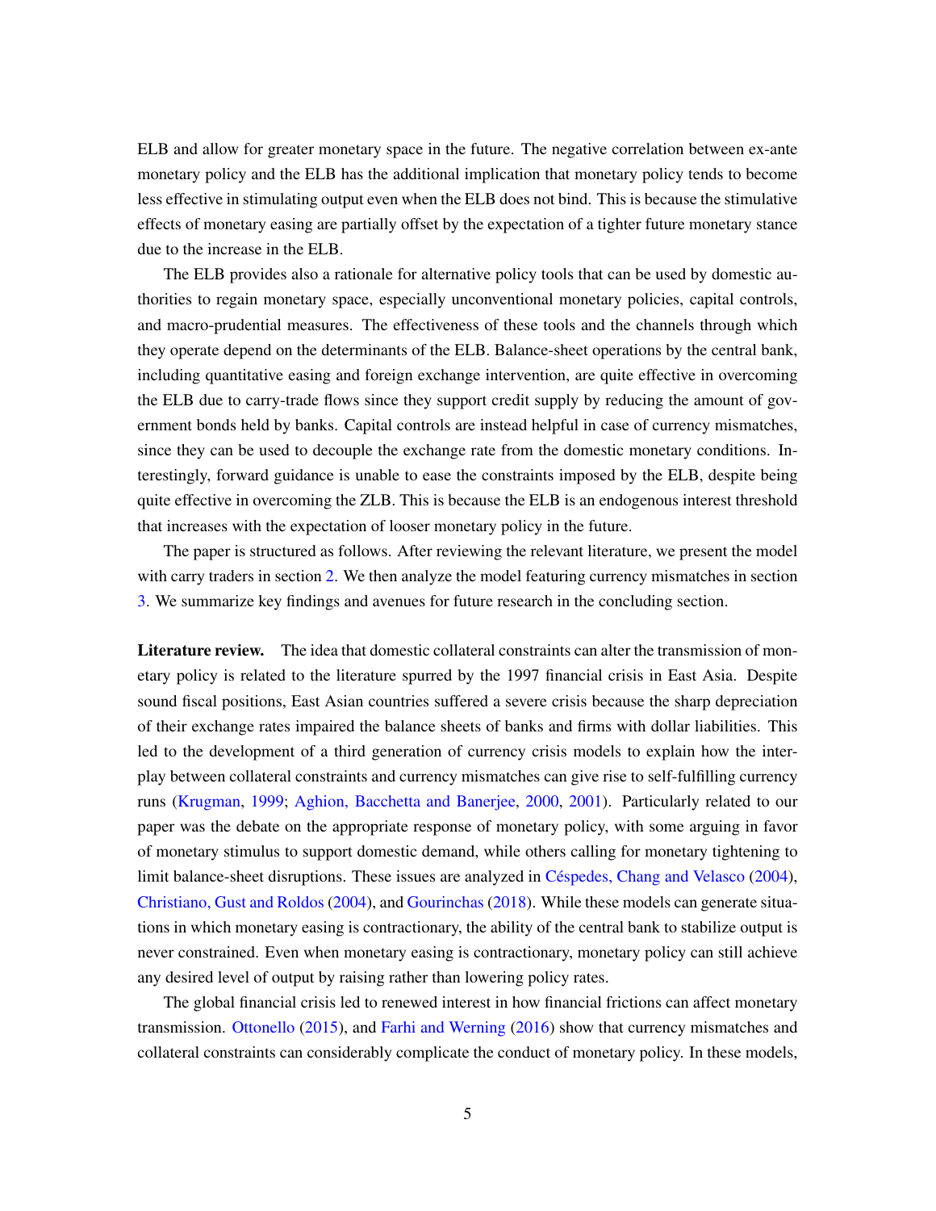ELB and allow for greater monetary space in the future. The negative correlation between ex-ante monetary policy and the ELB has the additional implication that monetary policy tends to become less effective in stimulating output even when the ELB does not bind. This is because the stimulative effects of monetary easing are partially offset by the expectation of a tighter future monetary stance due to the increase in the ELB.

The ELB provides also a rationale for alternative policy tools that can be used by domestic authorities to regain monetary space, especially unconventional monetary policies, capital controls, and macro-prudential measures. The effectiveness of these tools and the channels through which they operate depend on the determinants of the ELB. Balance-sheet operations by the central bank, including quantitative easing and foreign exchange intervention, are quite effective in overcoming the ELB due to carry-trade flows since they support credit supply by reducing the amount of government bonds held by banks. Capital controls are instead helpful in case of currency mismatches, since they can be used to decouple the exchange rate from the domestic monetary conditions. Interestingly, forward guidance is unable to ease the constraints imposed by the ELB, despite being quite effective in overcoming the ZLB. This is because the ELB is an endogenous interest threshold that increases with the expectation of looser monetary policy in the future.

The paper is structured as follows. After reviewing the relevant literature, we present the model with carry traders in section 2. We then analyze the model featuring currency mismatches in section 3. We summarize key findings and avenues for future research in the concluding section.

**Literature review.** The idea that domestic collateral constraints can alter the transmission of monetary policy is related to the literature spurred by the 1997 financial crisis in East Asia. Despite sound fiscal positions, East Asian countries suffered a severe crisis because the sharp depreciation of their exchange rates impaired the balance sheets of banks and firms with dollar liabilities. This led to the development of a third generation of currency crisis models to explain how the interplay between collateral constraints and currency mismatches can give rise to self-fulfilling currency runs (Krugman, 1999; Aghion, Bacchetta and Banerjee, 2000, 2001). Particularly related to our paper was the debate on the appropriate response of monetary policy, with some arguing in favor of monetary stimulus to support domestic demand, while others calling for monetary tightening to limit balance-sheet disruptions. These issues are analyzed in Céspedes, Chang and Velasco (2004), Christiano, Gust and Roldos (2004), and Gourinchas (2018). While these models can generate situations in which monetary easing is contractionary, the ability of the central bank to stabilize output is never constrained. Even when monetary easing is contractionary, monetary policy can still achieve any desired level of output by raising rather than lowering policy rates.

The global financial crisis led to renewed interest in how financial frictions can affect monetary transmission. Ottonello (2015), and Farhi and Werning (2016) show that currency mismatches and collateral constraints can considerably complicate the conduct of monetary policy. In these models,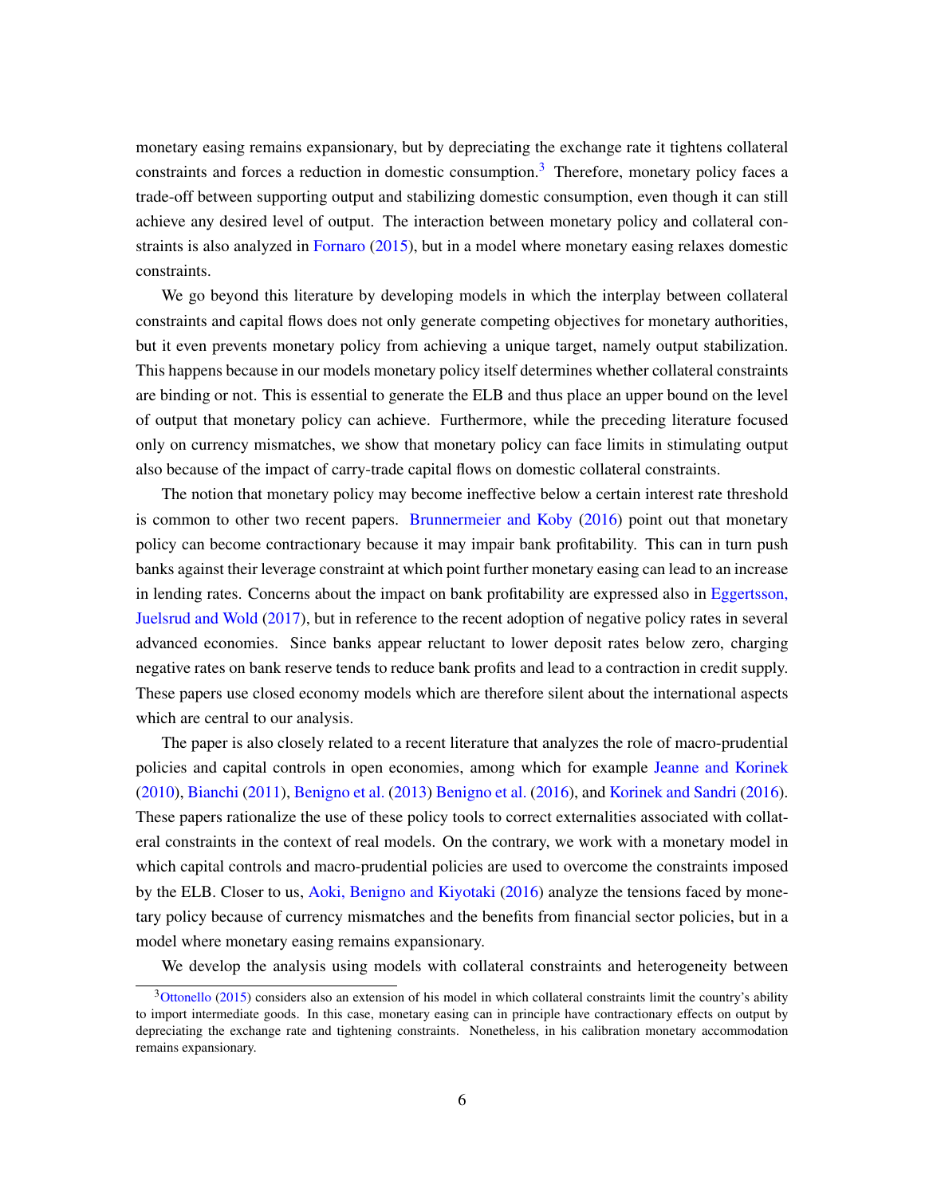monetary easing remains expansionary, but by depreciating the exchange rate it tightens collateral constraints and forces a reduction in domestic consumption.[3] Therefore, monetary policy faces a trade-off between supporting output and stabilizing domestic consumption, even though it can still achieve any desired level of output. The interaction between monetary policy and collateral constraints is also analyzed in Fornaro (2015), but in a model where monetary easing relaxes domestic constraints.

We go beyond this literature by developing models in which the interplay between collateral constraints and capital flows does not only generate competing objectives for monetary authorities, but it even prevents monetary policy from achieving a unique target, namely output stabilization. This happens because in our models monetary policy itself determines whether collateral constraints are binding or not. This is essential to generate the ELB and thus place an upper bound on the level of output that monetary policy can achieve. Furthermore, while the preceding literature focused only on currency mismatches, we show that monetary policy can face limits in stimulating output also because of the impact of carry-trade capital flows on domestic collateral constraints.

The notion that monetary policy may become ineffective below a certain interest rate threshold is common to other two recent papers. Brunnermeier and Koby (2016) point out that monetary policy can become contractionary because it may impair bank profitability. This can in turn push banks against their leverage constraint at which point further monetary easing can lead to an increase in lending rates. Concerns about the impact on bank profitability are expressed also in Eggertsson, Juelsrud and Wold (2017), but in reference to the recent adoption of negative policy rates in several advanced economies. Since banks appear reluctant to lower deposit rates below zero, charging negative rates on bank reserve tends to reduce bank profits and lead to a contraction in credit supply. These papers use closed economy models which are therefore silent about the international aspects which are central to our analysis.

The paper is also closely related to a recent literature that analyzes the role of macro-prudential policies and capital controls in open economies, among which for example Jeanne and Korinek (2010), Bianchi (2011), Benigno et al. (2013) Benigno et al. (2016), and Korinek and Sandri (2016). These papers rationalize the use of these policy tools to correct externalities associated with collateral constraints in the context of real models. On the contrary, we work with a monetary model in which capital controls and macro-prudential policies are used to overcome the constraints imposed by the ELB. Closer to us, Aoki, Benigno and Kiyotaki (2016) analyze the tensions faced by monetary policy because of currency mismatches and the benefits from financial sector policies, but in a model where monetary easing remains expansionary.

We develop the analysis using models with collateral constraints and heterogeneity between

[3] Ottonello (2015) considers also an extension of his model in which collateral constraints limit the country's ability to import intermediate goods. In this case, monetary easing can in principle have contractionary effects on output by depreciating the exchange rate and tightening constraints. Nonetheless, in his calibration monetary accommodation remains expansionary.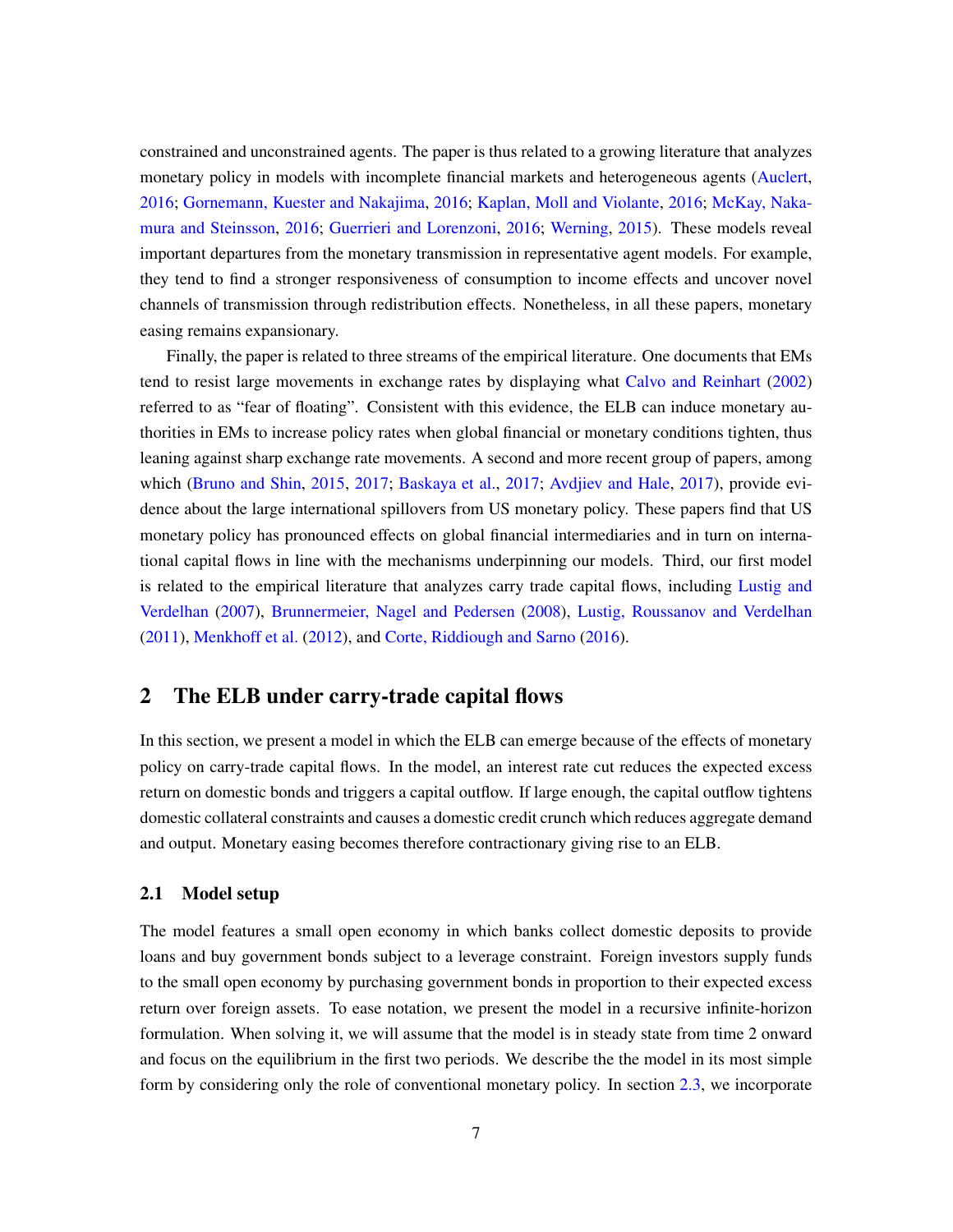constrained and unconstrained agents. The paper is thus related to a growing literature that analyzes monetary policy in models with incomplete financial markets and heterogeneous agents (Auclert, 2016; Gornemann, Kuester and Nakajima, 2016; Kaplan, Moll and Violante, 2016; McKay, Nakamura and Steinsson, 2016; Guerrieri and Lorenzoni, 2016; Werning, 2015). These models reveal important departures from the monetary transmission in representative agent models. For example, they tend to find a stronger responsiveness of consumption to income effects and uncover novel channels of transmission through redistribution effects. Nonetheless, in all these papers, monetary easing remains expansionary.

Finally, the paper is related to three streams of the empirical literature. One documents that EMs tend to resist large movements in exchange rates by displaying what Calvo and Reinhart (2002) referred to as "fear of floating". Consistent with this evidence, the ELB can induce monetary authorities in EMs to increase policy rates when global financial or monetary conditions tighten, thus leaning against sharp exchange rate movements. A second and more recent group of papers, among which (Bruno and Shin, 2015, 2017; Baskaya et al., 2017; Avdjiev and Hale, 2017), provide evidence about the large international spillovers from US monetary policy. These papers find that US monetary policy has pronounced effects on global financial intermediaries and in turn on international capital flows in line with the mechanisms underpinning our models. Third, our first model is related to the empirical literature that analyzes carry trade capital flows, including Lustig and Verdelhan (2007), Brunnermeier, Nagel and Pedersen (2008), Lustig, Roussanov and Verdelhan (2011), Menkhoff et al. (2012), and Corte, Riddiough and Sarno (2016).

## 2 The ELB under carry-trade capital flows

In this section, we present a model in which the ELB can emerge because of the effects of monetary policy on carry-trade capital flows. In the model, an interest rate cut reduces the expected excess return on domestic bonds and triggers a capital outflow. If large enough, the capital outflow tightens domestic collateral constraints and causes a domestic credit crunch which reduces aggregate demand and output. Monetary easing becomes therefore contractionary giving rise to an ELB.

### 2.1 Model setup

The model features a small open economy in which banks collect domestic deposits to provide loans and buy government bonds subject to a leverage constraint. Foreign investors supply funds to the small open economy by purchasing government bonds in proportion to their expected excess return over foreign assets. To ease notation, we present the model in a recursive infinite-horizon formulation. When solving it, we will assume that the model is in steady state from time 2 onward and focus on the equilibrium in the first two periods. We describe the the model in its most simple form by considering only the role of conventional monetary policy. In section 2.3, we incorporate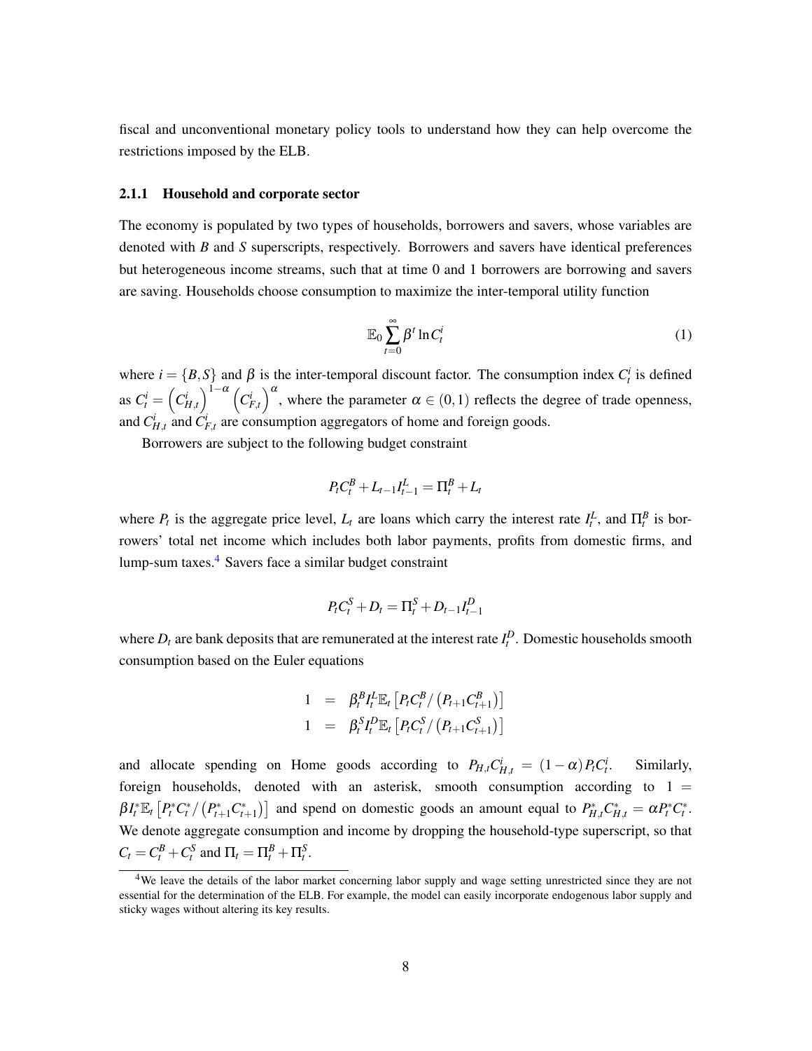fiscal and unconventional monetary policy tools to understand how they can help overcome the restrictions imposed by the ELB.

### 2.1.1 Household and corporate sector

The economy is populated by two types of households, borrowers and savers, whose variables are denoted with $B$ and $S$ superscripts, respectively. Borrowers and savers have identical preferences but heterogeneous income streams, such that at time 0 and 1 borrowers are borrowing and savers are saving. Households choose consumption to maximize the inter-temporal utility function

$$\mathbb{E}_0 \sum_{t=0}^{\infty} \beta^t \ln C_t^i \tag{1}$$

where $i = \{B, S\}$ and $\beta$ is the inter-temporal discount factor. The consumption index $C_t^i$ is defined as $C_t^i = \left(C_{H,t}^i\right)^{1-\alpha} \left(C_{F,t}^i\right)^{\alpha}$, where the parameter $\alpha \in (0,1)$ reflects the degree of trade openness, and $C_{H,t}^i$ and $C_{F,t}^i$ are consumption aggregators of home and foreign goods.

Borrowers are subject to the following budget constraint

$$P_t C_t^B + L_{t-1} I_{t-1}^L = \Pi_t^B + L_t$$

where $P_t$ is the aggregate price level, $L_t$ are loans which carry the interest rate $I_t^L$, and $\Pi_t^B$ is borrowers' total net income which includes both labor payments, profits from domestic firms, and lump-sum taxes.[4] Savers face a similar budget constraint

$$P_t C_t^S + D_t = \Pi_t^S + D_{t-1} I_{t-1}^D$$

where $D_t$ are bank deposits that are remunerated at the interest rate $I_t^D$. Domestic households smooth consumption based on the Euler equations

$$\begin{aligned} 1 &= \beta_t^B I_t^L \mathbb{E}_t \left[ P_t C_t^B / \left( P_{t+1} C_{t+1}^B \right) \right] \\ 1 &= \beta_t^S I_t^D \mathbb{E}_t \left[ P_t C_t^S / \left( P_{t+1} C_{t+1}^S \right) \right] \end{aligned}$$

and allocate spending on Home goods according to $P_{H,t} C_{H,t}^i = (1-\alpha) P_t C_t^i$. Similarly, foreign households, denoted with an asterisk, smooth consumption according to $1 = \beta I_t^* \mathbb{E}_t \left[ P_t^* C_t^* / \left( P_{t+1}^* C_{t+1}^* \right) \right]$ and spend on domestic goods an amount equal to $P_{H,t}^* C_{H,t}^* = \alpha P_t^* C_t^*$. We denote aggregate consumption and income by dropping the household-type superscript, so that $C_t = C_t^B + C_t^S$ and $\Pi_t = \Pi_t^B + \Pi_t^S$.

[4] We leave the details of the labor market concerning labor supply and wage setting unrestricted since they are not essential for the determination of the ELB. For example, the model can easily incorporate endogenous labor supply and sticky wages without altering its key results.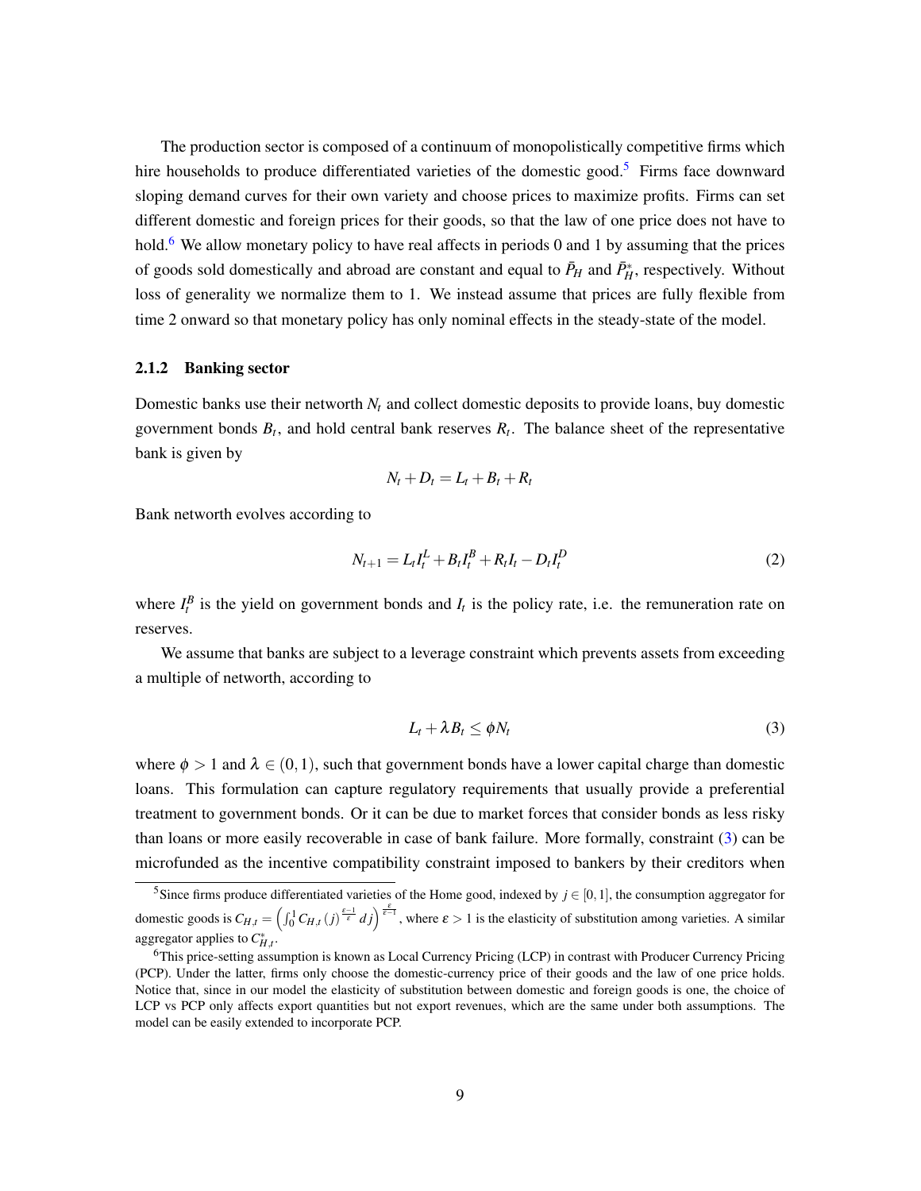The production sector is composed of a continuum of monopolistically competitive firms which hire households to produce differentiated varieties of the domestic good.[5] Firms face downward sloping demand curves for their own variety and choose prices to maximize profits. Firms can set different domestic and foreign prices for their goods, so that the law of one price does not have to hold.[6] We allow monetary policy to have real affects in periods 0 and 1 by assuming that the prices of goods sold domestically and abroad are constant and equal to $\bar{P}_H$ and $\bar{P}^*_H$, respectively. Without loss of generality we normalize them to 1. We instead assume that prices are fully flexible from time 2 onward so that monetary policy has only nominal effects in the steady-state of the model.

### 2.1.2 Banking sector

Domestic banks use their networth $N_t$ and collect domestic deposits to provide loans, buy domestic government bonds $B_t$, and hold central bank reserves $R_t$. The balance sheet of the representative bank is given by

$$N_t + D_t = L_t + B_t + R_t$$

Bank networth evolves according to

$$N_{t+1} = L_t I^L_t + B_t I^B_t + R_t I_t - D_t I^D_t \tag{2}$$

where $I^B_t$ is the yield on government bonds and $I_t$ is the policy rate, i.e. the remuneration rate on reserves.

We assume that banks are subject to a leverage constraint which prevents assets from exceeding a multiple of networth, according to

$$L_t + \lambda B_t \leq \phi N_t \tag{3}$$

where $\phi > 1$ and $\lambda \in (0,1)$, such that government bonds have a lower capital charge than domestic loans. This formulation can capture regulatory requirements that usually provide a preferential treatment to government bonds. Or it can be due to market forces that consider bonds as less risky than loans or more easily recoverable in case of bank failure. More formally, constraint (3) can be microfunded as the incentive compatibility constraint imposed to bankers by their creditors when

[5] Since firms produce differentiated varieties of the Home good, indexed by $j \in [0,1]$, the consumption aggregator for domestic goods is $C_{H,t} = \left(\int_0^1 C_{H,t}(j)^{\frac{\varepsilon-1}{\varepsilon}} dj\right)^{\frac{\varepsilon}{\varepsilon-1}}$, where $\varepsilon > 1$ is the elasticity of substitution among varieties. A similar aggregator applies to $C^*_{H,t}$.

[6] This price-setting assumption is known as Local Currency Pricing (LCP) in contrast with Producer Currency Pricing (PCP). Under the latter, firms only choose the domestic-currency price of their goods and the law of one price holds. Notice that, since in our model the elasticity of substitution between domestic and foreign goods is one, the choice of LCP vs PCP only affects export quantities but not export revenues, which are the same under both assumptions. The model can be easily extended to incorporate PCP.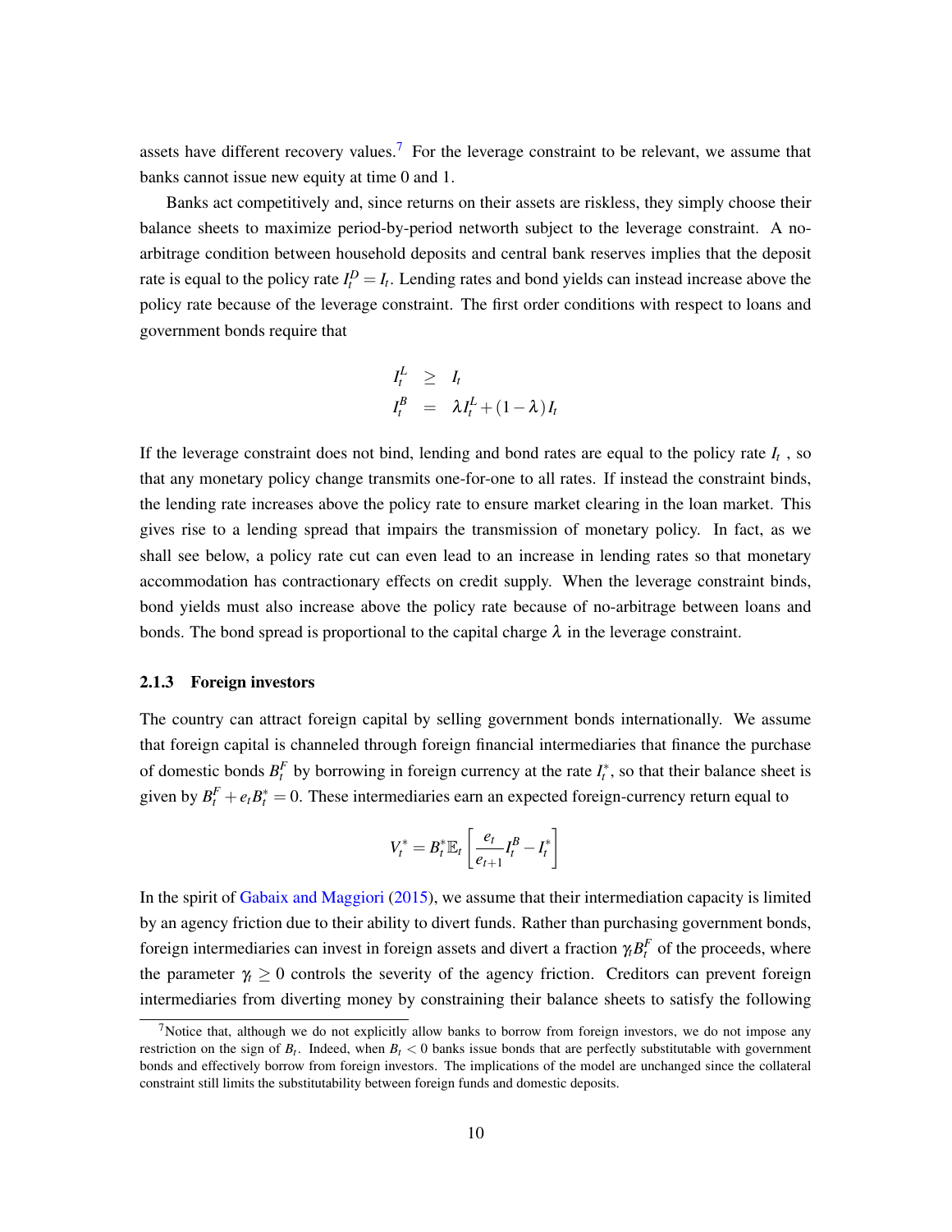assets have different recovery values.[7] For the leverage constraint to be relevant, we assume that banks cannot issue new equity at time 0 and 1.

Banks act competitively and, since returns on their assets are riskless, they simply choose their balance sheets to maximize period-by-period networth subject to the leverage constraint. A no-arbitrage condition between household deposits and central bank reserves implies that the deposit rate is equal to the policy rate $I_t^D = I_t$. Lending rates and bond yields can instead increase above the policy rate because of the leverage constraint. The first order conditions with respect to loans and government bonds require that

$$
\begin{aligned}
I_t^L &\geq I_t \\
I_t^B &= \lambda I_t^L + (1-\lambda) I_t
\end{aligned}
$$

If the leverage constraint does not bind, lending and bond rates are equal to the policy rate $I_t$ , so that any monetary policy change transmits one-for-one to all rates. If instead the constraint binds, the lending rate increases above the policy rate to ensure market clearing in the loan market. This gives rise to a lending spread that impairs the transmission of monetary policy. In fact, as we shall see below, a policy rate cut can even lead to an increase in lending rates so that monetary accommodation has contractionary effects on credit supply. When the leverage constraint binds, bond yields must also increase above the policy rate because of no-arbitrage between loans and bonds. The bond spread is proportional to the capital charge $\lambda$ in the leverage constraint.

### 2.1.3 Foreign investors

The country can attract foreign capital by selling government bonds internationally. We assume that foreign capital is channeled through foreign financial intermediaries that finance the purchase of domestic bonds $B_t^F$ by borrowing in foreign currency at the rate $I_t^*$, so that their balance sheet is given by $B_t^F + e_t B_t^* = 0$. These intermediaries earn an expected foreign-currency return equal to

$$
V_t^* = B_t^* \mathbb{E}_t \left[ \frac{e_t}{e_{t+1}} I_t^B - I_t^* \right]
$$

In the spirit of Gabaix and Maggiori (2015), we assume that their intermediation capacity is limited by an agency friction due to their ability to divert funds. Rather than purchasing government bonds, foreign intermediaries can invest in foreign assets and divert a fraction $\gamma_t B_t^F$ of the proceeds, where the parameter $\gamma_t \geq 0$ controls the severity of the agency friction. Creditors can prevent foreign intermediaries from diverting money by constraining their balance sheets to satisfy the following

[7] Notice that, although we do not explicitly allow banks to borrow from foreign investors, we do not impose any restriction on the sign of $B_t$. Indeed, when $B_t < 0$ banks issue bonds that are perfectly substitutable with government bonds and effectively borrow from foreign investors. The implications of the model are unchanged since the collateral constraint still limits the substitutability between foreign funds and domestic deposits.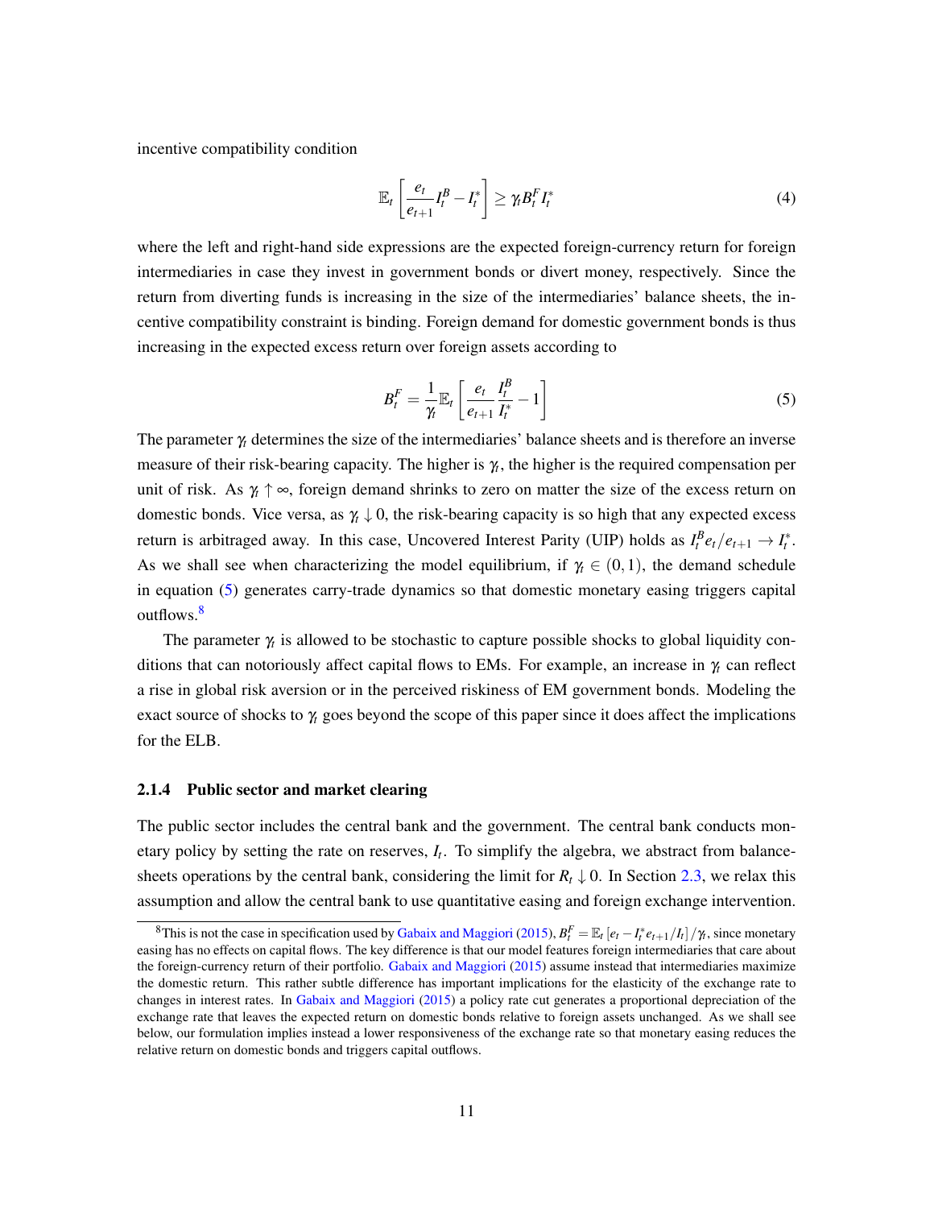incentive compatibility condition

$$\mathbb{E}_t\left[\frac{e_t}{e_{t+1}}I_t^B - I_t^*\right] \geq \gamma_t B_t^F I_t^* \tag{4}$$

where the left and right-hand side expressions are the expected foreign-currency return for foreign intermediaries in case they invest in government bonds or divert money, respectively. Since the return from diverting funds is increasing in the size of the intermediaries' balance sheets, the incentive compatibility constraint is binding. Foreign demand for domestic government bonds is thus increasing in the expected excess return over foreign assets according to

$$B_t^F = \frac{1}{\gamma_t}\mathbb{E}_t\left[\frac{e_t}{e_{t+1}}\frac{I_t^B}{I_t^*} - 1\right] \tag{5}$$

The parameter $\gamma_t$ determines the size of the intermediaries' balance sheets and is therefore an inverse measure of their risk-bearing capacity. The higher is $\gamma_t$, the higher is the required compensation per unit of risk. As $\gamma_t \uparrow \infty$, foreign demand shrinks to zero on matter the size of the excess return on domestic bonds. Vice versa, as $\gamma_t \downarrow 0$, the risk-bearing capacity is so high that any expected excess return is arbitraged away. In this case, Uncovered Interest Parity (UIP) holds as $I_t^B e_t/e_{t+1} \to I_t^*$. As we shall see when characterizing the model equilibrium, if $\gamma_t \in (0,1)$, the demand schedule in equation (5) generates carry-trade dynamics so that domestic monetary easing triggers capital outflows.[8]

The parameter $\gamma_t$ is allowed to be stochastic to capture possible shocks to global liquidity conditions that can notoriously affect capital flows to EMs. For example, an increase in $\gamma_t$ can reflect a rise in global risk aversion or in the perceived riskiness of EM government bonds. Modeling the exact source of shocks to $\gamma_t$ goes beyond the scope of this paper since it does affect the implications for the ELB.

### 2.1.4 Public sector and market clearing

The public sector includes the central bank and the government. The central bank conducts monetary policy by setting the rate on reserves, $I_t$. To simplify the algebra, we abstract from balance-sheets operations by the central bank, considering the limit for $R_t \downarrow 0$. In Section 2.3, we relax this assumption and allow the central bank to use quantitative easing and foreign exchange intervention.

[8] This is not the case in specification used by Gabaix and Maggiori (2015), $B_t^F = \mathbb{E}_t\left[e_t - I_t^* e_{t+1}/I_t\right]/\gamma_t$, since monetary easing has no effects on capital flows. The key difference is that our model features foreign intermediaries that care about the foreign-currency return of their portfolio. Gabaix and Maggiori (2015) assume instead that intermediaries maximize the domestic return. This rather subtle difference has important implications for the elasticity of the exchange rate to changes in interest rates. In Gabaix and Maggiori (2015) a policy rate cut generates a proportional depreciation of the exchange rate that leaves the expected return on domestic bonds relative to foreign assets unchanged. As we shall see below, our formulation implies instead a lower responsiveness of the exchange rate so that monetary easing reduces the relative return on domestic bonds and triggers capital outflows.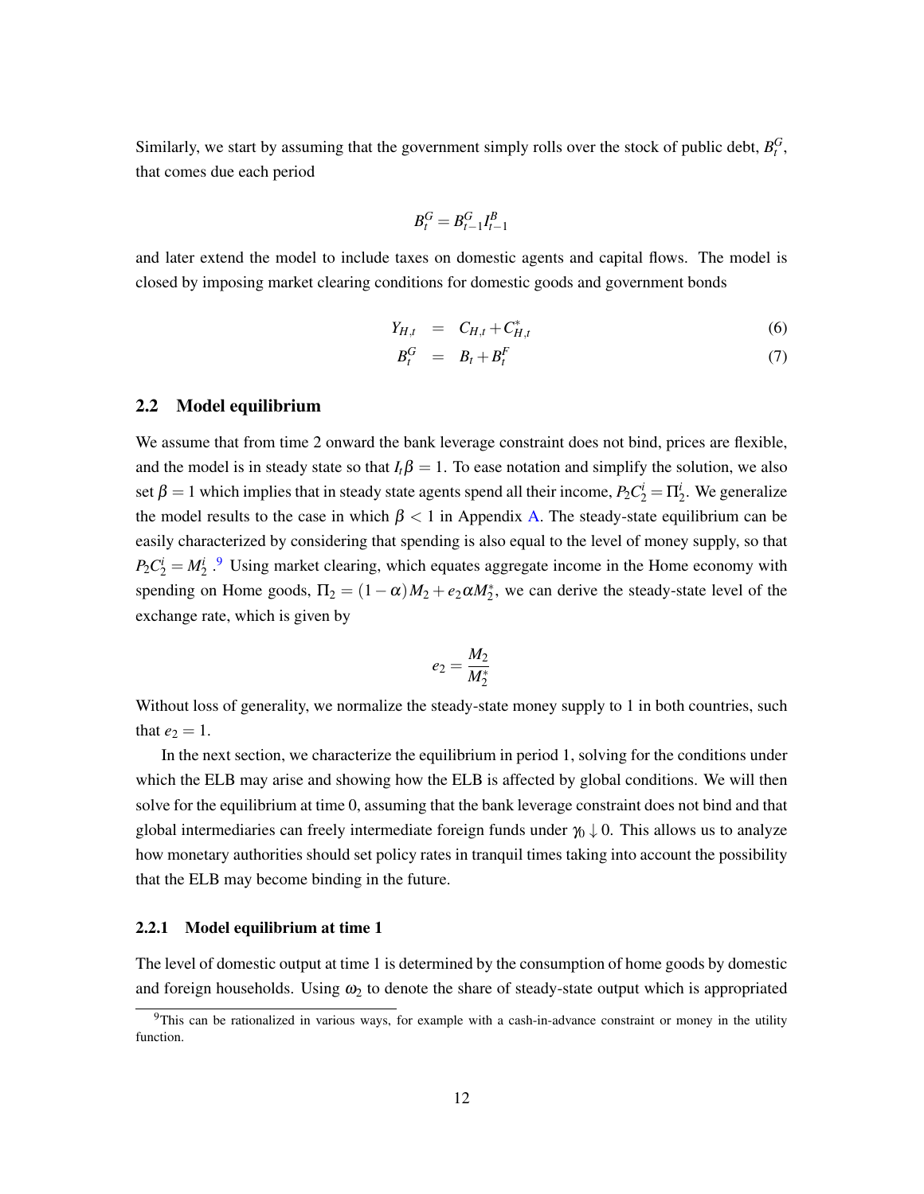Similarly, we start by assuming that the government simply rolls over the stock of public debt, $B_t^G$, that comes due each period

$$B_t^G = B_{t-1}^G I_{t-1}^B$$

and later extend the model to include taxes on domestic agents and capital flows. The model is closed by imposing market clearing conditions for domestic goods and government bonds

$$Y_{H,t} = C_{H,t} + C_{H,t}^* \tag{6}$$

$$B_t^G = B_t + B_t^F \tag{7}$$

### 2.2 Model equilibrium

We assume that from time 2 onward the bank leverage constraint does not bind, prices are flexible, and the model is in steady state so that $I_t \beta = 1$. To ease notation and simplify the solution, we also set $\beta = 1$ which implies that in steady state agents spend all their income, $P_2 C_2^i = \Pi_2^i$. We generalize the model results to the case in which $\beta < 1$ in Appendix A. The steady-state equilibrium can be easily characterized by considering that spending is also equal to the level of money supply, so that $P_2 C_2^i = M_2^i$.[9] Using market clearing, which equates aggregate income in the Home economy with spending on Home goods, $\Pi_2 = (1-\alpha) M_2 + e_2 \alpha M_2^*$, we can derive the steady-state level of the exchange rate, which is given by

$$e_2 = \frac{M_2}{M_2^*}$$

Without loss of generality, we normalize the steady-state money supply to 1 in both countries, such that $e_2 = 1$.

In the next section, we characterize the equilibrium in period 1, solving for the conditions under which the ELB may arise and showing how the ELB is affected by global conditions. We will then solve for the equilibrium at time 0, assuming that the bank leverage constraint does not bind and that global intermediaries can freely intermediate foreign funds under $\gamma_0 \downarrow 0$. This allows us to analyze how monetary authorities should set policy rates in tranquil times taking into account the possibility that the ELB may become binding in the future.

#### 2.2.1 Model equilibrium at time 1

The level of domestic output at time 1 is determined by the consumption of home goods by domestic and foreign households. Using $\omega_2$ to denote the share of steady-state output which is appropriated

[9] This can be rationalized in various ways, for example with a cash-in-advance constraint or money in the utility function.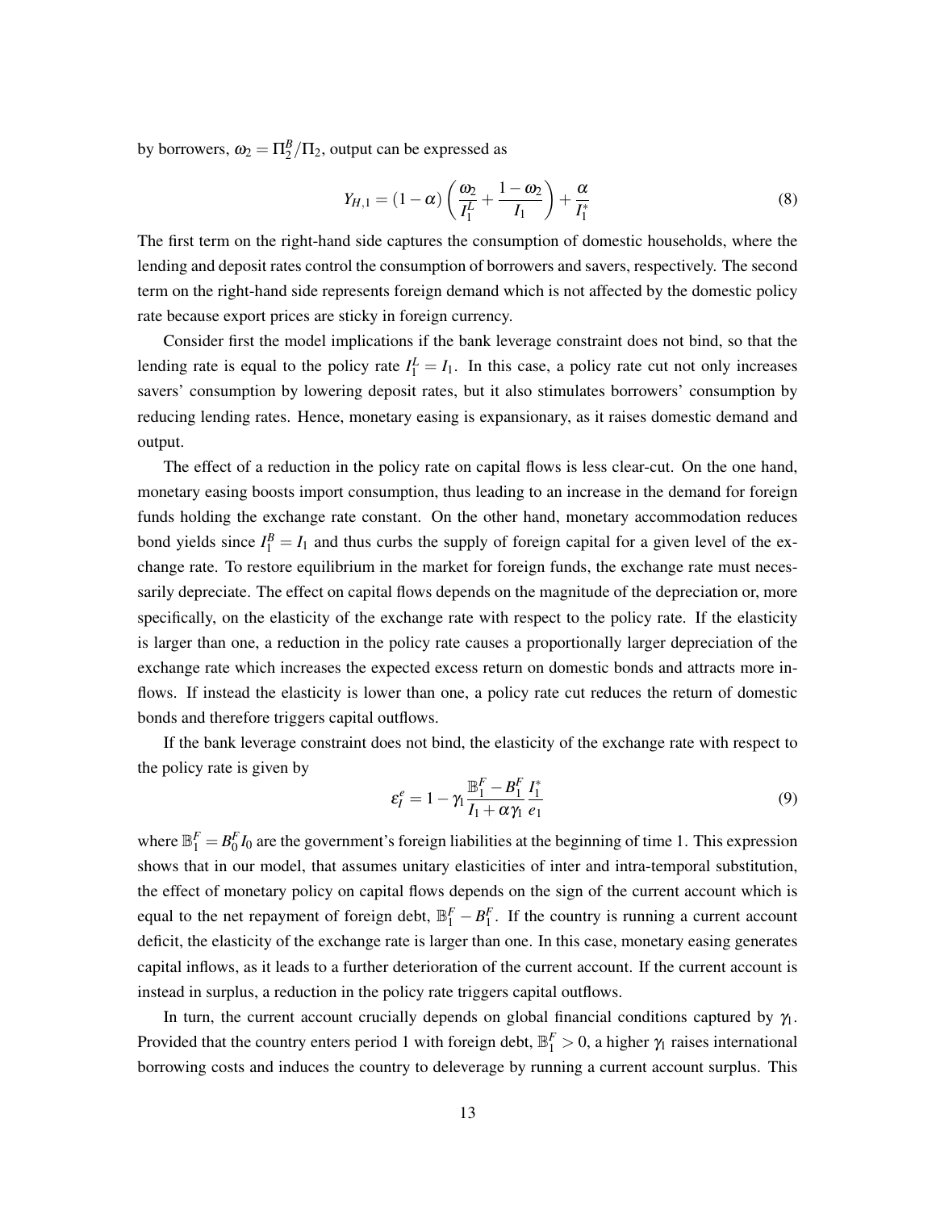by borrowers, $\omega_2 = \Pi_2^B/\Pi_2$, output can be expressed as

$$Y_{H,1} = (1-\alpha)\left(\frac{\omega_2}{I_1^L} + \frac{1-\omega_2}{I_1}\right) + \frac{\alpha}{I_1^*} \tag{8}$$

The first term on the right-hand side captures the consumption of domestic households, where the lending and deposit rates control the consumption of borrowers and savers, respectively. The second term on the right-hand side represents foreign demand which is not affected by the domestic policy rate because export prices are sticky in foreign currency.

Consider first the model implications if the bank leverage constraint does not bind, so that the lending rate is equal to the policy rate $I_1^L = I_1$. In this case, a policy rate cut not only increases savers' consumption by lowering deposit rates, but it also stimulates borrowers' consumption by reducing lending rates. Hence, monetary easing is expansionary, as it raises domestic demand and output.

The effect of a reduction in the policy rate on capital flows is less clear-cut. On the one hand, monetary easing boosts import consumption, thus leading to an increase in the demand for foreign funds holding the exchange rate constant. On the other hand, monetary accommodation reduces bond yields since $I_1^B = I_1$ and thus curbs the supply of foreign capital for a given level of the exchange rate. To restore equilibrium in the market for foreign funds, the exchange rate must necessarily depreciate. The effect on capital flows depends on the magnitude of the depreciation or, more specifically, on the elasticity of the exchange rate with respect to the policy rate. If the elasticity is larger than one, a reduction in the policy rate causes a proportionally larger depreciation of the exchange rate which increases the expected excess return on domestic bonds and attracts more inflows. If instead the elasticity is lower than one, a policy rate cut reduces the return of domestic bonds and therefore triggers capital outflows.

If the bank leverage constraint does not bind, the elasticity of the exchange rate with respect to the policy rate is given by

$$\varepsilon_I^e = 1 - \gamma_1 \frac{\mathbb{B}_1^F - B_1^F}{I_1 + \alpha\gamma_1} \frac{I_1^*}{e_1} \tag{9}$$

where $\mathbb{B}_1^F = B_0^F I_0$ are the government's foreign liabilities at the beginning of time 1. This expression shows that in our model, that assumes unitary elasticities of inter and intra-temporal substitution, the effect of monetary policy on capital flows depends on the sign of the current account which is equal to the net repayment of foreign debt, $\mathbb{B}_1^F - B_1^F$. If the country is running a current account deficit, the elasticity of the exchange rate is larger than one. In this case, monetary easing generates capital inflows, as it leads to a further deterioration of the current account. If the current account is instead in surplus, a reduction in the policy rate triggers capital outflows.

In turn, the current account crucially depends on global financial conditions captured by $\gamma_1$. Provided that the country enters period 1 with foreign debt, $\mathbb{B}_1^F > 0$, a higher $\gamma_1$ raises international borrowing costs and induces the country to deleverage by running a current account surplus. This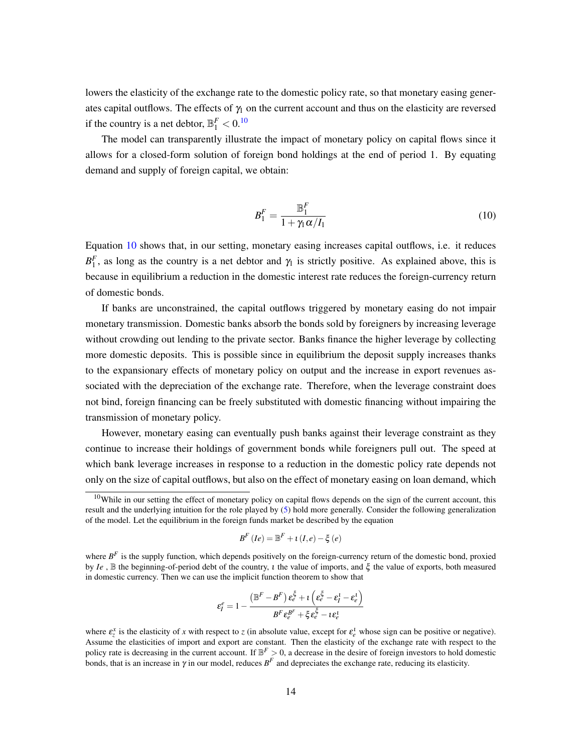lowers the elasticity of the exchange rate to the domestic policy rate, so that monetary easing generates capital outflows. The effects of $\gamma_1$ on the current account and thus on the elasticity are reversed if the country is a net debtor, $\mathbb{B}_1^F < 0$.[10]

The model can transparently illustrate the impact of monetary policy on capital flows since it allows for a closed-form solution of foreign bond holdings at the end of period 1. By equating demand and supply of foreign capital, we obtain:

$$B_1^F = \frac{\mathbb{B}_1^F}{1+\gamma_1 \alpha / I_1} \tag{10}$$

Equation 10 shows that, in our setting, monetary easing increases capital outflows, i.e. it reduces $B_1^F$, as long as the country is a net debtor and $\gamma_1$ is strictly positive. As explained above, this is because in equilibrium a reduction in the domestic interest rate reduces the foreign-currency return of domestic bonds.

If banks are unconstrained, the capital outflows triggered by monetary easing do not impair monetary transmission. Domestic banks absorb the bonds sold by foreigners by increasing leverage without crowding out lending to the private sector. Banks finance the higher leverage by collecting more domestic deposits. This is possible since in equilibrium the deposit supply increases thanks to the expansionary effects of monetary policy on output and the increase in export revenues associated with the depreciation of the exchange rate. Therefore, when the leverage constraint does not bind, foreign financing can be freely substituted with domestic financing without impairing the transmission of monetary policy.

However, monetary easing can eventually push banks against their leverage constraint as they continue to increase their holdings of government bonds while foreigners pull out. The speed at which bank leverage increases in response to a reduction in the domestic policy rate depends not only on the size of capital outflows, but also on the effect of monetary easing on loan demand, which

[10] While in our setting the effect of monetary policy on capital flows depends on the sign of the current account, this result and the underlying intuition for the role played by (5) hold more generally. Consider the following generalization of the model. Let the equilibrium in the foreign funds market be described by the equation

$$B^F(Ie) = \mathbb{B}^F + \iota(I, e) - \xi(e)$$

where $B^F$ is the supply function, which depends positively on the foreign-currency return of the domestic bond, proxied by $Ie$, $\mathbb{B}$ the beginning-of-period debt of the country, $\iota$ the value of imports, and $\xi$ the value of exports, both measured in domestic currency. Then we can use the implicit function theorem to show that

$$\varepsilon_I^e = 1 - \frac{\left(\mathbb{B}^F - B^F\right)\varepsilon_e^{\xi} + \iota\left(\varepsilon_e^{\xi} - \varepsilon_I^{\iota} - \varepsilon_e^{\iota}\right)}{B^F \varepsilon_e^{B^F} + \xi \varepsilon_e^{\xi} - \iota \varepsilon_e^{\iota}}$$

where $\varepsilon_z^x$ is the elasticity of $x$ with respect to $z$ (in absolute value, except for $\varepsilon_e^{\iota}$ whose sign can be positive or negative). Assume the elasticities of import and export are constant. Then the elasticity of the exchange rate with respect to the policy rate is decreasing in the current account. If $\mathbb{B}^F > 0$, a decrease in the desire of foreign investors to hold domestic bonds, that is an increase in $\gamma$ in our model, reduces $B^F$ and depreciates the exchange rate, reducing its elasticity.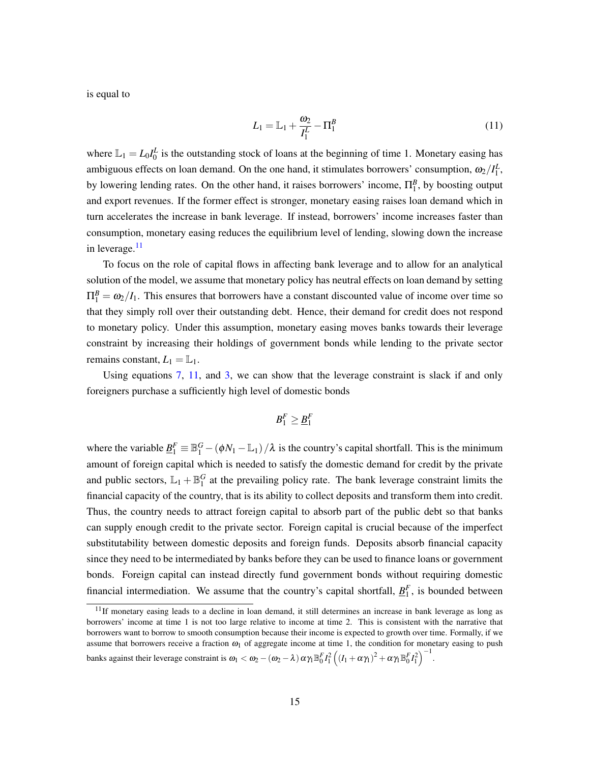is equal to

$$L_1 = \mathbb{L}_1 + \frac{\omega_2}{I_1^L} - \Pi_1^B \tag{11}$$

where $\mathbb{L}_1 = L_0 I_0^L$ is the outstanding stock of loans at the beginning of time 1. Monetary easing has ambiguous effects on loan demand. On the one hand, it stimulates borrowers' consumption, $\omega_2/I_1^L$, by lowering lending rates. On the other hand, it raises borrowers' income, $\Pi_1^B$, by boosting output and export revenues. If the former effect is stronger, monetary easing raises loan demand which in turn accelerates the increase in bank leverage. If instead, borrowers' income increases faster than consumption, monetary easing reduces the equilibrium level of lending, slowing down the increase in leverage.[11]

To focus on the role of capital flows in affecting bank leverage and to allow for an analytical solution of the model, we assume that monetary policy has neutral effects on loan demand by setting $\Pi_1^B = \omega_2/I_1$. This ensures that borrowers have a constant discounted value of income over time so that they simply roll over their outstanding debt. Hence, their demand for credit does not respond to monetary policy. Under this assumption, monetary easing moves banks towards their leverage constraint by increasing their holdings of government bonds while lending to the private sector remains constant, $L_1 = \mathbb{L}_1$.

Using equations 7, 11, and 3, we can show that the leverage constraint is slack if and only foreigners purchase a sufficiently high level of domestic bonds

$$B_1^F \geq \underline{B}_1^F$$

where the variable $\underline{B}_1^F \equiv \mathbb{B}_1^G - (\phi N_1 - \mathbb{L}_1)/\lambda$ is the country's capital shortfall. This is the minimum amount of foreign capital which is needed to satisfy the domestic demand for credit by the private and public sectors, $\mathbb{L}_1 + \mathbb{B}_1^G$ at the prevailing policy rate. The bank leverage constraint limits the financial capacity of the country, that is its ability to collect deposits and transform them into credit. Thus, the country needs to attract foreign capital to absorb part of the public debt so that banks can supply enough credit to the private sector. Foreign capital is crucial because of the imperfect substitutability between domestic deposits and foreign funds. Deposits absorb financial capacity since they need to be intermediated by banks before they can be used to finance loans or government bonds. Foreign capital can instead directly fund government bonds without requiring domestic financial intermediation. We assume that the country's capital shortfall, $\underline{B}_1^F$, is bounded between

[11] If monetary easing leads to a decline in loan demand, it still determines an increase in bank leverage as long as borrowers' income at time 1 is not too large relative to income at time 2. This is consistent with the narrative that borrowers want to borrow to smooth consumption because their income is expected to growth over time. Formally, if we assume that borrowers receive a fraction $\omega_1$ of aggregate income at time 1, the condition for monetary easing to push banks against their leverage constraint is $\omega_1 < \omega_2 - (\omega_2 - \lambda)\alpha\gamma_1 \mathbb{B}_0^F I_1^2 \left((I_1 + \alpha\gamma_1)^2 + \alpha\gamma_1 \mathbb{B}_0^F I_1^2\right)^{-1}$.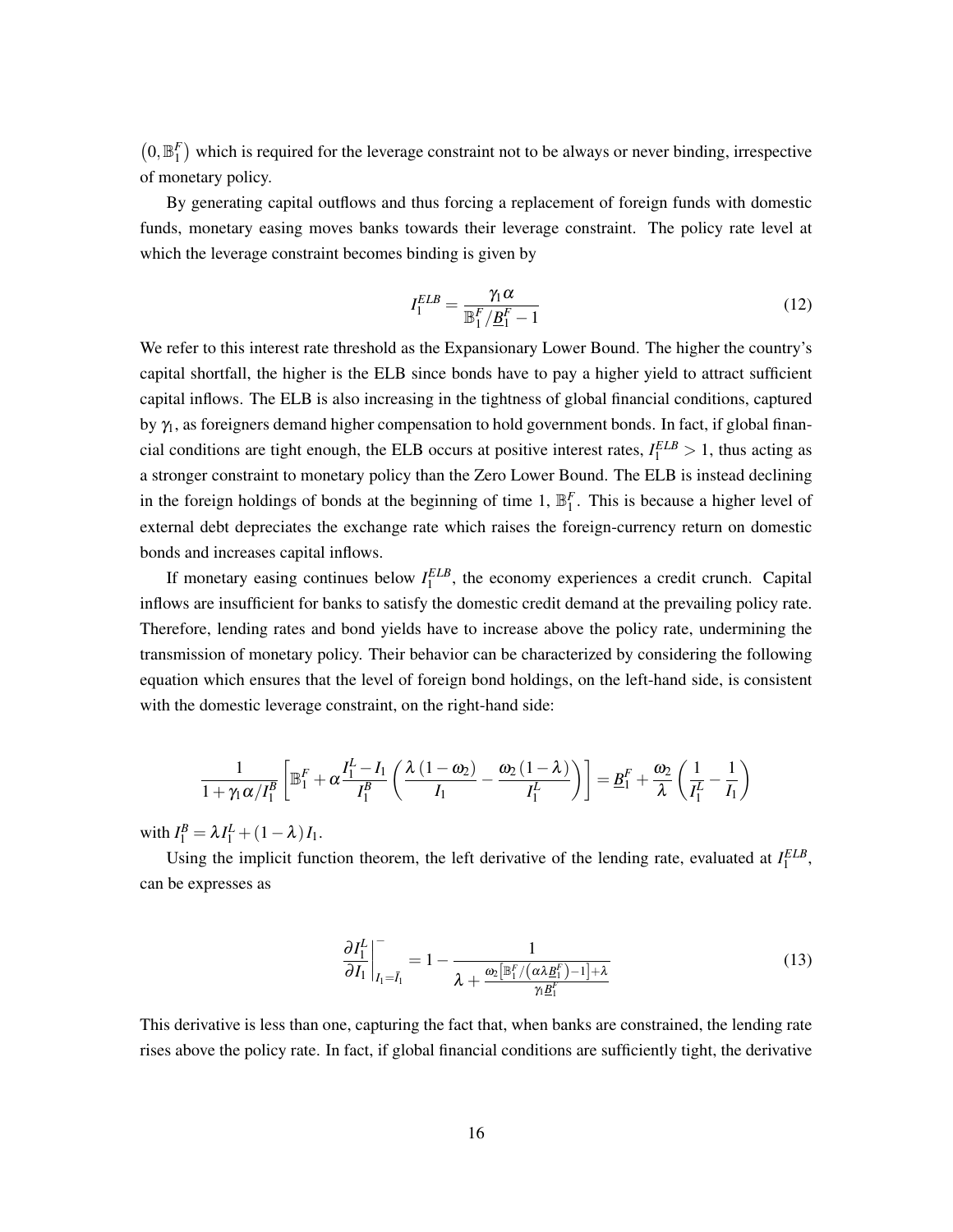$\left(0, \mathbb{B}_1^F\right)$ which is required for the leverage constraint not to be always or never binding, irrespective of monetary policy.

By generating capital outflows and thus forcing a replacement of foreign funds with domestic funds, monetary easing moves banks towards their leverage constraint. The policy rate level at which the leverage constraint becomes binding is given by

$$I_1^{ELB} = \frac{\gamma_1 \alpha}{\mathbb{B}_1^F / \underline{B}_1^F - 1} \tag{12}$$

We refer to this interest rate threshold as the Expansionary Lower Bound. The higher the country's capital shortfall, the higher is the ELB since bonds have to pay a higher yield to attract sufficient capital inflows. The ELB is also increasing in the tightness of global financial conditions, captured by $\gamma_1$, as foreigners demand higher compensation to hold government bonds. In fact, if global financial conditions are tight enough, the ELB occurs at positive interest rates, $I_1^{ELB} > 1$, thus acting as a stronger constraint to monetary policy than the Zero Lower Bound. The ELB is instead declining in the foreign holdings of bonds at the beginning of time 1, $\mathbb{B}_1^F$. This is because a higher level of external debt depreciates the exchange rate which raises the foreign-currency return on domestic bonds and increases capital inflows.

If monetary easing continues below $I_1^{ELB}$, the economy experiences a credit crunch. Capital inflows are insufficient for banks to satisfy the domestic credit demand at the prevailing policy rate. Therefore, lending rates and bond yields have to increase above the policy rate, undermining the transmission of monetary policy. Their behavior can be characterized by considering the following equation which ensures that the level of foreign bond holdings, on the left-hand side, is consistent with the domestic leverage constraint, on the right-hand side:

$$\frac{1}{1+\gamma_1 \alpha / I_1^B}\left[\mathbb{B}_1^F + \alpha \frac{I_1^L - I_1}{I_1^B}\left(\frac{\lambda\left(1-\omega_2\right)}{I_1} - \frac{\omega_2\left(1-\lambda\right)}{I_1^L}\right)\right] = \underline{B}_1^F + \frac{\omega_2}{\lambda}\left(\frac{1}{I_1^L} - \frac{1}{I_1}\right)$$

with $I_1^B = \lambda I_1^L + (1-\lambda) I_1$.

Using the implicit function theorem, the left derivative of the lending rate, evaluated at $I_1^{ELB}$, can be expresses as

$$\left.\frac{\partial I_1^L}{\partial I_1}\right|_{I_1 = \bar{I}_1}^{-} = 1 - \frac{1}{\lambda + \frac{\omega_2\left[\mathbb{B}_1^F / \left(\alpha \lambda \underline{B}_1^F\right) - 1\right] + \lambda}{\gamma_1 \underline{B}_1^F}} \tag{13}$$

This derivative is less than one, capturing the fact that, when banks are constrained, the lending rate rises above the policy rate. In fact, if global financial conditions are sufficiently tight, the derivative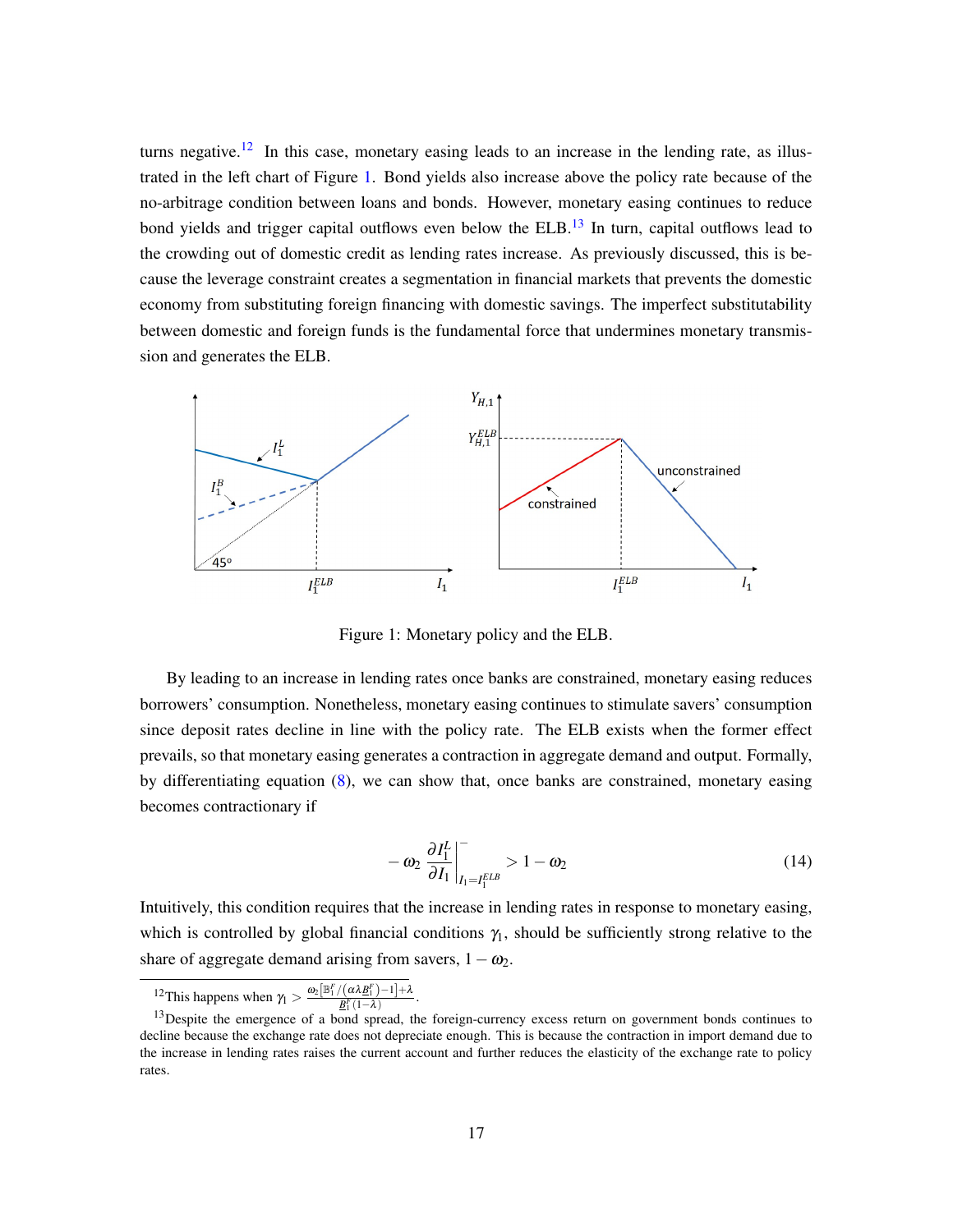turns negative.[12] In this case, monetary easing leads to an increase in the lending rate, as illustrated in the left chart of Figure 1. Bond yields also increase above the policy rate because of the no-arbitrage condition between loans and bonds. However, monetary easing continues to reduce bond yields and trigger capital outflows even below the ELB.[13] In turn, capital outflows lead to the crowding out of domestic credit as lending rates increase. As previously discussed, this is because the leverage constraint creates a segmentation in financial markets that prevents the domestic economy from substituting foreign financing with domestic savings. The imperfect substitutability between domestic and foreign funds is the fundamental force that undermines monetary transmission and generates the ELB.

Figure 1: Monetary policy and the ELB.

By leading to an increase in lending rates once banks are constrained, monetary easing reduces borrowers' consumption. Nonetheless, monetary easing continues to stimulate savers' consumption since deposit rates decline in line with the policy rate. The ELB exists when the former effect prevails, so that monetary easing generates a contraction in aggregate demand and output. Formally, by differentiating equation (8), we can show that, once banks are constrained, monetary easing becomes contractionary if

$$-\omega_2 \left.\frac{\partial I_1^L}{\partial I_1}\right|_{I_1=I_1^{ELB}}^{-} > 1-\omega_2 \tag{14}$$

Intuitively, this condition requires that the increase in lending rates in response to monetary easing, which is controlled by global financial conditions $\gamma_1$, should be sufficiently strong relative to the share of aggregate demand arising from savers, $1-\omega_2$.

[12]This happens when $\gamma_1 > \frac{\omega_2\left[\mathbb{B}_1^F/\left(\alpha\lambda \underline{B}_1^F\right)-1\right]+\lambda}{\underline{B}_1^F(1-\lambda)}$.

[13]Despite the emergence of a bond spread, the foreign-currency excess return on government bonds continues to decline because the exchange rate does not depreciate enough. This is because the contraction in import demand due to the increase in lending rates raises the current account and further reduces the elasticity of the exchange rate to policy rates.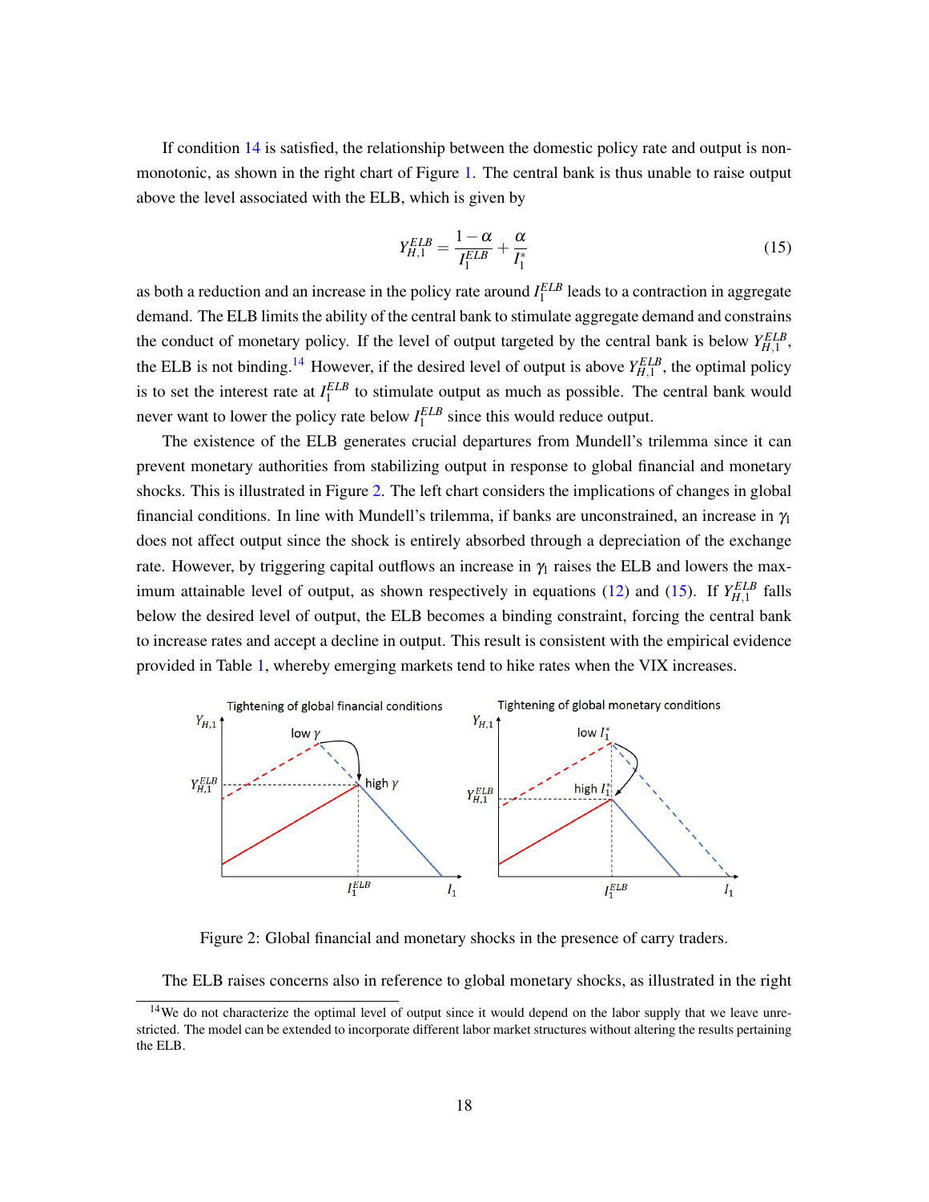If condition 14 is satisfied, the relationship between the domestic policy rate and output is non-monotonic, as shown in the right chart of Figure 1. The central bank is thus unable to raise output above the level associated with the ELB, which is given by

$$Y_{H,1}^{ELB} = \frac{1-\alpha}{I_1^{ELB}} + \frac{\alpha}{I_1^*} \tag{15}$$

as both a reduction and an increase in the policy rate around $I_1^{ELB}$ leads to a contraction in aggregate demand. The ELB limits the ability of the central bank to stimulate aggregate demand and constrains the conduct of monetary policy. If the level of output targeted by the central bank is below $Y_{H,1}^{ELB}$, the ELB is not binding.[14] However, if the desired level of output is above $Y_{H,1}^{ELB}$, the optimal policy is to set the interest rate at $I_1^{ELB}$ to stimulate output as much as possible. The central bank would never want to lower the policy rate below $I_1^{ELB}$ since this would reduce output.

The existence of the ELB generates crucial departures from Mundell's trilemma since it can prevent monetary authorities from stabilizing output in response to global financial and monetary shocks. This is illustrated in Figure 2. The left chart considers the implications of changes in global financial conditions. In line with Mundell's trilemma, if banks are unconstrained, an increase in $\gamma_1$ does not affect output since the shock is entirely absorbed through a depreciation of the exchange rate. However, by triggering capital outflows an increase in $\gamma_1$ raises the ELB and lowers the maximum attainable level of output, as shown respectively in equations (12) and (15). If $Y_{H,1}^{ELB}$ falls below the desired level of output, the ELB becomes a binding constraint, forcing the central bank to increase rates and accept a decline in output. This result is consistent with the empirical evidence provided in Table 1, whereby emerging markets tend to hike rates when the VIX increases.

Figure 2: Global financial and monetary shocks in the presence of carry traders.

The ELB raises concerns also in reference to global monetary shocks, as illustrated in the right

[14] We do not characterize the optimal level of output since it would depend on the labor supply that we leave unrestricted. The model can be extended to incorporate different labor market structures without altering the results pertaining the ELB.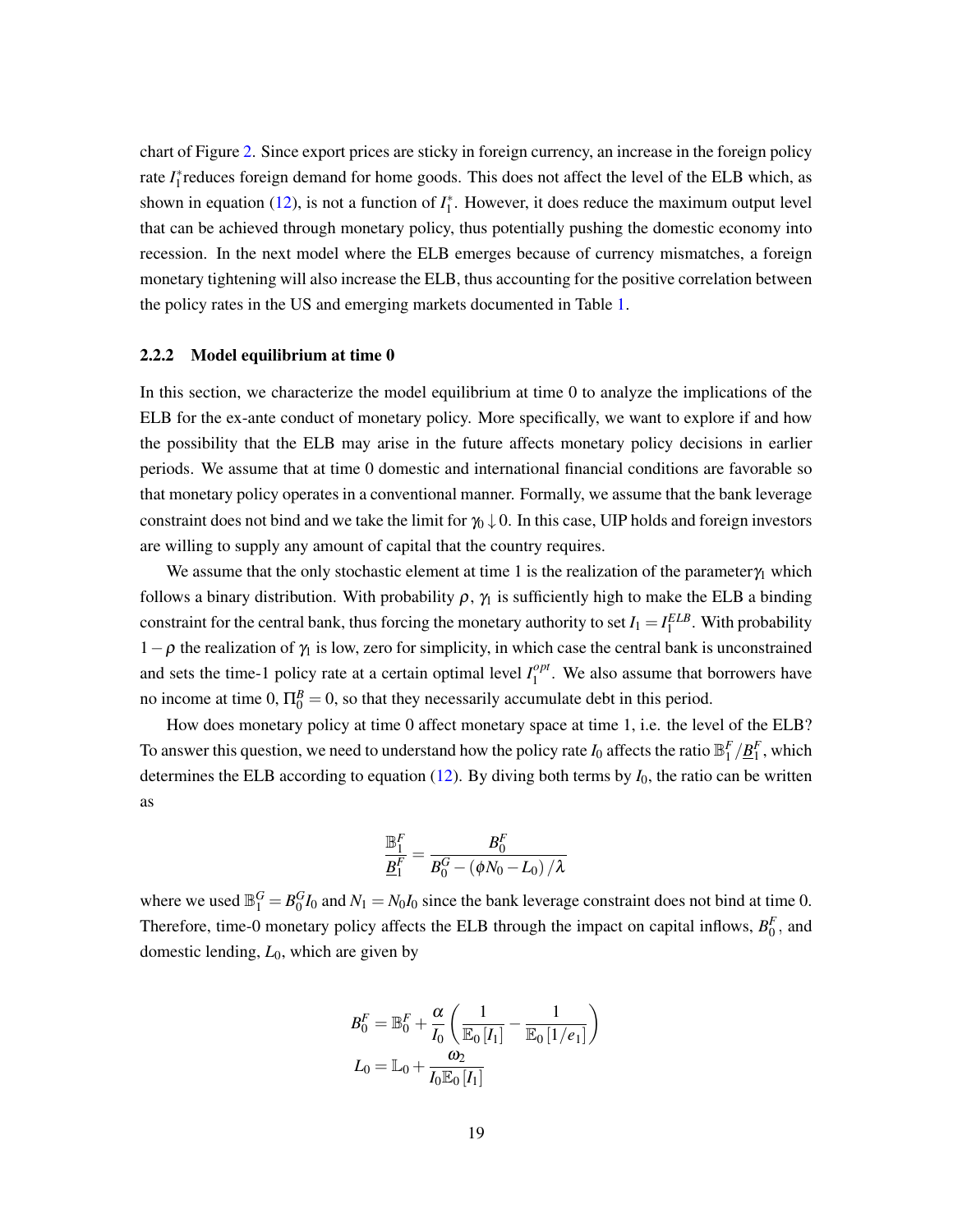chart of Figure 2. Since export prices are sticky in foreign currency, an increase in the foreign policy rate $I_1^*$reduces foreign demand for home goods. This does not affect the level of the ELB which, as shown in equation (12), is not a function of $I_1^*$. However, it does reduce the maximum output level that can be achieved through monetary policy, thus potentially pushing the domestic economy into recession. In the next model where the ELB emerges because of currency mismatches, a foreign monetary tightening will also increase the ELB, thus accounting for the positive correlation between the policy rates in the US and emerging markets documented in Table 1.

### 2.2.2 Model equilibrium at time 0

In this section, we characterize the model equilibrium at time 0 to analyze the implications of the ELB for the ex-ante conduct of monetary policy. More specifically, we want to explore if and how the possibility that the ELB may arise in the future affects monetary policy decisions in earlier periods. We assume that at time 0 domestic and international financial conditions are favorable so that monetary policy operates in a conventional manner. Formally, we assume that the bank leverage constraint does not bind and we take the limit for $\gamma_0 \downarrow 0$. In this case, UIP holds and foreign investors are willing to supply any amount of capital that the country requires.

We assume that the only stochastic element at time 1 is the realization of the parameter$\gamma_1$ which follows a binary distribution. With probability $\rho$, $\gamma_1$ is sufficiently high to make the ELB a binding constraint for the central bank, thus forcing the monetary authority to set $I_1 = I_1^{ELB}$. With probability $1-\rho$ the realization of $\gamma_1$ is low, zero for simplicity, in which case the central bank is unconstrained and sets the time-1 policy rate at a certain optimal level $I_1^{opt}$. We also assume that borrowers have no income at time 0, $\Pi_0^B = 0$, so that they necessarily accumulate debt in this period.

How does monetary policy at time 0 affect monetary space at time 1, i.e. the level of the ELB? To answer this question, we need to understand how the policy rate $I_0$ affects the ratio $\mathbb{B}_1^F / \underline{B}_1^F$, which determines the ELB according to equation (12). By diving both terms by $I_0$, the ratio can be written as

$$
\frac{\mathbb{B}_1^F}{\underline{B}_1^F} = \frac{B_0^F}{B_0^G - (\phi N_0 - L_0)/\lambda}
$$

where we used $\mathbb{B}_1^G = B_0^G I_0$ and $N_1 = N_0 I_0$ since the bank leverage constraint does not bind at time 0. Therefore, time-0 monetary policy affects the ELB through the impact on capital inflows, $B_0^F$, and domestic lending, $L_0$, which are given by

$$
B_0^F = \mathbb{B}_0^F + \frac{\alpha}{I_0}\left(\frac{1}{\mathbb{E}_0[I_1]} - \frac{1}{\mathbb{E}_0[1/e_1]}\right)
$$

$$
L_0 = \mathbb{L}_0 + \frac{\omega_2}{I_0 \mathbb{E}_0[I_1]}
$$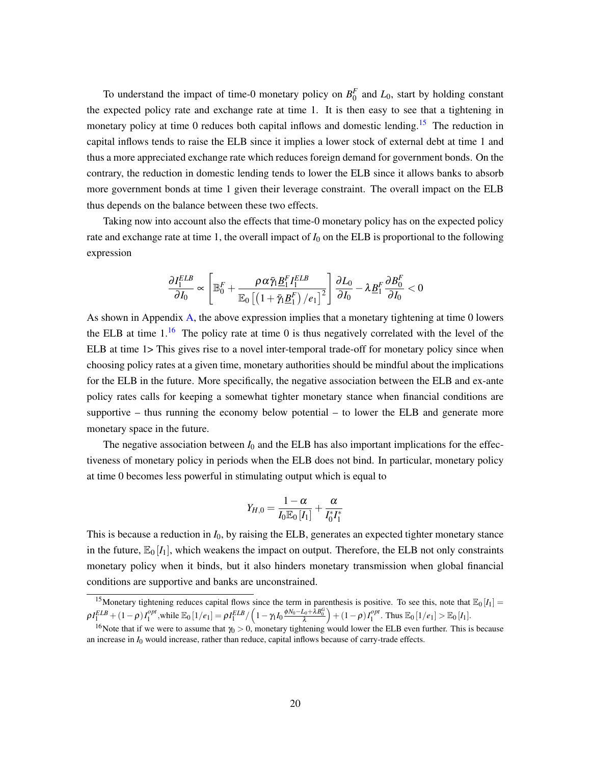To understand the impact of time-0 monetary policy on $B_0^F$ and $L_0$, start by holding constant the expected policy rate and exchange rate at time 1. It is then easy to see that a tightening in monetary policy at time 0 reduces both capital inflows and domestic lending.[15] The reduction in capital inflows tends to raise the ELB since it implies a lower stock of external debt at time 1 and thus a more appreciated exchange rate which reduces foreign demand for government bonds. On the contrary, the reduction in domestic lending tends to lower the ELB since it allows banks to absorb more government bonds at time 1 given their leverage constraint. The overall impact on the ELB thus depends on the balance between these two effects.

Taking now into account also the effects that time-0 monetary policy has on the expected policy rate and exchange rate at time 1, the overall impact of $I_0$ on the ELB is proportional to the following expression

$$\frac{\partial I_1^{ELB}}{\partial I_0} \propto \left[\mathbb{B}_0^F + \frac{\rho \alpha \bar{\gamma}_1 \underline{B}_1^F I_1^{ELB}}{\mathbb{E}_0\left[\left(1+\bar{\gamma}_1 \underline{B}_1^F\right)/e_1\right]^2}\right] \frac{\partial L_0}{\partial I_0} - \lambda \underline{B}_1^F \frac{\partial B_0^F}{\partial I_0} < 0$$

As shown in Appendix A, the above expression implies that a monetary tightening at time 0 lowers the ELB at time 1.[16] The policy rate at time 0 is thus negatively correlated with the level of the ELB at time 1> This gives rise to a novel inter-temporal trade-off for monetary policy since when choosing policy rates at a given time, monetary authorities should be mindful about the implications for the ELB in the future. More specifically, the negative association between the ELB and ex-ante policy rates calls for keeping a somewhat tighter monetary stance when financial conditions are supportive – thus running the economy below potential – to lower the ELB and generate more monetary space in the future.

The negative association between $I_0$ and the ELB has also important implications for the effectiveness of monetary policy in periods when the ELB does not bind. In particular, monetary policy at time 0 becomes less powerful in stimulating output which is equal to

$$Y_{H,0} = \frac{1-\alpha}{I_0 \mathbb{E}_0\left[I_1\right]} + \frac{\alpha}{I_0^* I_1^*}$$

This is because a reduction in $I_0$, by raising the ELB, generates an expected tighter monetary stance in the future, $\mathbb{E}_0\left[I_1\right]$, which weakens the impact on output. Therefore, the ELB not only constraints monetary policy when it binds, but it also hinders monetary transmission when global financial conditions are supportive and banks are unconstrained.

---

[15] Monetary tightening reduces capital flows since the term in parenthesis is positive. To see this, note that $\mathbb{E}_0\left[I_1\right] = \rho I_1^{ELB} + (1-\rho) I_1^{opt}$,while $\mathbb{E}_0\left[1/e_1\right] = \rho I_1^{ELB} / \left(1 - \gamma_1 I_0 \frac{\phi N_0 - L_0 + \lambda B_0^G}{\lambda}\right) + (1-\rho) I_1^{opt}$. Thus $\mathbb{E}_0\left[1/e_1\right] > \mathbb{E}_0\left[I_1\right]$.

[16] Note that if we were to assume that $\gamma_0 > 0$, monetary tightening would lower the ELB even further. This is because an increase in $I_0$ would increase, rather than reduce, capital inflows because of carry-trade effects.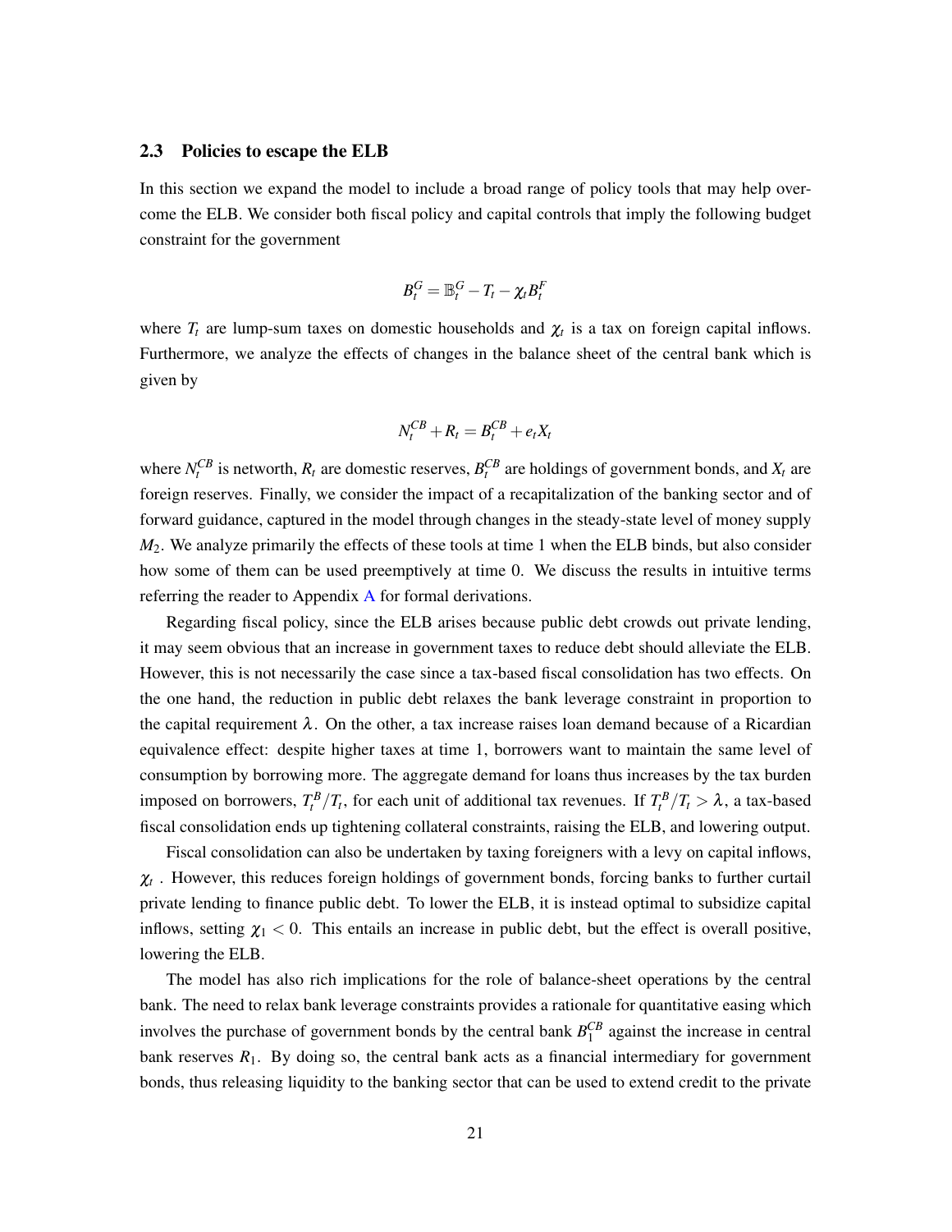### 2.3 Policies to escape the ELB

In this section we expand the model to include a broad range of policy tools that may help overcome the ELB. We consider both fiscal policy and capital controls that imply the following budget constraint for the government

$$B_t^G = \mathbb{B}_t^G - T_t - \chi_t B_t^F$$

where $T_t$ are lump-sum taxes on domestic households and $\chi_t$ is a tax on foreign capital inflows. Furthermore, we analyze the effects of changes in the balance sheet of the central bank which is given by

$$N_t^{CB} + R_t = B_t^{CB} + e_t X_t$$

where $N_t^{CB}$ is networth, $R_t$ are domestic reserves, $B_t^{CB}$ are holdings of government bonds, and $X_t$ are foreign reserves. Finally, we consider the impact of a recapitalization of the banking sector and of forward guidance, captured in the model through changes in the steady-state level of money supply $M_2$. We analyze primarily the effects of these tools at time 1 when the ELB binds, but also consider how some of them can be used preemptively at time 0. We discuss the results in intuitive terms referring the reader to Appendix A for formal derivations.

Regarding fiscal policy, since the ELB arises because public debt crowds out private lending, it may seem obvious that an increase in government taxes to reduce debt should alleviate the ELB. However, this is not necessarily the case since a tax-based fiscal consolidation has two effects. On the one hand, the reduction in public debt relaxes the bank leverage constraint in proportion to the capital requirement $\lambda$. On the other, a tax increase raises loan demand because of a Ricardian equivalence effect: despite higher taxes at time 1, borrowers want to maintain the same level of consumption by borrowing more. The aggregate demand for loans thus increases by the tax burden imposed on borrowers, $T_t^B/T_t$, for each unit of additional tax revenues. If $T_t^B/T_t > \lambda$, a tax-based fiscal consolidation ends up tightening collateral constraints, raising the ELB, and lowering output.

Fiscal consolidation can also be undertaken by taxing foreigners with a levy on capital inflows, $\chi_t$ . However, this reduces foreign holdings of government bonds, forcing banks to further curtail private lending to finance public debt. To lower the ELB, it is instead optimal to subsidize capital inflows, setting $\chi_1 < 0$. This entails an increase in public debt, but the effect is overall positive, lowering the ELB.

The model has also rich implications for the role of balance-sheet operations by the central bank. The need to relax bank leverage constraints provides a rationale for quantitative easing which involves the purchase of government bonds by the central bank $B_1^{CB}$ against the increase in central bank reserves $R_1$. By doing so, the central bank acts as a financial intermediary for government bonds, thus releasing liquidity to the banking sector that can be used to extend credit to the private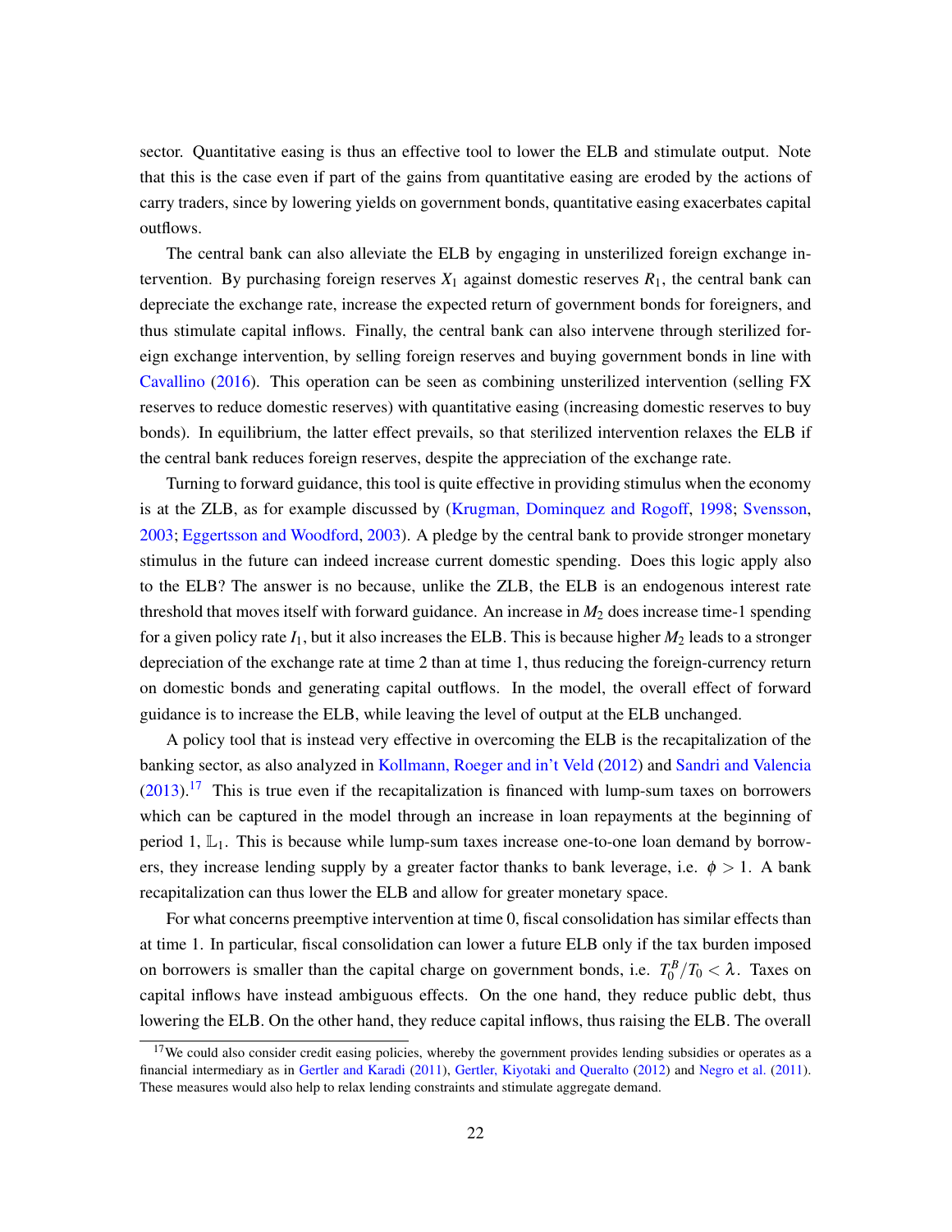sector. Quantitative easing is thus an effective tool to lower the ELB and stimulate output. Note that this is the case even if part of the gains from quantitative easing are eroded by the actions of carry traders, since by lowering yields on government bonds, quantitative easing exacerbates capital outflows.

The central bank can also alleviate the ELB by engaging in unsterilized foreign exchange intervention. By purchasing foreign reserves $X_1$ against domestic reserves $R_1$, the central bank can depreciate the exchange rate, increase the expected return of government bonds for foreigners, and thus stimulate capital inflows. Finally, the central bank can also intervene through sterilized foreign exchange intervention, by selling foreign reserves and buying government bonds in line with Cavallino (2016). This operation can be seen as combining unsterilized intervention (selling FX reserves to reduce domestic reserves) with quantitative easing (increasing domestic reserves to buy bonds). In equilibrium, the latter effect prevails, so that sterilized intervention relaxes the ELB if the central bank reduces foreign reserves, despite the appreciation of the exchange rate.

Turning to forward guidance, this tool is quite effective in providing stimulus when the economy is at the ZLB, as for example discussed by (Krugman, Dominquez and Rogoff, 1998; Svensson, 2003; Eggertsson and Woodford, 2003). A pledge by the central bank to provide stronger monetary stimulus in the future can indeed increase current domestic spending. Does this logic apply also to the ELB? The answer is no because, unlike the ZLB, the ELB is an endogenous interest rate threshold that moves itself with forward guidance. An increase in $M_2$ does increase time-1 spending for a given policy rate $I_1$, but it also increases the ELB. This is because higher $M_2$ leads to a stronger depreciation of the exchange rate at time 2 than at time 1, thus reducing the foreign-currency return on domestic bonds and generating capital outflows. In the model, the overall effect of forward guidance is to increase the ELB, while leaving the level of output at the ELB unchanged.

A policy tool that is instead very effective in overcoming the ELB is the recapitalization of the banking sector, as also analyzed in Kollmann, Roeger and in't Veld (2012) and Sandri and Valencia (2013).[17] This is true even if the recapitalization is financed with lump-sum taxes on borrowers which can be captured in the model through an increase in loan repayments at the beginning of period 1, $\mathbb{L}_1$. This is because while lump-sum taxes increase one-to-one loan demand by borrowers, they increase lending supply by a greater factor thanks to bank leverage, i.e. $\phi > 1$. A bank recapitalization can thus lower the ELB and allow for greater monetary space.

For what concerns preemptive intervention at time 0, fiscal consolidation has similar effects than at time 1. In particular, fiscal consolidation can lower a future ELB only if the tax burden imposed on borrowers is smaller than the capital charge on government bonds, i.e. $T_0^B/T_0 < \lambda$. Taxes on capital inflows have instead ambiguous effects. On the one hand, they reduce public debt, thus lowering the ELB. On the other hand, they reduce capital inflows, thus raising the ELB. The overall

[17] We could also consider credit easing policies, whereby the government provides lending subsidies or operates as a financial intermediary as in Gertler and Karadi (2011), Gertler, Kiyotaki and Queralto (2012) and Negro et al. (2011). These measures would also help to relax lending constraints and stimulate aggregate demand.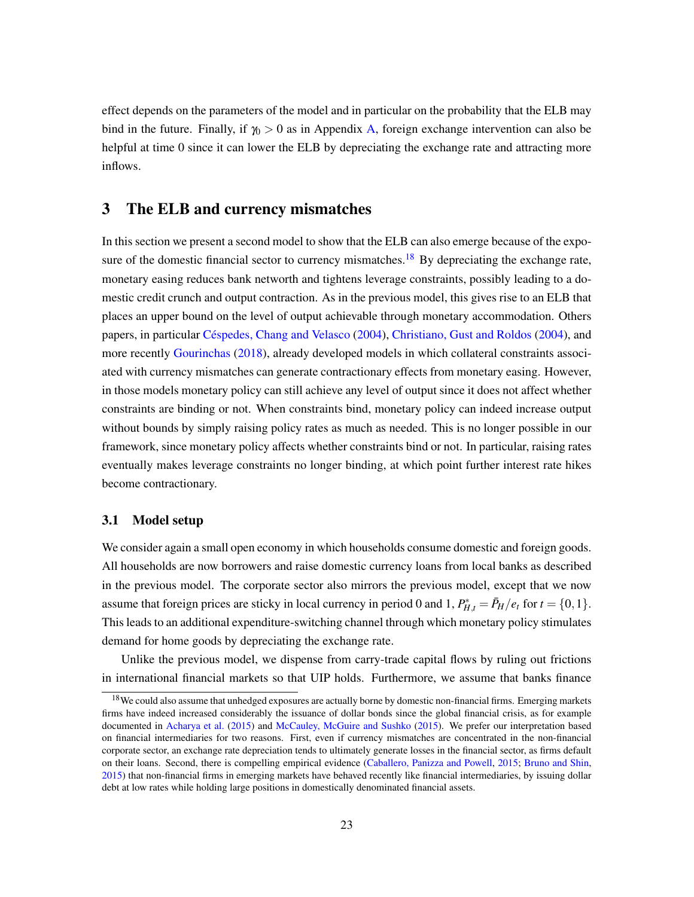effect depends on the parameters of the model and in particular on the probability that the ELB may bind in the future. Finally, if $\gamma_0 > 0$ as in Appendix A, foreign exchange intervention can also be helpful at time 0 since it can lower the ELB by depreciating the exchange rate and attracting more inflows.

# 3 The ELB and currency mismatches

In this section we present a second model to show that the ELB can also emerge because of the exposure of the domestic financial sector to currency mismatches.[18] By depreciating the exchange rate, monetary easing reduces bank networth and tightens leverage constraints, possibly leading to a domestic credit crunch and output contraction. As in the previous model, this gives rise to an ELB that places an upper bound on the level of output achievable through monetary accommodation. Others papers, in particular Céspedes, Chang and Velasco (2004), Christiano, Gust and Roldos (2004), and more recently Gourinchas (2018), already developed models in which collateral constraints associated with currency mismatches can generate contractionary effects from monetary easing. However, in those models monetary policy can still achieve any level of output since it does not affect whether constraints are binding or not. When constraints bind, monetary policy can indeed increase output without bounds by simply raising policy rates as much as needed. This is no longer possible in our framework, since monetary policy affects whether constraints bind or not. In particular, raising rates eventually makes leverage constraints no longer binding, at which point further interest rate hikes become contractionary.

## 3.1 Model setup

We consider again a small open economy in which households consume domestic and foreign goods. All households are now borrowers and raise domestic currency loans from local banks as described in the previous model. The corporate sector also mirrors the previous model, except that we now assume that foreign prices are sticky in local currency in period 0 and 1, $P^*_{H,t} = \bar{P}_H / e_t$ for $t = \{0, 1\}$. This leads to an additional expenditure-switching channel through which monetary policy stimulates demand for home goods by depreciating the exchange rate.

Unlike the previous model, we dispense from carry-trade capital flows by ruling out frictions in international financial markets so that UIP holds. Furthermore, we assume that banks finance

[18] We could also assume that unhedged exposures are actually borne by domestic non-financial firms. Emerging markets firms have indeed increased considerably the issuance of dollar bonds since the global financial crisis, as for example documented in Acharya et al. (2015) and McCauley, McGuire and Sushko (2015). We prefer our interpretation based on financial intermediaries for two reasons. First, even if currency mismatches are concentrated in the non-financial corporate sector, an exchange rate depreciation tends to ultimately generate losses in the financial sector, as firms default on their loans. Second, there is compelling empirical evidence (Caballero, Panizza and Powell, 2015; Bruno and Shin, 2015) that non-financial firms in emerging markets have behaved recently like financial intermediaries, by issuing dollar debt at low rates while holding large positions in domestically denominated financial assets.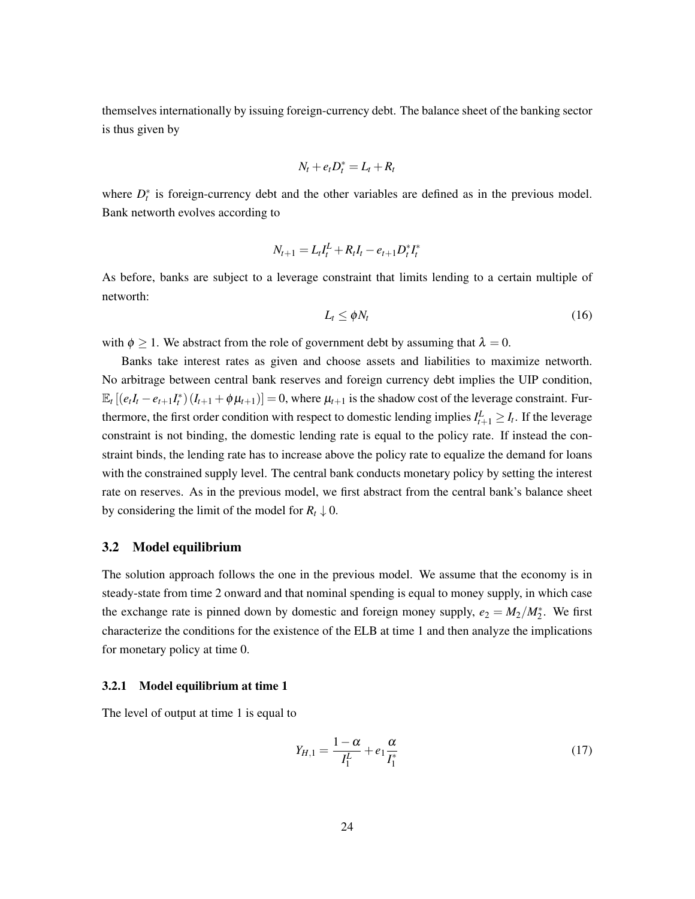themselves internationally by issuing foreign-currency debt. The balance sheet of the banking sector is thus given by

$$N_t + e_t D_t^* = L_t + R_t$$

where $D_t^*$ is foreign-currency debt and the other variables are defined as in the previous model. Bank networth evolves according to

$$N_{t+1} = L_t I_t^L + R_t I_t - e_{t+1} D_t^* I_t^*$$

As before, banks are subject to a leverage constraint that limits lending to a certain multiple of networth:

$$L_t \leq \phi N_t \tag{16}$$

with $\phi \geq 1$. We abstract from the role of government debt by assuming that $\lambda = 0$.

Banks take interest rates as given and choose assets and liabilities to maximize networth. No arbitrage between central bank reserves and foreign currency debt implies the UIP condition, $\mathbb{E}_t\left[(e_t I_t - e_{t+1} I_t^*)(I_{t+1} + \phi \mu_{t+1})\right] = 0$, where $\mu_{t+1}$ is the shadow cost of the leverage constraint. Furthermore, the first order condition with respect to domestic lending implies $I_{t+1}^L \geq I_t$. If the leverage constraint is not binding, the domestic lending rate is equal to the policy rate. If instead the constraint binds, the lending rate has to increase above the policy rate to equalize the demand for loans with the constrained supply level. The central bank conducts monetary policy by setting the interest rate on reserves. As in the previous model, we first abstract from the central bank's balance sheet by considering the limit of the model for $R_t \downarrow 0$.

## 3.2 Model equilibrium

The solution approach follows the one in the previous model. We assume that the economy is in steady-state from time 2 onward and that nominal spending is equal to money supply, in which case the exchange rate is pinned down by domestic and foreign money supply, $e_2 = M_2/M_2^*$. We first characterize the conditions for the existence of the ELB at time 1 and then analyze the implications for monetary policy at time 0.

### 3.2.1 Model equilibrium at time 1

The level of output at time 1 is equal to

$$Y_{H,1} = \frac{1-\alpha}{I_1^L} + e_1 \frac{\alpha}{I_1^*} \tag{17}$$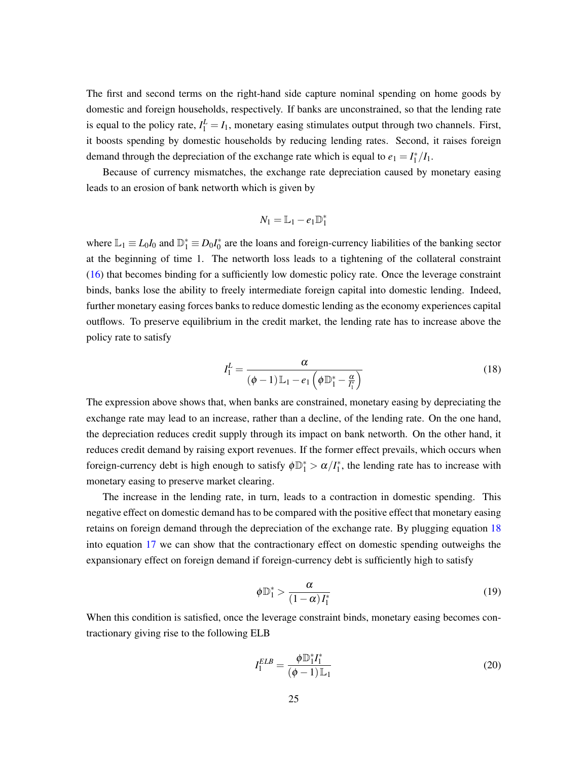The first and second terms on the right-hand side capture nominal spending on home goods by domestic and foreign households, respectively. If banks are unconstrained, so that the lending rate is equal to the policy rate, $I_1^L = I_1$, monetary easing stimulates output through two channels. First, it boosts spending by domestic households by reducing lending rates. Second, it raises foreign demand through the depreciation of the exchange rate which is equal to $e_1 = I_1^*/I_1$.

Because of currency mismatches, the exchange rate depreciation caused by monetary easing leads to an erosion of bank networth which is given by

$$N_1 = \mathbb{L}_1 - e_1 \mathbb{D}_1^*$$

where $\mathbb{L}_1 \equiv L_0 I_0$ and $\mathbb{D}_1^* \equiv D_0 I_0^*$ are the loans and foreign-currency liabilities of the banking sector at the beginning of time 1. The networth loss leads to a tightening of the collateral constraint (16) that becomes binding for a sufficiently low domestic policy rate. Once the leverage constraint binds, banks lose the ability to freely intermediate foreign capital into domestic lending. Indeed, further monetary easing forces banks to reduce domestic lending as the economy experiences capital outflows. To preserve equilibrium in the credit market, the lending rate has to increase above the policy rate to satisfy

$$I_1^L = \frac{\alpha}{(\phi - 1)\mathbb{L}_1 - e_1\left(\phi \mathbb{D}_1^* - \frac{\alpha}{I_1^*}\right)} \tag{18}$$

The expression above shows that, when banks are constrained, monetary easing by depreciating the exchange rate may lead to an increase, rather than a decline, of the lending rate. On the one hand, the depreciation reduces credit supply through its impact on bank networth. On the other hand, it reduces credit demand by raising export revenues. If the former effect prevails, which occurs when foreign-currency debt is high enough to satisfy $\phi \mathbb{D}_1^* > \alpha / I_1^*$, the lending rate has to increase with monetary easing to preserve market clearing.

The increase in the lending rate, in turn, leads to a contraction in domestic spending. This negative effect on domestic demand has to be compared with the positive effect that monetary easing retains on foreign demand through the depreciation of the exchange rate. By plugging equation 18 into equation 17 we can show that the contractionary effect on domestic spending outweighs the expansionary effect on foreign demand if foreign-currency debt is sufficiently high to satisfy

$$\phi \mathbb{D}_1^* > \frac{\alpha}{(1-\alpha) I_1^*} \tag{19}$$

When this condition is satisfied, once the leverage constraint binds, monetary easing becomes contractionary giving rise to the following ELB

$$I_1^{ELB} = \frac{\phi \mathbb{D}_1^* I_1^*}{(\phi - 1)\mathbb{L}_1} \tag{20}$$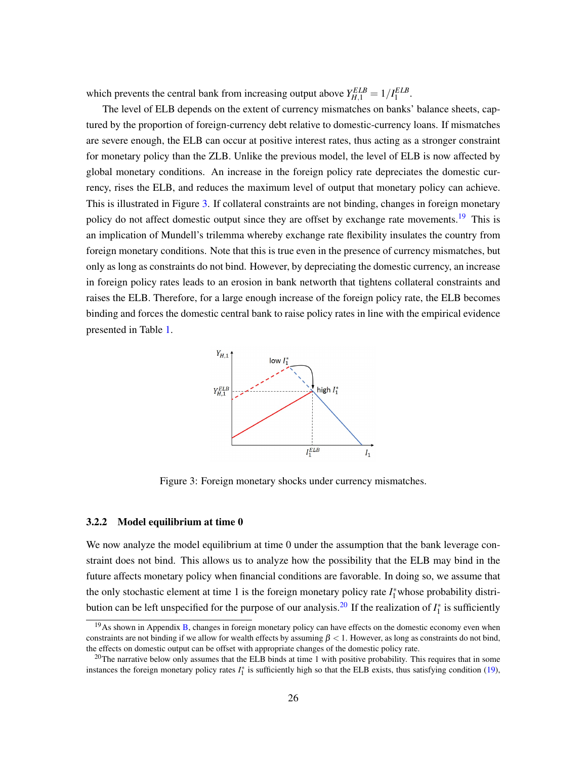which prevents the central bank from increasing output above $Y_{H,1}^{ELB} = 1/I_1^{ELB}$.

The level of ELB depends on the extent of currency mismatches on banks' balance sheets, captured by the proportion of foreign-currency debt relative to domestic-currency loans. If mismatches are severe enough, the ELB can occur at positive interest rates, thus acting as a stronger constraint for monetary policy than the ZLB. Unlike the previous model, the level of ELB is now affected by global monetary conditions. An increase in the foreign policy rate depreciates the domestic currency, rises the ELB, and reduces the maximum level of output that monetary policy can achieve. This is illustrated in Figure 3. If collateral constraints are not binding, changes in foreign monetary policy do not affect domestic output since they are offset by exchange rate movements.[19] This is an implication of Mundell's trilemma whereby exchange rate flexibility insulates the country from foreign monetary conditions. Note that this is true even in the presence of currency mismatches, but only as long as constraints do not bind. However, by depreciating the domestic currency, an increase in foreign policy rates leads to an erosion in bank networth that tightens collateral constraints and raises the ELB. Therefore, for a large enough increase of the foreign policy rate, the ELB becomes binding and forces the domestic central bank to raise policy rates in line with the empirical evidence presented in Table 1.

Figure 3: Foreign monetary shocks under currency mismatches.

### 3.2.2 Model equilibrium at time 0

We now analyze the model equilibrium at time 0 under the assumption that the bank leverage constraint does not bind. This allows us to analyze how the possibility that the ELB may bind in the future affects monetary policy when financial conditions are favorable. In doing so, we assume that the only stochastic element at time 1 is the foreign monetary policy rate $I_1^*$ whose probability distribution can be left unspecified for the purpose of our analysis.[20] If the realization of $I_1^*$ is sufficiently

[19] As shown in Appendix B, changes in foreign monetary policy can have effects on the domestic economy even when constraints are not binding if we allow for wealth effects by assuming $\beta < 1$. However, as long as constraints do not bind, the effects on domestic output can be offset with appropriate changes of the domestic policy rate.

[20] The narrative below only assumes that the ELB binds at time 1 with positive probability. This requires that in some instances the foreign monetary policy rates $I_1^*$ is sufficiently high so that the ELB exists, thus satisfying condition (19),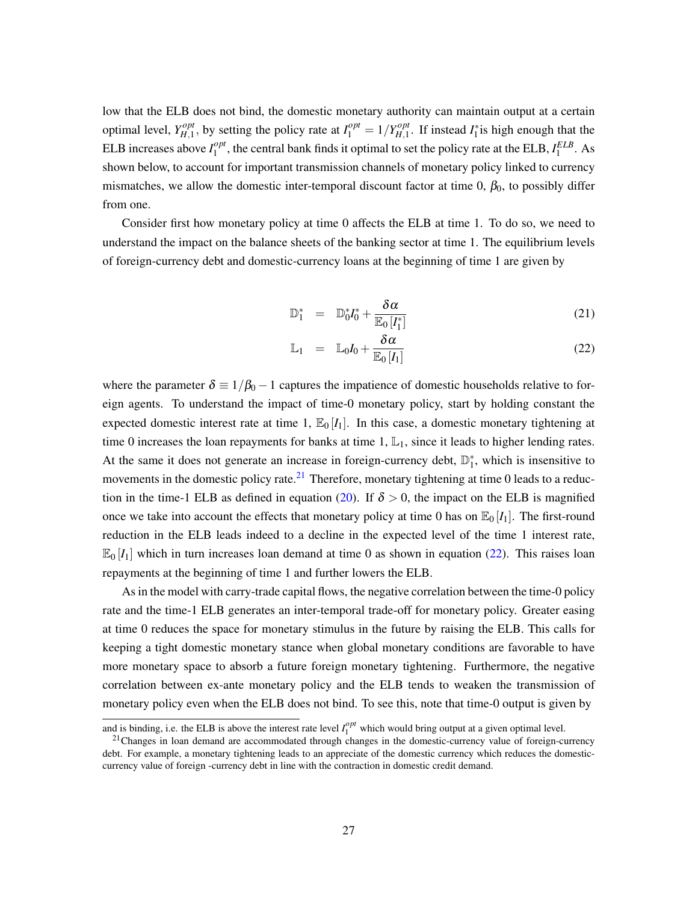low that the ELB does not bind, the domestic monetary authority can maintain output at a certain optimal level, $Y_{H,1}^{opt}$, by setting the policy rate at $I_1^{opt} = 1/Y_{H,1}^{opt}$. If instead $I_1^*$is high enough that the ELB increases above $I_1^{opt}$, the central bank finds it optimal to set the policy rate at the ELB, $I_1^{ELB}$. As shown below, to account for important transmission channels of monetary policy linked to currency mismatches, we allow the domestic inter-temporal discount factor at time 0, $\beta_0$, to possibly differ from one.

Consider first how monetary policy at time 0 affects the ELB at time 1. To do so, we need to understand the impact on the balance sheets of the banking sector at time 1. The equilibrium levels of foreign-currency debt and domestic-currency loans at the beginning of time 1 are given by

$$\mathbb{D}_1^* = \mathbb{D}_0^* I_0^* + \frac{\delta \alpha}{\mathbb{E}_0\left[I_1^*\right]} \tag{21}$$

$$\mathbb{L}_1 = \mathbb{L}_0 I_0 + \frac{\delta \alpha}{\mathbb{E}_0\left[I_1\right]} \tag{22}$$

where the parameter $\delta \equiv 1/\beta_0 - 1$ captures the impatience of domestic households relative to foreign agents. To understand the impact of time-0 monetary policy, start by holding constant the expected domestic interest rate at time 1, $\mathbb{E}_0[I_1]$. In this case, a domestic monetary tightening at time 0 increases the loan repayments for banks at time 1, $\mathbb{L}_1$, since it leads to higher lending rates. At the same it does not generate an increase in foreign-currency debt, $\mathbb{D}_1^*$, which is insensitive to movements in the domestic policy rate.[21] Therefore, monetary tightening at time 0 leads to a reduction in the time-1 ELB as defined in equation (20). If $\delta > 0$, the impact on the ELB is magnified once we take into account the effects that monetary policy at time 0 has on $\mathbb{E}_0[I_1]$. The first-round reduction in the ELB leads indeed to a decline in the expected level of the time 1 interest rate, $\mathbb{E}_0[I_1]$ which in turn increases loan demand at time 0 as shown in equation (22). This raises loan repayments at the beginning of time 1 and further lowers the ELB.

As in the model with carry-trade capital flows, the negative correlation between the time-0 policy rate and the time-1 ELB generates an inter-temporal trade-off for monetary policy. Greater easing at time 0 reduces the space for monetary stimulus in the future by raising the ELB. This calls for keeping a tight domestic monetary stance when global monetary conditions are favorable to have more monetary space to absorb a future foreign monetary tightening. Furthermore, the negative correlation between ex-ante monetary policy and the ELB tends to weaken the transmission of monetary policy even when the ELB does not bind. To see this, note that time-0 output is given by

and is binding, i.e. the ELB is above the interest rate level $I_1^{opt}$ which would bring output at a given optimal level.

[21] Changes in loan demand are accommodated through changes in the domestic-currency value of foreign-currency debt. For example, a monetary tightening leads to an appreciate of the domestic currency which reduces the domestic-currency value of foreign -currency debt in line with the contraction in domestic credit demand.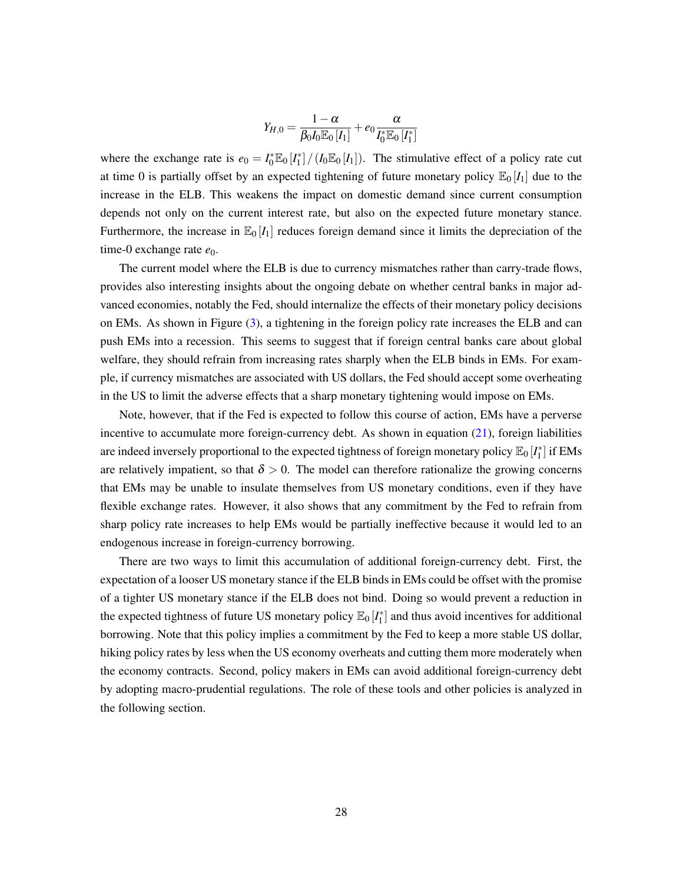$$Y_{H,0} = \frac{1-\alpha}{\beta_0 I_0 \mathbb{E}_0[I_1]} + e_0 \frac{\alpha}{I_0^* \mathbb{E}_0[I_1^*]}$$

where the exchange rate is $e_0 = I_0^* \mathbb{E}_0[I_1^*] / (I_0 \mathbb{E}_0[I_1])$. The stimulative effect of a policy rate cut at time 0 is partially offset by an expected tightening of future monetary policy $\mathbb{E}_0[I_1]$ due to the increase in the ELB. This weakens the impact on domestic demand since current consumption depends not only on the current interest rate, but also on the expected future monetary stance. Furthermore, the increase in $\mathbb{E}_0[I_1]$ reduces foreign demand since it limits the depreciation of the time-0 exchange rate $e_0$.

The current model where the ELB is due to currency mismatches rather than carry-trade flows, provides also interesting insights about the ongoing debate on whether central banks in major advanced economies, notably the Fed, should internalize the effects of their monetary policy decisions on EMs. As shown in Figure (3), a tightening in the foreign policy rate increases the ELB and can push EMs into a recession. This seems to suggest that if foreign central banks care about global welfare, they should refrain from increasing rates sharply when the ELB binds in EMs. For example, if currency mismatches are associated with US dollars, the Fed should accept some overheating in the US to limit the adverse effects that a sharp monetary tightening would impose on EMs.

Note, however, that if the Fed is expected to follow this course of action, EMs have a perverse incentive to accumulate more foreign-currency debt. As shown in equation (21), foreign liabilities are indeed inversely proportional to the expected tightness of foreign monetary policy $\mathbb{E}_0[I_1^*]$ if EMs are relatively impatient, so that $\delta > 0$. The model can therefore rationalize the growing concerns that EMs may be unable to insulate themselves from US monetary conditions, even if they have flexible exchange rates. However, it also shows that any commitment by the Fed to refrain from sharp policy rate increases to help EMs would be partially ineffective because it would led to an endogenous increase in foreign-currency borrowing.

There are two ways to limit this accumulation of additional foreign-currency debt. First, the expectation of a looser US monetary stance if the ELB binds in EMs could be offset with the promise of a tighter US monetary stance if the ELB does not bind. Doing so would prevent a reduction in the expected tightness of future US monetary policy $\mathbb{E}_0[I_1^*]$ and thus avoid incentives for additional borrowing. Note that this policy implies a commitment by the Fed to keep a more stable US dollar, hiking policy rates by less when the US economy overheats and cutting them more moderately when the economy contracts. Second, policy makers in EMs can avoid additional foreign-currency debt by adopting macro-prudential regulations. The role of these tools and other policies is analyzed in the following section.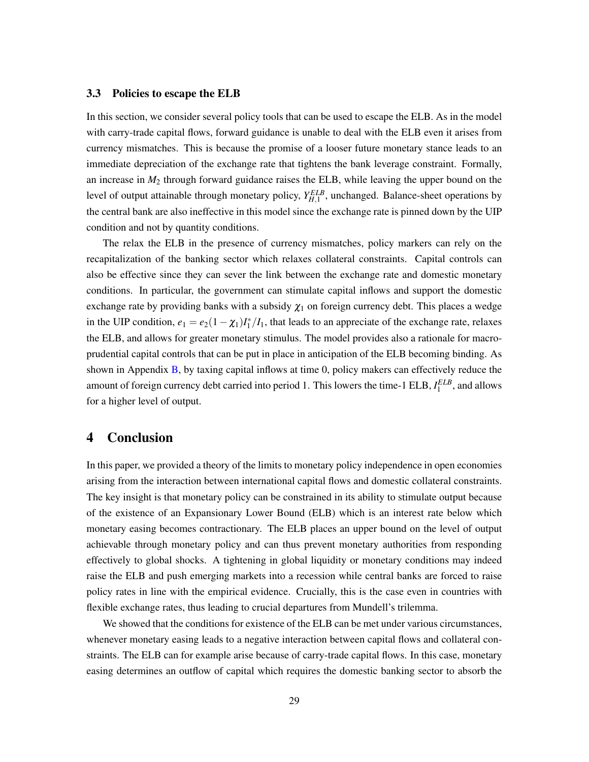### 3.3 Policies to escape the ELB

In this section, we consider several policy tools that can be used to escape the ELB. As in the model with carry-trade capital flows, forward guidance is unable to deal with the ELB even it arises from currency mismatches. This is because the promise of a looser future monetary stance leads to an immediate depreciation of the exchange rate that tightens the bank leverage constraint. Formally, an increase in $M_2$ through forward guidance raises the ELB, while leaving the upper bound on the level of output attainable through monetary policy, $Y_{H,1}^{ELB}$, unchanged. Balance-sheet operations by the central bank are also ineffective in this model since the exchange rate is pinned down by the UIP condition and not by quantity conditions.

The relax the ELB in the presence of currency mismatches, policy markers can rely on the recapitalization of the banking sector which relaxes collateral constraints. Capital controls can also be effective since they can sever the link between the exchange rate and domestic monetary conditions. In particular, the government can stimulate capital inflows and support the domestic exchange rate by providing banks with a subsidy $\chi_1$ on foreign currency debt. This places a wedge in the UIP condition, $e_1 = e_2(1-\chi_1)I_1^*/I_1$, that leads to an appreciate of the exchange rate, relaxes the ELB, and allows for greater monetary stimulus. The model provides also a rationale for macro-prudential capital controls that can be put in place in anticipation of the ELB becoming binding. As shown in Appendix B, by taxing capital inflows at time 0, policy makers can effectively reduce the amount of foreign currency debt carried into period 1. This lowers the time-1 ELB, $I_1^{ELB}$, and allows for a higher level of output.

## 4 Conclusion

In this paper, we provided a theory of the limits to monetary policy independence in open economies arising from the interaction between international capital flows and domestic collateral constraints. The key insight is that monetary policy can be constrained in its ability to stimulate output because of the existence of an Expansionary Lower Bound (ELB) which is an interest rate below which monetary easing becomes contractionary. The ELB places an upper bound on the level of output achievable through monetary policy and can thus prevent monetary authorities from responding effectively to global shocks. A tightening in global liquidity or monetary conditions may indeed raise the ELB and push emerging markets into a recession while central banks are forced to raise policy rates in line with the empirical evidence. Crucially, this is the case even in countries with flexible exchange rates, thus leading to crucial departures from Mundell's trilemma.

We showed that the conditions for existence of the ELB can be met under various circumstances, whenever monetary easing leads to a negative interaction between capital flows and collateral constraints. The ELB can for example arise because of carry-trade capital flows. In this case, monetary easing determines an outflow of capital which requires the domestic banking sector to absorb the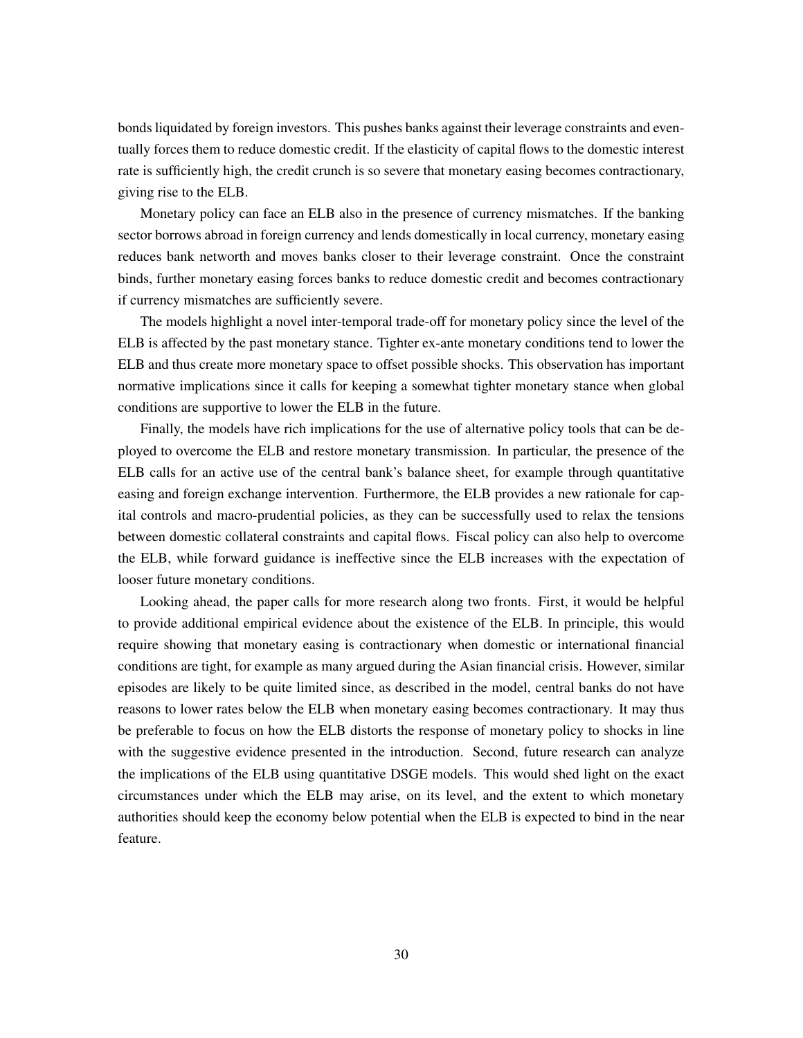bonds liquidated by foreign investors. This pushes banks against their leverage constraints and eventually forces them to reduce domestic credit. If the elasticity of capital flows to the domestic interest rate is sufficiently high, the credit crunch is so severe that monetary easing becomes contractionary, giving rise to the ELB.

Monetary policy can face an ELB also in the presence of currency mismatches. If the banking sector borrows abroad in foreign currency and lends domestically in local currency, monetary easing reduces bank networth and moves banks closer to their leverage constraint. Once the constraint binds, further monetary easing forces banks to reduce domestic credit and becomes contractionary if currency mismatches are sufficiently severe.

The models highlight a novel inter-temporal trade-off for monetary policy since the level of the ELB is affected by the past monetary stance. Tighter ex-ante monetary conditions tend to lower the ELB and thus create more monetary space to offset possible shocks. This observation has important normative implications since it calls for keeping a somewhat tighter monetary stance when global conditions are supportive to lower the ELB in the future.

Finally, the models have rich implications for the use of alternative policy tools that can be deployed to overcome the ELB and restore monetary transmission. In particular, the presence of the ELB calls for an active use of the central bank's balance sheet, for example through quantitative easing and foreign exchange intervention. Furthermore, the ELB provides a new rationale for capital controls and macro-prudential policies, as they can be successfully used to relax the tensions between domestic collateral constraints and capital flows. Fiscal policy can also help to overcome the ELB, while forward guidance is ineffective since the ELB increases with the expectation of looser future monetary conditions.

Looking ahead, the paper calls for more research along two fronts. First, it would be helpful to provide additional empirical evidence about the existence of the ELB. In principle, this would require showing that monetary easing is contractionary when domestic or international financial conditions are tight, for example as many argued during the Asian financial crisis. However, similar episodes are likely to be quite limited since, as described in the model, central banks do not have reasons to lower rates below the ELB when monetary easing becomes contractionary. It may thus be preferable to focus on how the ELB distorts the response of monetary policy to shocks in line with the suggestive evidence presented in the introduction. Second, future research can analyze the implications of the ELB using quantitative DSGE models. This would shed light on the exact circumstances under which the ELB may arise, on its level, and the extent to which monetary authorities should keep the economy below potential when the ELB is expected to bind in the near feature.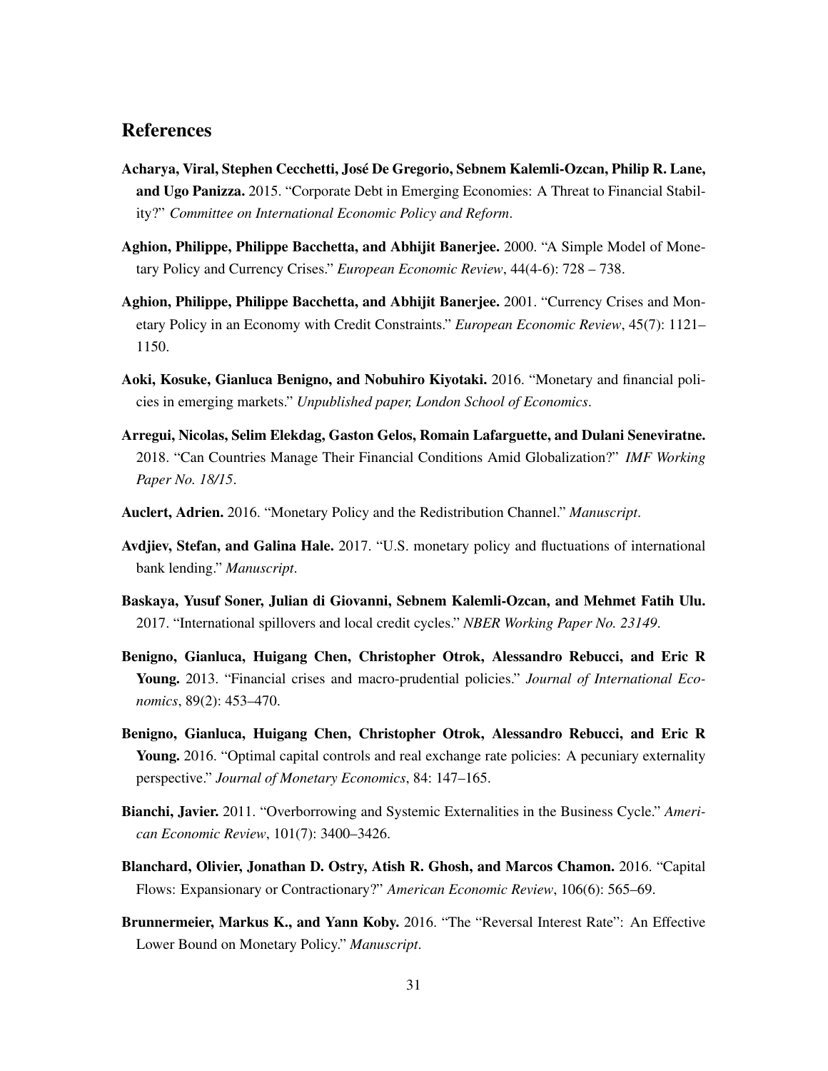## References

**Acharya, Viral, Stephen Cecchetti, José De Gregorio, Sebnem Kalemli-Ozcan, Philip R. Lane, and Ugo Panizza.** 2015. "Corporate Debt in Emerging Economies: A Threat to Financial Stability?" *Committee on International Economic Policy and Reform*.

**Aghion, Philippe, Philippe Bacchetta, and Abhijit Banerjee.** 2000. "A Simple Model of Monetary Policy and Currency Crises." *European Economic Review*, 44(4-6): 728 – 738.

**Aghion, Philippe, Philippe Bacchetta, and Abhijit Banerjee.** 2001. "Currency Crises and Monetary Policy in an Economy with Credit Constraints." *European Economic Review*, 45(7): 1121–1150.

**Aoki, Kosuke, Gianluca Benigno, and Nobuhiro Kiyotaki.** 2016. "Monetary and financial policies in emerging markets." *Unpublished paper, London School of Economics*.

**Arregui, Nicolas, Selim Elekdag, Gaston Gelos, Romain Lafarguette, and Dulani Seneviratne.** 2018. "Can Countries Manage Their Financial Conditions Amid Globalization?" *IMF Working Paper No. 18/15*.

**Auclert, Adrien.** 2016. "Monetary Policy and the Redistribution Channel." *Manuscript*.

**Avdjiev, Stefan, and Galina Hale.** 2017. "U.S. monetary policy and fluctuations of international bank lending." *Manuscript*.

**Baskaya, Yusuf Soner, Julian di Giovanni, Sebnem Kalemli-Ozcan, and Mehmet Fatih Ulu.** 2017. "International spillovers and local credit cycles." *NBER Working Paper No. 23149*.

**Benigno, Gianluca, Huigang Chen, Christopher Otrok, Alessandro Rebucci, and Eric R Young.** 2013. "Financial crises and macro-prudential policies." *Journal of International Economics*, 89(2): 453–470.

**Benigno, Gianluca, Huigang Chen, Christopher Otrok, Alessandro Rebucci, and Eric R Young.** 2016. "Optimal capital controls and real exchange rate policies: A pecuniary externality perspective." *Journal of Monetary Economics*, 84: 147–165.

**Bianchi, Javier.** 2011. "Overborrowing and Systemic Externalities in the Business Cycle." *American Economic Review*, 101(7): 3400–3426.

**Blanchard, Olivier, Jonathan D. Ostry, Atish R. Ghosh, and Marcos Chamon.** 2016. "Capital Flows: Expansionary or Contractionary?" *American Economic Review*, 106(6): 565–69.

**Brunnermeier, Markus K., and Yann Koby.** 2016. "The "Reversal Interest Rate": An Effective Lower Bound on Monetary Policy." *Manuscript*.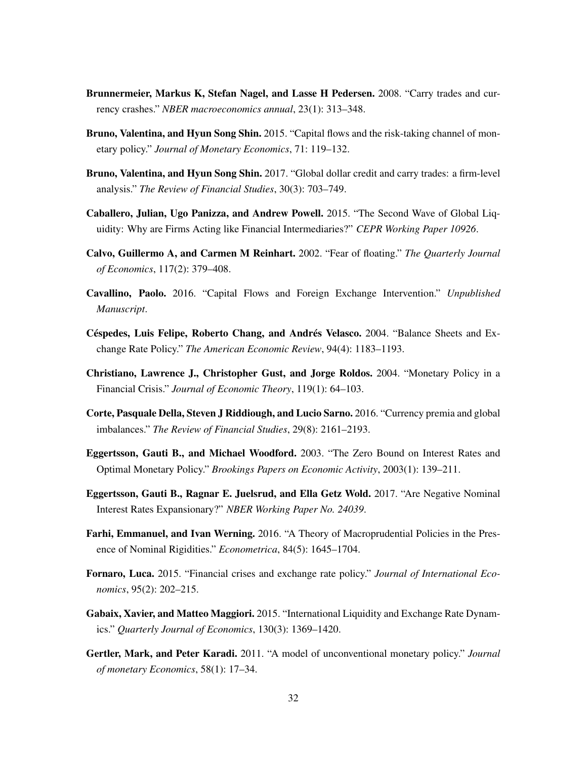**Brunnermeier, Markus K, Stefan Nagel, and Lasse H Pedersen.** 2008. "Carry trades and currency crashes." *NBER macroeconomics annual*, 23(1): 313–348.

**Bruno, Valentina, and Hyun Song Shin.** 2015. "Capital flows and the risk-taking channel of monetary policy." *Journal of Monetary Economics*, 71: 119–132.

**Bruno, Valentina, and Hyun Song Shin.** 2017. "Global dollar credit and carry trades: a firm-level analysis." *The Review of Financial Studies*, 30(3): 703–749.

**Caballero, Julian, Ugo Panizza, and Andrew Powell.** 2015. "The Second Wave of Global Liquidity: Why are Firms Acting like Financial Intermediaries?" *CEPR Working Paper 10926*.

**Calvo, Guillermo A, and Carmen M Reinhart.** 2002. "Fear of floating." *The Quarterly Journal of Economics*, 117(2): 379–408.

**Cavallino, Paolo.** 2016. "Capital Flows and Foreign Exchange Intervention." *Unpublished Manuscript*.

**Céspedes, Luis Felipe, Roberto Chang, and Andrés Velasco.** 2004. "Balance Sheets and Exchange Rate Policy." *The American Economic Review*, 94(4): 1183–1193.

**Christiano, Lawrence J., Christopher Gust, and Jorge Roldos.** 2004. "Monetary Policy in a Financial Crisis." *Journal of Economic Theory*, 119(1): 64–103.

**Corte, Pasquale Della, Steven J Riddiough, and Lucio Sarno.** 2016. "Currency premia and global imbalances." *The Review of Financial Studies*, 29(8): 2161–2193.

**Eggertsson, Gauti B., and Michael Woodford.** 2003. "The Zero Bound on Interest Rates and Optimal Monetary Policy." *Brookings Papers on Economic Activity*, 2003(1): 139–211.

**Eggertsson, Gauti B., Ragnar E. Juelsrud, and Ella Getz Wold.** 2017. "Are Negative Nominal Interest Rates Expansionary?" *NBER Working Paper No. 24039*.

**Farhi, Emmanuel, and Ivan Werning.** 2016. "A Theory of Macroprudential Policies in the Presence of Nominal Rigidities." *Econometrica*, 84(5): 1645–1704.

**Fornaro, Luca.** 2015. "Financial crises and exchange rate policy." *Journal of International Economics*, 95(2): 202–215.

**Gabaix, Xavier, and Matteo Maggiori.** 2015. "International Liquidity and Exchange Rate Dynamics." *Quarterly Journal of Economics*, 130(3): 1369–1420.

**Gertler, Mark, and Peter Karadi.** 2011. "A model of unconventional monetary policy." *Journal of monetary Economics*, 58(1): 17–34.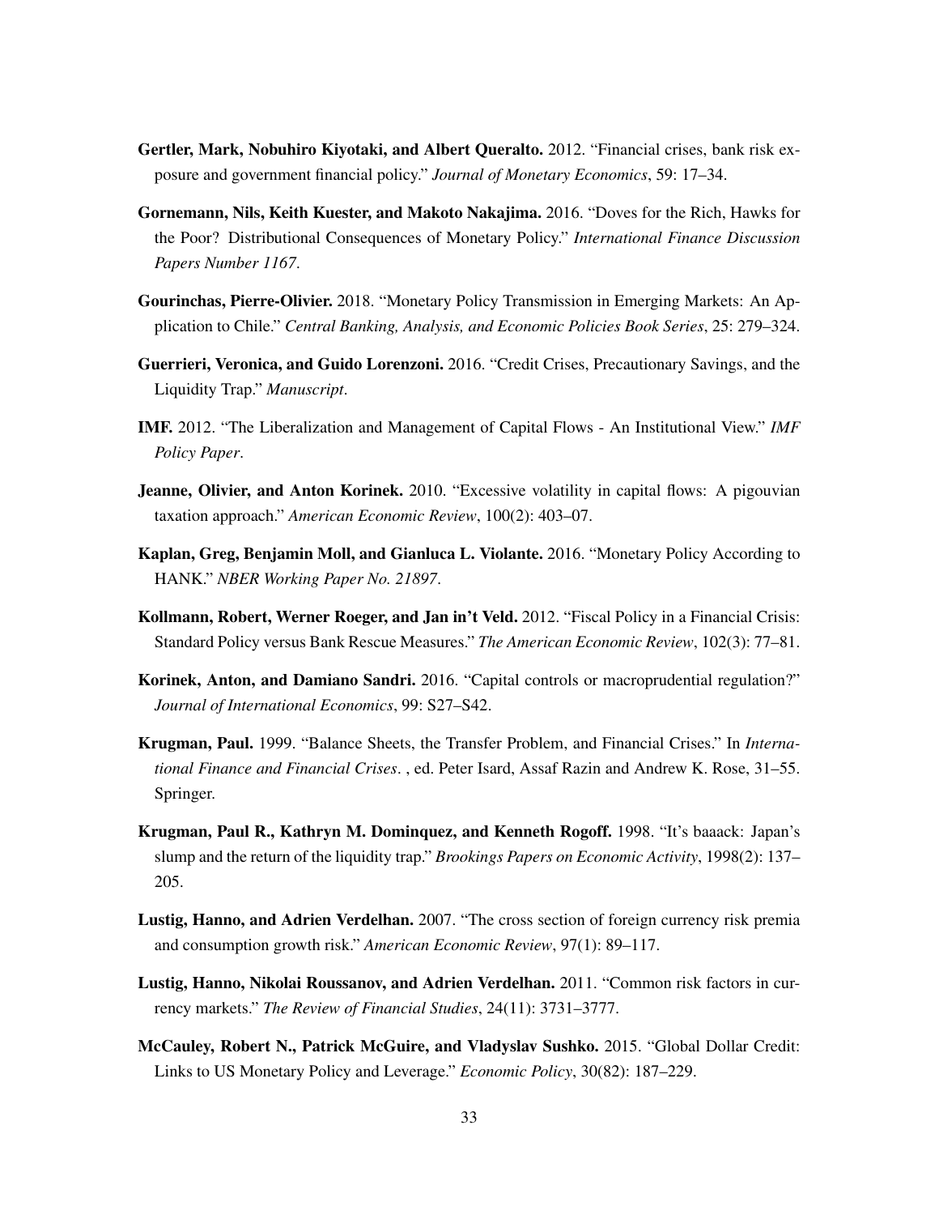**Gertler, Mark, Nobuhiro Kiyotaki, and Albert Queralto.** 2012. "Financial crises, bank risk exposure and government financial policy." *Journal of Monetary Economics*, 59: 17–34.

**Gornemann, Nils, Keith Kuester, and Makoto Nakajima.** 2016. "Doves for the Rich, Hawks for the Poor? Distributional Consequences of Monetary Policy." *International Finance Discussion Papers Number 1167*.

**Gourinchas, Pierre-Olivier.** 2018. "Monetary Policy Transmission in Emerging Markets: An Application to Chile." *Central Banking, Analysis, and Economic Policies Book Series*, 25: 279–324.

**Guerrieri, Veronica, and Guido Lorenzoni.** 2016. "Credit Crises, Precautionary Savings, and the Liquidity Trap." *Manuscript*.

**IMF.** 2012. "The Liberalization and Management of Capital Flows - An Institutional View." *IMF Policy Paper*.

**Jeanne, Olivier, and Anton Korinek.** 2010. "Excessive volatility in capital flows: A pigouvian taxation approach." *American Economic Review*, 100(2): 403–07.

**Kaplan, Greg, Benjamin Moll, and Gianluca L. Violante.** 2016. "Monetary Policy According to HANK." *NBER Working Paper No. 21897*.

**Kollmann, Robert, Werner Roeger, and Jan in't Veld.** 2012. "Fiscal Policy in a Financial Crisis: Standard Policy versus Bank Rescue Measures." *The American Economic Review*, 102(3): 77–81.

**Korinek, Anton, and Damiano Sandri.** 2016. "Capital controls or macroprudential regulation?" *Journal of International Economics*, 99: S27–S42.

**Krugman, Paul.** 1999. "Balance Sheets, the Transfer Problem, and Financial Crises." In *International Finance and Financial Crises*. , ed. Peter Isard, Assaf Razin and Andrew K. Rose, 31–55. Springer.

**Krugman, Paul R., Kathryn M. Dominquez, and Kenneth Rogoff.** 1998. "It's baaack: Japan's slump and the return of the liquidity trap." *Brookings Papers on Economic Activity*, 1998(2): 137–205.

**Lustig, Hanno, and Adrien Verdelhan.** 2007. "The cross section of foreign currency risk premia and consumption growth risk." *American Economic Review*, 97(1): 89–117.

**Lustig, Hanno, Nikolai Roussanov, and Adrien Verdelhan.** 2011. "Common risk factors in currency markets." *The Review of Financial Studies*, 24(11): 3731–3777.

**McCauley, Robert N., Patrick McGuire, and Vladyslav Sushko.** 2015. "Global Dollar Credit: Links to US Monetary Policy and Leverage." *Economic Policy*, 30(82): 187–229.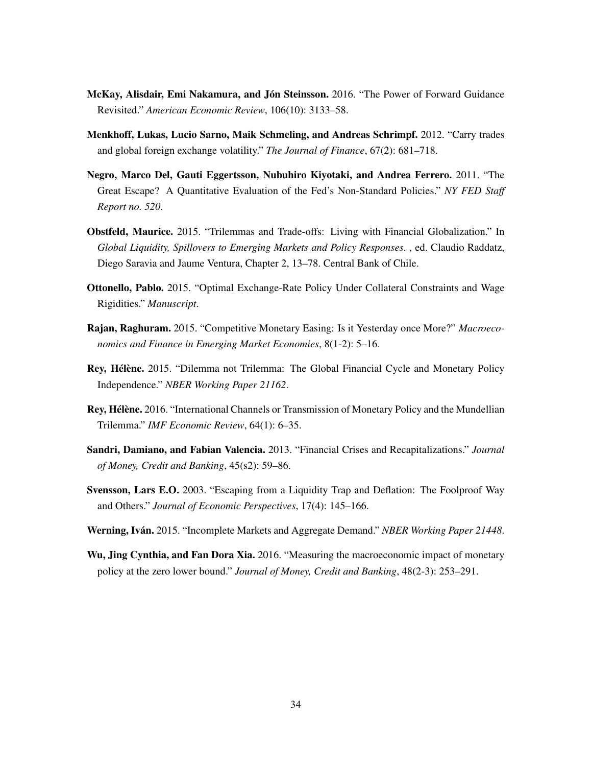**McKay, Alisdair, Emi Nakamura, and Jón Steinsson.** 2016. "The Power of Forward Guidance Revisited." *American Economic Review*, 106(10): 3133–58.

**Menkhoff, Lukas, Lucio Sarno, Maik Schmeling, and Andreas Schrimpf.** 2012. "Carry trades and global foreign exchange volatility." *The Journal of Finance*, 67(2): 681–718.

**Negro, Marco Del, Gauti Eggertsson, Nubuhiro Kiyotaki, and Andrea Ferrero.** 2011. "The Great Escape? A Quantitative Evaluation of the Fed's Non-Standard Policies." *NY FED Staff Report no. 520*.

**Obstfeld, Maurice.** 2015. "Trilemmas and Trade-offs: Living with Financial Globalization." In *Global Liquidity, Spillovers to Emerging Markets and Policy Responses*. , ed. Claudio Raddatz, Diego Saravia and Jaume Ventura, Chapter 2, 13–78. Central Bank of Chile.

**Ottonello, Pablo.** 2015. "Optimal Exchange-Rate Policy Under Collateral Constraints and Wage Rigidities." *Manuscript*.

**Rajan, Raghuram.** 2015. "Competitive Monetary Easing: Is it Yesterday once More?" *Macroeconomics and Finance in Emerging Market Economies*, 8(1-2): 5–16.

**Rey, Hélène.** 2015. "Dilemma not Trilemma: The Global Financial Cycle and Monetary Policy Independence." *NBER Working Paper 21162*.

**Rey, Hélène.** 2016. "International Channels or Transmission of Monetary Policy and the Mundellian Trilemma." *IMF Economic Review*, 64(1): 6–35.

**Sandri, Damiano, and Fabian Valencia.** 2013. "Financial Crises and Recapitalizations." *Journal of Money, Credit and Banking*, 45(s2): 59–86.

**Svensson, Lars E.O.** 2003. "Escaping from a Liquidity Trap and Deflation: The Foolproof Way and Others." *Journal of Economic Perspectives*, 17(4): 145–166.

**Werning, Iván.** 2015. "Incomplete Markets and Aggregate Demand." *NBER Working Paper 21448*.

**Wu, Jing Cynthia, and Fan Dora Xia.** 2016. "Measuring the macroeconomic impact of monetary policy at the zero lower bound." *Journal of Money, Credit and Banking*, 48(2-3): 253–291.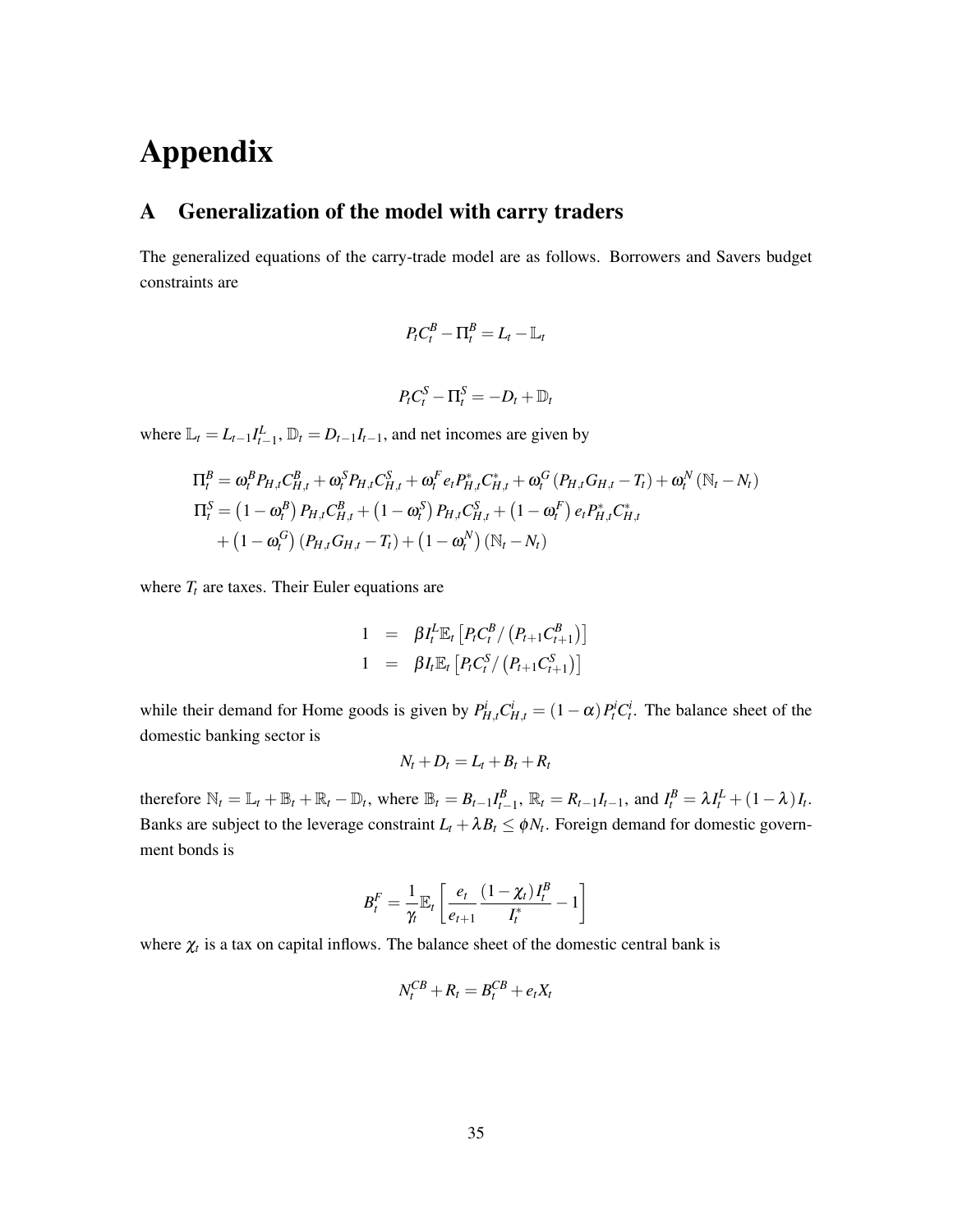# Appendix

## A Generalization of the model with carry traders

The generalized equations of the carry-trade model are as follows. Borrowers and Savers budget constraints are

$$P_t C_t^B - \Pi_t^B = L_t - \mathbb{L}_t$$

$$P_t C_t^S - \Pi_t^S = -D_t + \mathbb{D}_t$$

where $\mathbb{L}_t = L_{t-1} I_{t-1}^L$, $\mathbb{D}_t = D_{t-1} I_{t-1}$, and net incomes are given by

$$\begin{aligned}
\Pi_t^B &= \omega_t^B P_{H,t} C_{H,t}^B + \omega_t^S P_{H,t} C_{H,t}^S + \omega_t^F e_t P_{H,t}^* C_{H,t}^* + \omega_t^G \left(P_{H,t} G_{H,t} - T_t\right) + \omega_t^N \left(\mathbb{N}_t - N_t\right) \\
\Pi_t^S &= \left(1-\omega_t^B\right) P_{H,t} C_{H,t}^B + \left(1-\omega_t^S\right) P_{H,t} C_{H,t}^S + \left(1-\omega_t^F\right) e_t P_{H,t}^* C_{H,t}^* \\
&\quad + \left(1-\omega_t^G\right) \left(P_{H,t} G_{H,t} - T_t\right) + \left(1-\omega_t^N\right) \left(\mathbb{N}_t - N_t\right)
\end{aligned}$$

where $T_t$ are taxes. Their Euler equations are

$$\begin{aligned}
1 &= \beta I_t^L \mathbb{E}_t \left[ P_t C_t^B / \left(P_{t+1} C_{t+1}^B\right) \right] \\
1 &= \beta I_t \mathbb{E}_t \left[ P_t C_t^S / \left(P_{t+1} C_{t+1}^S\right) \right]
\end{aligned}$$

while their demand for Home goods is given by $P_{H,t}^i C_{H,t}^i = (1-\alpha) P_t^i C_t^i$. The balance sheet of the domestic banking sector is

$$N_t + D_t = L_t + B_t + R_t$$

therefore $\mathbb{N}_t = \mathbb{L}_t + \mathbb{B}_t + \mathbb{R}_t - \mathbb{D}_t$, where $\mathbb{B}_t = B_{t-1} I_{t-1}^B$, $\mathbb{R}_t = R_{t-1} I_{t-1}$, and $I_t^B = \lambda I_t^L + (1-\lambda) I_t$. Banks are subject to the leverage constraint $L_t + \lambda B_t \leq \phi N_t$. Foreign demand for domestic government bonds is

$$B_t^F = \frac{1}{\gamma_t} \mathbb{E}_t \left[ \frac{e_t}{e_{t+1}} \frac{(1-\chi_t) I_t^B}{I_t^*} - 1 \right]$$

where $\chi_t$ is a tax on capital inflows. The balance sheet of the domestic central bank is

$$N_t^{CB} + R_t = B_t^{CB} + e_t X_t$$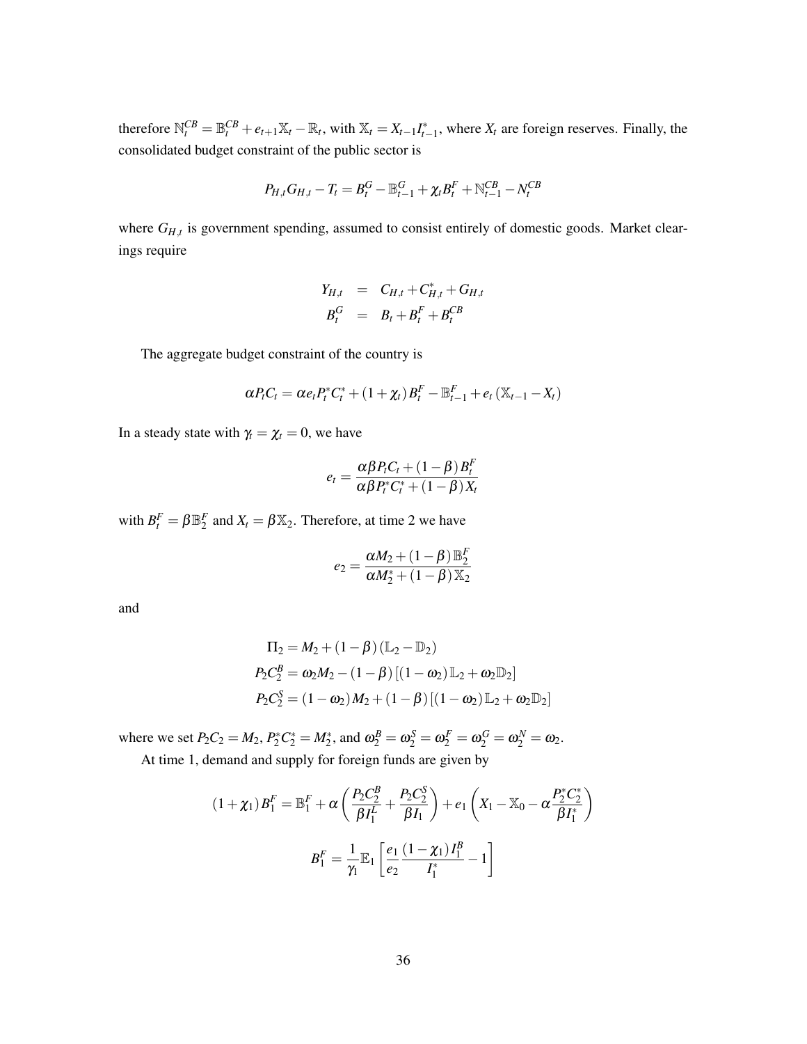therefore $\mathbb{N}_t^{CB} = \mathbb{B}_t^{CB} + e_{t+1}\mathbb{X}_t - \mathbb{R}_t$, with $\mathbb{X}_t = X_{t-1}I_{t-1}^*$, where $X_t$ are foreign reserves. Finally, the consolidated budget constraint of the public sector is

$$P_{H,t}G_{H,t} - T_t = B_t^G - \mathbb{B}_{t-1}^G + \chi_t B_t^F + \mathbb{N}_{t-1}^{CB} - N_t^{CB}$$

where $G_{H,t}$ is government spending, assumed to consist entirely of domestic goods. Market clearings require

$$\begin{aligned} Y_{H,t} &= C_{H,t} + C_{H,t}^* + G_{H,t} \\ B_t^G &= B_t + B_t^F + B_t^{CB} \end{aligned}$$

The aggregate budget constraint of the country is

$$\alpha P_t C_t = \alpha e_t P_t^* C_t^* + (1+\chi_t) B_t^F - \mathbb{B}_{t-1}^F + e_t\left(\mathbb{X}_{t-1} - X_t\right)$$

In a steady state with $\gamma_t = \chi_t = 0$, we have

$$e_t = \frac{\alpha\beta P_t C_t + (1-\beta) B_t^F}{\alpha\beta P_t^* C_t^* + (1-\beta) X_t}$$

with $B_t^F = \beta\mathbb{B}_2^F$ and $X_t = \beta\mathbb{X}_2$. Therefore, at time 2 we have

$$e_2 = \frac{\alpha M_2 + (1-\beta)\mathbb{B}_2^F}{\alpha M_2^* + (1-\beta)\mathbb{X}_2}$$

and

$$\begin{aligned} \Pi_2 &= M_2 + (1-\beta)\left(\mathbb{L}_2 - \mathbb{D}_2\right) \\ P_2 C_2^B &= \omega_2 M_2 - (1-\beta)\left[(1-\omega_2)\mathbb{L}_2 + \omega_2\mathbb{D}_2\right] \\ P_2 C_2^S &= (1-\omega_2) M_2 + (1-\beta)\left[(1-\omega_2)\mathbb{L}_2 + \omega_2\mathbb{D}_2\right] \end{aligned}$$

where we set $P_2C_2 = M_2$, $P_2^*C_2^* = M_2^*$, and $\omega_2^B = \omega_2^S = \omega_2^F = \omega_2^G = \omega_2^N = \omega_2$.

At time 1, demand and supply for foreign funds are given by

$$(1+\chi_1) B_1^F = \mathbb{B}_1^F + \alpha\left(\frac{P_2C_2^B}{\beta I_1^L} + \frac{P_2C_2^S}{\beta I_1}\right) + e_1\left(X_1 - \mathbb{X}_0 - \alpha\frac{P_2^*C_2^*}{\beta I_1^*}\right)$$

$$B_1^F = \frac{1}{\gamma_1}\mathbb{E}_1\left[\frac{e_1}{e_2}\frac{(1-\chi_1) I_1^B}{I_1^*} - 1\right]$$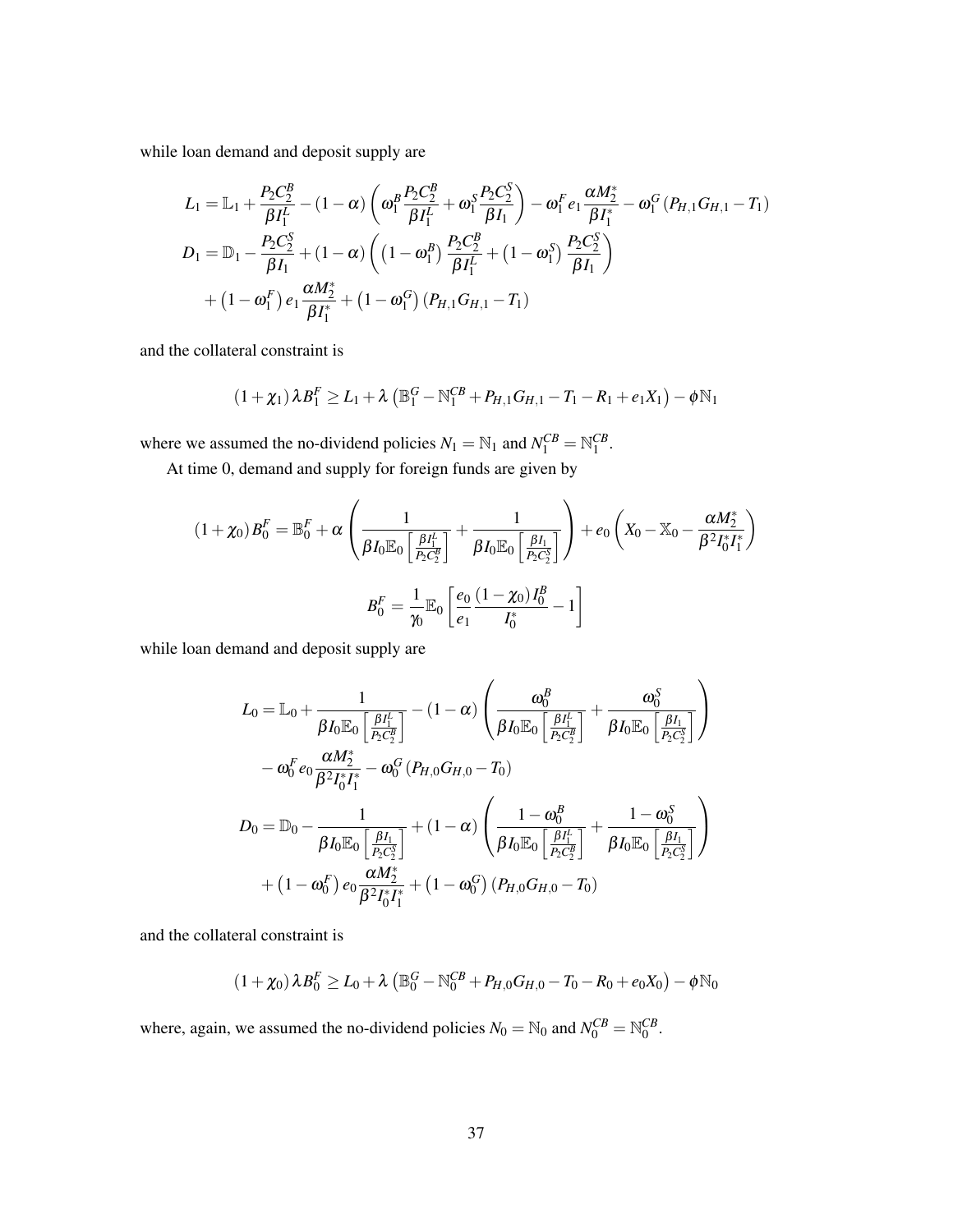while loan demand and deposit supply are

$$L_1 = \mathbb{L}_1 + \frac{P_2 C_2^B}{\beta I_1^L} - (1-\alpha)\left(\omega_1^B \frac{P_2 C_2^B}{\beta I_1^L} + \omega_1^S \frac{P_2 C_2^S}{\beta I_1}\right) - \omega_1^F e_1 \frac{\alpha M_2^*}{\beta I_1^*} - \omega_1^G \left(P_{H,1} G_{H,1} - T_1\right)$$

$$D_1 = \mathbb{D}_1 - \frac{P_2 C_2^S}{\beta I_1} + (1-\alpha)\left(\left(1-\omega_1^B\right) \frac{P_2 C_2^B}{\beta I_1^L} + \left(1-\omega_1^S\right) \frac{P_2 C_2^S}{\beta I_1}\right)$$
$$+ \left(1-\omega_1^F\right) e_1 \frac{\alpha M_2^*}{\beta I_1^*} + \left(1-\omega_1^G\right)\left(P_{H,1} G_{H,1} - T_1\right)$$

and the collateral constraint is

$$(1+\chi_1)\lambda B_1^F \geq L_1 + \lambda\left(\mathbb{B}_1^G - \mathbb{N}_1^{CB} + P_{H,1} G_{H,1} - T_1 - R_1 + e_1 X_1\right) - \phi \mathbb{N}_1$$

where we assumed the no-dividend policies $N_1 = \mathbb{N}_1$ and $N_1^{CB} = \mathbb{N}_1^{CB}$.

At time 0, demand and supply for foreign funds are given by

$$(1+\chi_0) B_0^F = \mathbb{B}_0^F + \alpha\left(\frac{1}{\beta I_0 \mathbb{E}_0\left[\frac{\beta I_1^L}{P_2 C_2^B}\right]} + \frac{1}{\beta I_0 \mathbb{E}_0\left[\frac{\beta I_1}{P_2 C_2^S}\right]}\right) + e_0\left(X_0 - \mathbb{X}_0 - \frac{\alpha M_2^*}{\beta^2 I_0^* I_1^*}\right)$$

$$B_0^F = \frac{1}{\gamma_0}\mathbb{E}_0\left[\frac{e_0}{e_1}\frac{(1-\chi_0) I_0^B}{I_0^*} - 1\right]$$

while loan demand and deposit supply are

$$L_0 = \mathbb{L}_0 + \frac{1}{\beta I_0 \mathbb{E}_0\left[\frac{\beta I_1^L}{P_2 C_2^B}\right]} - (1-\alpha)\left(\frac{\omega_0^B}{\beta I_0 \mathbb{E}_0\left[\frac{\beta I_1^L}{P_2 C_2^B}\right]} + \frac{\omega_0^S}{\beta I_0 \mathbb{E}_0\left[\frac{\beta I_1}{P_2 C_2^S}\right]}\right)$$
$$- \omega_0^F e_0 \frac{\alpha M_2^*}{\beta^2 I_0^* I_1^*} - \omega_0^G \left(P_{H,0} G_{H,0} - T_0\right)$$

$$D_0 = \mathbb{D}_0 - \frac{1}{\beta I_0 \mathbb{E}_0\left[\frac{\beta I_1}{P_2 C_2^S}\right]} + (1-\alpha)\left(\frac{1-\omega_0^B}{\beta I_0 \mathbb{E}_0\left[\frac{\beta I_1^L}{P_2 C_2^B}\right]} + \frac{1-\omega_0^S}{\beta I_0 \mathbb{E}_0\left[\frac{\beta I_1}{P_2 C_2^S}\right]}\right)$$
$$+ \left(1-\omega_0^F\right) e_0 \frac{\alpha M_2^*}{\beta^2 I_0^* I_1^*} + \left(1-\omega_0^G\right)\left(P_{H,0} G_{H,0} - T_0\right)$$

and the collateral constraint is

$$(1+\chi_0)\lambda B_0^F \geq L_0 + \lambda\left(\mathbb{B}_0^G - \mathbb{N}_0^{CB} + P_{H,0} G_{H,0} - T_0 - R_0 + e_0 X_0\right) - \phi \mathbb{N}_0$$

where, again, we assumed the no-dividend policies $N_0 = \mathbb{N}_0$ and $N_0^{CB} = \mathbb{N}_0^{CB}$.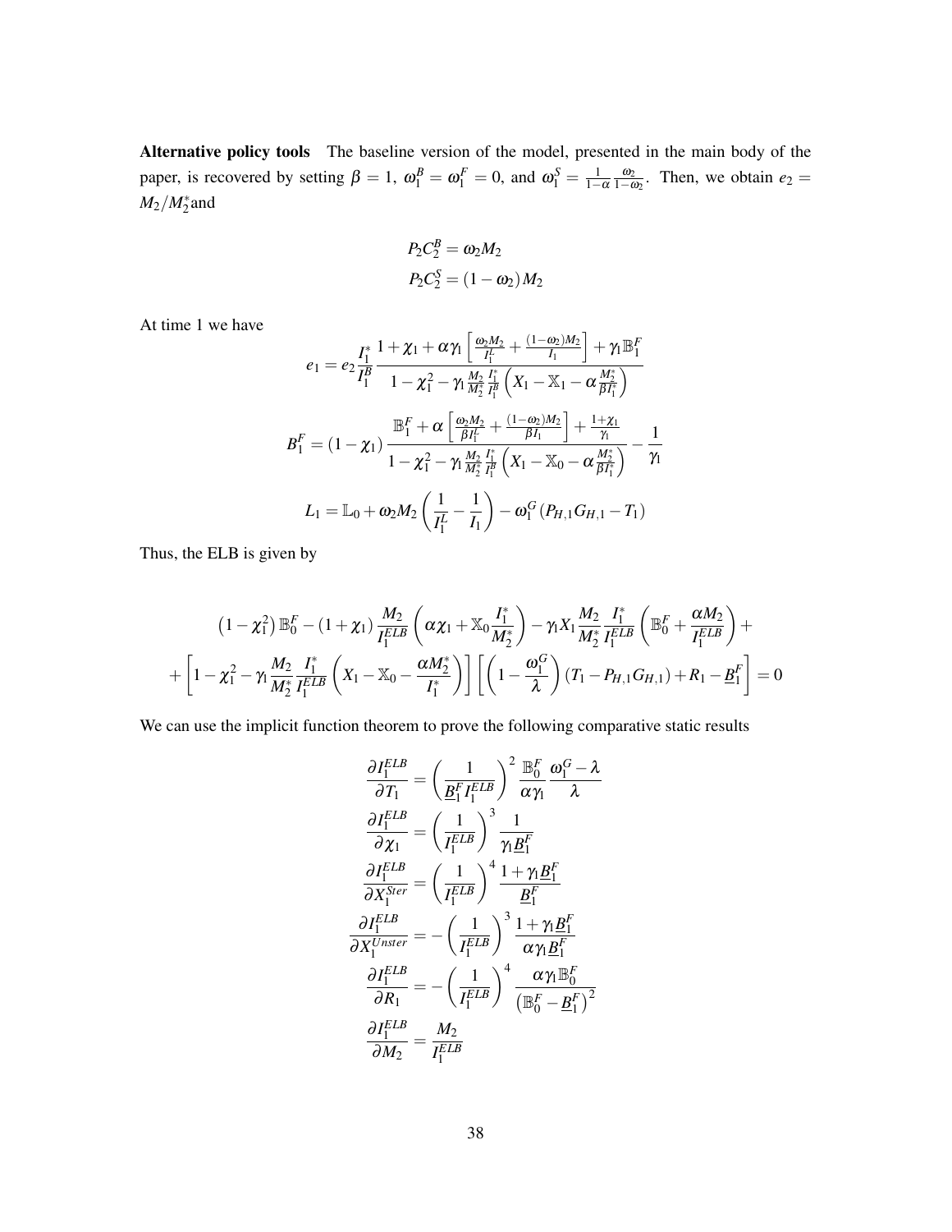**Alternative policy tools** The baseline version of the model, presented in the main body of the paper, is recovered by setting $\beta = 1$, $\omega_1^B = \omega_1^F = 0$, and $\omega_1^S = \frac{1}{1-\alpha}\frac{\omega_2}{1-\omega_2}$. Then, we obtain $e_2 = M_2/M_2^*$and

$$
\begin{aligned}
P_2 C_2^B &= \omega_2 M_2 \\
P_2 C_2^S &= (1-\omega_2) M_2
\end{aligned}
$$

At time 1 we have

$$
e_1 = e_2 \frac{I_1^*}{I_1^B} \frac{1+\chi_1 + \alpha\gamma_1 \left[\frac{\omega_2 M_2}{I_1^L} + \frac{(1-\omega_2)M_2}{I_1}\right] + \gamma_1 \mathbb{B}_1^F}{1-\chi_1^2 - \gamma_1 \frac{M_2}{M_2^*}\frac{I_1^*}{I_1^B}\left(X_1 - \mathbb{X}_1 - \alpha \frac{M_2^*}{\beta I_1^*}\right)}
$$

$$
B_1^F = (1-\chi_1)\frac{\mathbb{B}_1^F + \alpha\left[\frac{\omega_2 M_2}{\beta I_1^L} + \frac{(1-\omega_2)M_2}{\beta I_1}\right] + \frac{1+\chi_1}{\gamma_1}}{1-\chi_1^2 - \gamma_1 \frac{M_2}{M_2^*}\frac{I_1^*}{I_1^B}\left(X_1 - \mathbb{X}_0 - \alpha\frac{M_2^*}{\beta I_1^*}\right)} - \frac{1}{\gamma_1}
$$

$$
L_1 = \mathbb{L}_0 + \omega_2 M_2 \left(\frac{1}{I_1^L} - \frac{1}{I_1}\right) - \omega_1^G\left(P_{H,1}G_{H,1} - T_1\right)
$$

Thus, the ELB is given by

$$
\begin{aligned}
&\left(1-\chi_1^2\right)\mathbb{B}_0^F - (1+\chi_1)\frac{M_2}{I_1^{ELB}}\left(\alpha\chi_1 + \mathbb{X}_0 \frac{I_1^*}{M_2^*}\right) - \gamma_1 X_1 \frac{M_2}{M_2^*}\frac{I_1^*}{I_1^{ELB}}\left(\mathbb{B}_0^F + \frac{\alpha M_2}{I_1^{ELB}}\right) + \\
&+ \left[1-\chi_1^2 - \gamma_1 \frac{M_2}{M_2^*}\frac{I_1^*}{I_1^{ELB}}\left(X_1 - \mathbb{X}_0 - \frac{\alpha M_2^*}{I_1^*}\right)\right]\left[\left(1-\frac{\omega_1^G}{\lambda}\right)(T_1 - P_{H,1}G_{H,1}) + R_1 - \underline{B}_1^F\right] = 0
\end{aligned}
$$

We can use the implicit function theorem to prove the following comparative static results

$$
\begin{aligned}
\frac{\partial I_1^{ELB}}{\partial T_1} &= \left(\frac{1}{\underline{B}_1^F I_1^{ELB}}\right)^2 \frac{\mathbb{B}_0^F}{\alpha\gamma_1}\frac{\omega_1^G - \lambda}{\lambda} \\
\frac{\partial I_1^{ELB}}{\partial \chi_1} &= \left(\frac{1}{I_1^{ELB}}\right)^3 \frac{1}{\gamma_1 \underline{B}_1^F} \\
\frac{\partial I_1^{ELB}}{\partial X_1^{Ster}} &= \left(\frac{1}{I_1^{ELB}}\right)^4 \frac{1+\gamma_1 \underline{B}_1^F}{\underline{B}_1^F} \\
\frac{\partial I_1^{ELB}}{\partial X_1^{Unster}} &= -\left(\frac{1}{I_1^{ELB}}\right)^3 \frac{1+\gamma_1 \underline{B}_1^F}{\alpha\gamma_1 \underline{B}_1^F} \\
\frac{\partial I_1^{ELB}}{\partial R_1} &= -\left(\frac{1}{I_1^{ELB}}\right)^4 \frac{\alpha\gamma_1 \mathbb{B}_0^F}{\left(\mathbb{B}_0^F - \underline{B}_1^F\right)^2} \\
\frac{\partial I_1^{ELB}}{\partial M_2} &= \frac{M_2}{I_1^{ELB}}
\end{aligned}
$$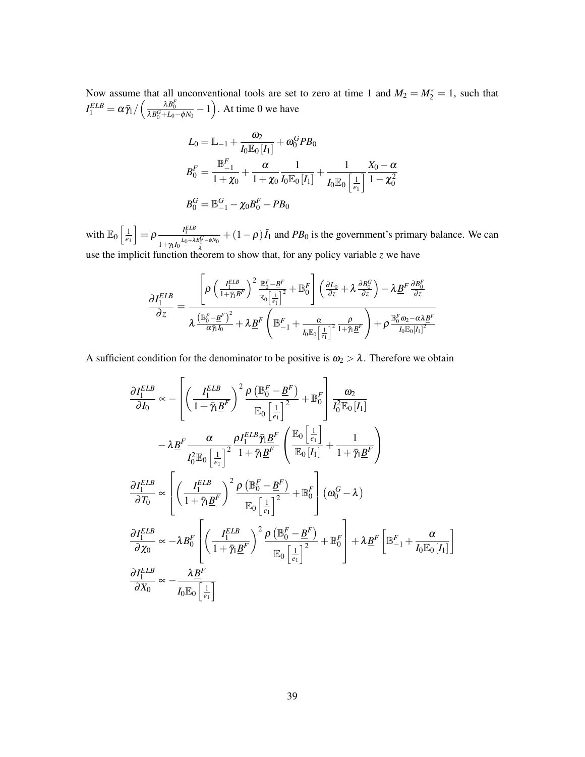Now assume that all unconventional tools are set to zero at time 1 and $M_2 = M_2^* = 1$, such that $I_1^{ELB} = \alpha\bar{\gamma}_1 / \left(\frac{\lambda B_0^F}{\lambda B_0^G + L_0 - \phi N_0} - 1\right)$. At time 0 we have

$$
\begin{aligned}
L_0 &= \mathbb{L}_{-1} + \frac{\omega_2}{I_0 \mathbb{E}_0\left[I_1\right]} + \omega_0^G PB_0 \\
B_0^F &= \frac{\mathbb{B}_{-1}^F}{1+\chi_0} + \frac{\alpha}{1+\chi_0}\frac{1}{I_0 \mathbb{E}_0\left[I_1\right]} + \frac{1}{I_0 \mathbb{E}_0\left[\frac{1}{e_1}\right]}\frac{X_0 - \alpha}{1-\chi_0^2} \\
B_0^G &= \mathbb{B}_{-1}^G - \chi_0 B_0^F - PB_0
\end{aligned}
$$

with $\mathbb{E}_0\left[\frac{1}{e_1}\right] = \rho \frac{I_1^{ELB}}{1+\gamma_1 I_0 \frac{L_0 + \lambda B_0^G - \phi N_0}{\lambda}} + (1-\rho)\tilde{I}_1$ and $PB_0$ is the government's primary balance. We can use the implicit function theorem to show that, for any policy variable $z$ we have

$$
\frac{\partial I_1^{ELB}}{\partial z} = \frac{\left[\rho\left(\frac{I_1^{ELB}}{1+\bar{\gamma}_1 \underline{B}^F}\right)^2 \frac{\mathbb{B}_0^F - \underline{B}^F}{\mathbb{E}_0\left[\frac{1}{e_1}\right]^2} + \mathbb{B}_0^F\right]\left(\frac{\partial L_0}{\partial z} + \lambda \frac{\partial B_0^G}{\partial z}\right) - \lambda \underline{B}^F \frac{\partial B_0^F}{\partial z}}{\lambda \frac{\left(\mathbb{B}_0^F - \underline{B}^F\right)^2}{\alpha \bar{\gamma}_1 I_0} + \lambda \underline{B}^F\left(\mathbb{B}_{-1}^F + \frac{\alpha}{I_0 \mathbb{E}_0\left[\frac{1}{e_1}\right]^2}\frac{\rho}{1+\bar{\gamma}_1 \underline{B}^F}\right) + \rho \frac{\mathbb{B}_0^F \omega_2 - \alpha \lambda \underline{B}^F}{I_0 \mathbb{E}_0\left[I_1\right]^2}}
$$

A sufficient condition for the denominator to be positive is $\omega_2 > \lambda$. Therefore we obtain

$$
\begin{aligned}
\frac{\partial I_1^{ELB}}{\partial I_0} &\propto -\left[\left(\frac{I_1^{ELB}}{1+\bar{\gamma}_1 \underline{B}^F}\right)^2 \frac{\rho\left(\mathbb{B}_0^F - \underline{B}^F\right)}{\mathbb{E}_0\left[\frac{1}{e_1}\right]^2} + \mathbb{B}_0^F\right]\frac{\omega_2}{I_0^2 \mathbb{E}_0\left[I_1\right]} \\
&\quad - \lambda \underline{B}^F \frac{\alpha}{I_0^2 \mathbb{E}_0\left[\frac{1}{e_1}\right]^2}\frac{\rho I_1^{ELB} \bar{\gamma}_1 \underline{B}^F}{1+\bar{\gamma}_1 \underline{B}^F}\left(\frac{\mathbb{E}_0\left[\frac{1}{e_1}\right]}{\mathbb{E}_0\left[I_1\right]} + \frac{1}{1+\bar{\gamma}_1 \underline{B}^F}\right) \\
\frac{\partial I_1^{ELB}}{\partial T_0} &\propto \left[\left(\frac{I_1^{ELB}}{1+\bar{\gamma}_1 \underline{B}^F}\right)^2 \frac{\rho\left(\mathbb{B}_0^F - \underline{B}^F\right)}{\mathbb{E}_0\left[\frac{1}{e_1}\right]^2} + \mathbb{B}_0^F\right]\left(\omega_0^G - \lambda\right) \\
\frac{\partial I_1^{ELB}}{\partial \chi_0} &\propto -\lambda B_0^F \left[\left(\frac{I_1^{ELB}}{1+\bar{\gamma}_1 \underline{B}^F}\right)^2 \frac{\rho\left(\mathbb{B}_0^F - \underline{B}^F\right)}{\mathbb{E}_0\left[\frac{1}{e_1}\right]^2} + \mathbb{B}_0^F\right] + \lambda \underline{B}^F\left[\mathbb{B}_{-1}^F + \frac{\alpha}{I_0 \mathbb{E}_0\left[I_1\right]}\right] \\
\frac{\partial I_1^{ELB}}{\partial X_0} &\propto -\frac{\lambda \underline{B}^F}{I_0 \mathbb{E}_0\left[\frac{1}{e_1}\right]}
\end{aligned}
$$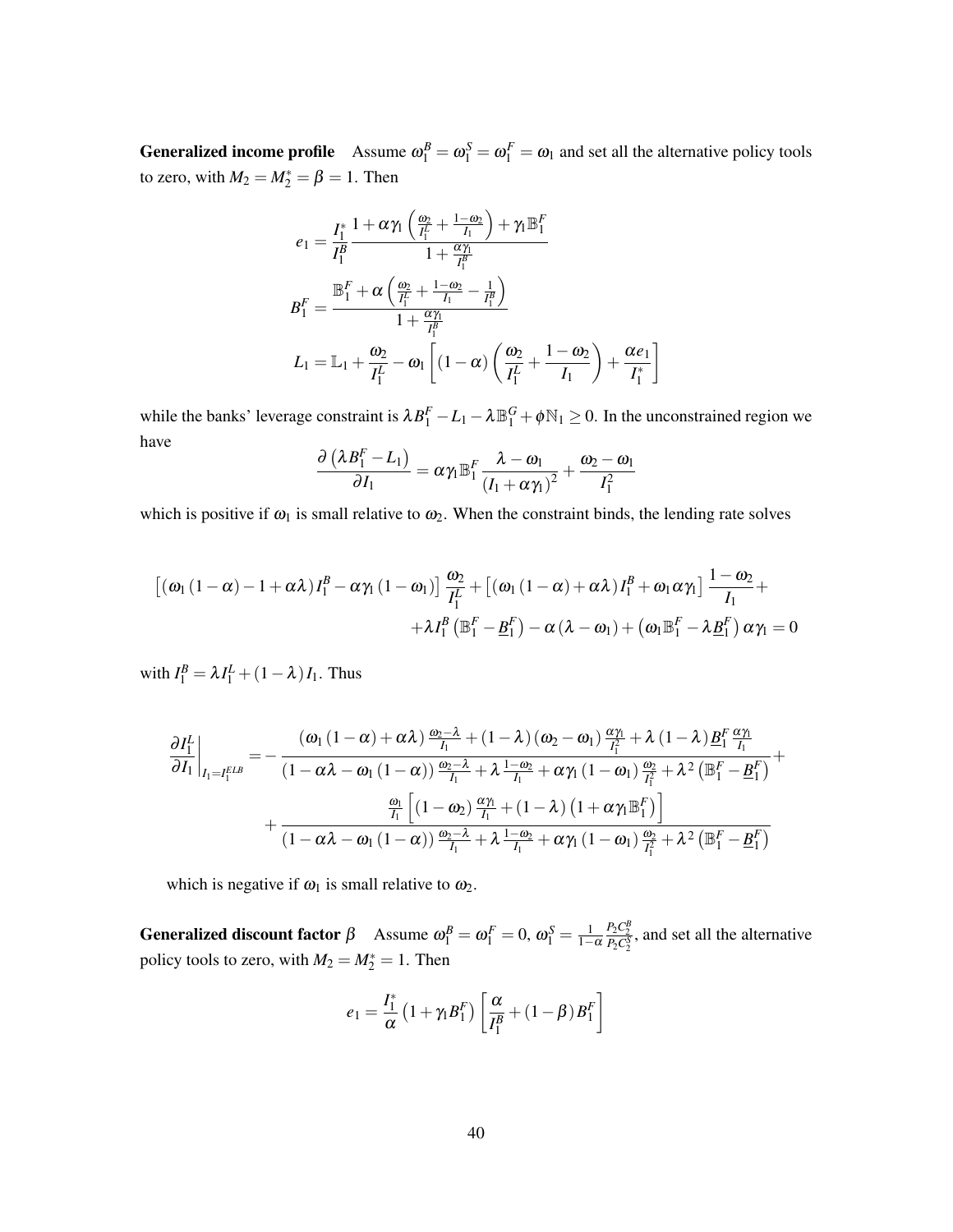**Generalized income profile** Assume $\omega_1^B = \omega_1^S = \omega_1^F = \omega_1$ and set all the alternative policy tools to zero, with $M_2 = M_2^* = \beta = 1$. Then

$$e_1 = \frac{I_1^*}{I_1^B} \frac{1 + \alpha\gamma_1\left(\frac{\omega_2}{I_1^L} + \frac{1-\omega_2}{I_1}\right) + \gamma_1 \mathbb{B}_1^F}{1 + \frac{\alpha\gamma_1}{I_1^B}}$$

$$B_1^F = \frac{\mathbb{B}_1^F + \alpha\left(\frac{\omega_2}{I_1^L} + \frac{1-\omega_2}{I_1} - \frac{1}{I_1^B}\right)}{1 + \frac{\alpha\gamma_1}{I_1^B}}$$

$$L_1 = \mathbb{L}_1 + \frac{\omega_2}{I_1^L} - \omega_1\left[(1-\alpha)\left(\frac{\omega_2}{I_1^L} + \frac{1-\omega_2}{I_1}\right) + \frac{\alpha e_1}{I_1^*}\right]$$

while the banks' leverage constraint is $\lambda B_1^F - L_1 - \lambda \mathbb{B}_1^G + \phi \mathbb{N}_1 \geq 0$. In the unconstrained region we have

$$\frac{\partial\left(\lambda B_1^F - L_1\right)}{\partial I_1} = \alpha\gamma_1 \mathbb{B}_1^F \frac{\lambda - \omega_1}{\left(I_1 + \alpha\gamma_1\right)^2} + \frac{\omega_2 - \omega_1}{I_1^2}$$

which is positive if $\omega_1$ is small relative to $\omega_2$. When the constraint binds, the lending rate solves

$$\left[\left(\omega_1(1-\alpha) - 1 + \alpha\lambda\right) I_1^B - \alpha\gamma_1(1-\omega_1)\right]\frac{\omega_2}{I_1^L} + \left[\left(\omega_1(1-\alpha) + \alpha\lambda\right) I_1^B + \omega_1\alpha\gamma_1\right]\frac{1-\omega_2}{I_1} +$$
$$+ \lambda I_1^B\left(\mathbb{B}_1^F - \underline{B}_1^F\right) - \alpha(\lambda - \omega_1) + \left(\omega_1 \mathbb{B}_1^F - \lambda \underline{B}_1^F\right)\alpha\gamma_1 = 0$$

with $I_1^B = \lambda I_1^L + (1-\lambda) I_1$. Thus

$$\left.\frac{\partial I_1^L}{\partial I_1}\right|_{I_1 = I_1^{ELB}} = -\frac{\left(\omega_1(1-\alpha) + \alpha\lambda\right)\frac{\omega_2 - \lambda}{I_1} + (1-\lambda)(\omega_2 - \omega_1)\frac{\alpha\gamma_1}{I_1^2} + \lambda(1-\lambda)\underline{B}_1^F\frac{\alpha\gamma_1}{I_1}}{\left(1 - \alpha\lambda - \omega_1(1-\alpha)\right)\frac{\omega_2 - \lambda}{I_1} + \lambda\frac{1-\omega_2}{I_1} + \alpha\gamma_1(1-\omega_1)\frac{\omega_2}{I_1^2} + \lambda^2\left(\mathbb{B}_1^F - \underline{B}_1^F\right)} +$$
$$+ \frac{\frac{\omega_1}{I_1}\left[(1-\omega_2)\frac{\alpha\gamma_1}{I_1} + (1-\lambda)\left(1 + \alpha\gamma_1\mathbb{B}_1^F\right)\right]}{\left(1 - \alpha\lambda - \omega_1(1-\alpha)\right)\frac{\omega_2 - \lambda}{I_1} + \lambda\frac{1-\omega_2}{I_1} + \alpha\gamma_1(1-\omega_1)\frac{\omega_2}{I_1^2} + \lambda^2\left(\mathbb{B}_1^F - \underline{B}_1^F\right)}$$

which is negative if $\omega_1$ is small relative to $\omega_2$.

**Generalized discount factor $\beta$** Assume $\omega_1^B = \omega_1^F = 0$, $\omega_1^S = \frac{1}{1-\alpha}\frac{P_2 C_2^B}{P_2 C_2^S}$, and set all the alternative policy tools to zero, with $M_2 = M_2^* = 1$. Then

$$e_1 = \frac{I_1^*}{\alpha}\left(1 + \gamma_1 B_1^F\right)\left[\frac{\alpha}{I_1^B} + (1-\beta) B_1^F\right]$$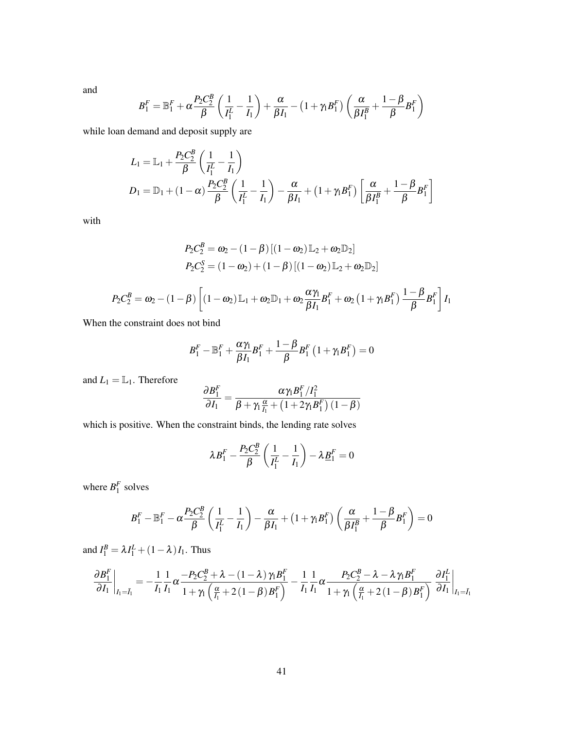and

$$B_1^F = \mathbb{B}_1^F + \alpha \frac{P_2 C_2^B}{\beta} \left( \frac{1}{I_1^L} - \frac{1}{I_1} \right) + \frac{\alpha}{\beta I_1} - \left(1 + \gamma_1 B_1^F\right) \left( \frac{\alpha}{\beta I_1^B} + \frac{1-\beta}{\beta} B_1^F \right)$$

while loan demand and deposit supply are

$$\begin{aligned}
L_1 &= \mathbb{L}_1 + \frac{P_2 C_2^B}{\beta} \left( \frac{1}{I_1^L} - \frac{1}{I_1} \right) \\
D_1 &= \mathbb{D}_1 + (1-\alpha) \frac{P_2 C_2^B}{\beta} \left( \frac{1}{I_1^L} - \frac{1}{I_1} \right) - \frac{\alpha}{\beta I_1} + \left(1 + \gamma_1 B_1^F\right) \left[ \frac{\alpha}{\beta I_1^B} + \frac{1-\beta}{\beta} B_1^F \right]
\end{aligned}$$

with

$$\begin{aligned}
P_2 C_2^B &= \omega_2 - (1-\beta) \left[ (1-\omega_2) \mathbb{L}_2 + \omega_2 \mathbb{D}_2 \right] \\
P_2 C_2^S &= (1-\omega_2) + (1-\beta) \left[ (1-\omega_2) \mathbb{L}_2 + \omega_2 \mathbb{D}_2 \right]
\end{aligned}$$

$$P_2 C_2^B = \omega_2 - (1-\beta) \left[ (1-\omega_2) \mathbb{L}_1 + \omega_2 \mathbb{D}_1 + \omega_2 \frac{\alpha \gamma_1}{\beta I_1} B_1^F + \omega_2 \left(1 + \gamma_1 B_1^F\right) \frac{1-\beta}{\beta} B_1^F \right] I_1$$

When the constraint does not bind

$$B_1^F - \mathbb{B}_1^F + \frac{\alpha \gamma_1}{\beta I_1} B_1^F + \frac{1-\beta}{\beta} B_1^F \left(1 + \gamma_1 B_1^F\right) = 0$$

and $L_1 = \mathbb{L}_1$. Therefore

$$\frac{\partial B_1^F}{\partial I_1} = \frac{\alpha \gamma_1 B_1^F / I_1^2}{\beta + \gamma_1 \frac{\alpha}{I_1} + \left(1 + 2\gamma_1 B_1^F\right)(1-\beta)}$$

which is positive. When the constraint binds, the lending rate solves

$$\lambda B_1^F - \frac{P_2 C_2^B}{\beta} \left( \frac{1}{I_1^L} - \frac{1}{I_1} \right) - \lambda \underline{B}_1^F = 0$$

where $B_1^F$ solves

$$B_1^F - \mathbb{B}_1^F - \alpha \frac{P_2 C_2^B}{\beta} \left( \frac{1}{I_1^L} - \frac{1}{I_1} \right) - \frac{\alpha}{\beta I_1} + \left(1 + \gamma_1 B_1^F\right) \left( \frac{\alpha}{\beta I_1^B} + \frac{1-\beta}{\beta} B_1^F \right) = 0$$

and $I_1^B = \lambda I_1^L + (1-\lambda) I_1$. Thus

$$\left. \frac{\partial B_1^F}{\partial I_1} \right|_{I_1 = \bar{I}_1} = -\frac{1}{I_1} \frac{1}{I_1} \alpha \frac{-P_2 C_2^B + \lambda - (1-\lambda) \gamma_1 B_1^F}{1 + \gamma_1 \left( \frac{\alpha}{I_1} + 2(1-\beta) B_1^F \right)} - \frac{1}{I_1} \frac{1}{I_1} \alpha \frac{P_2 C_2^B - \lambda - \lambda \gamma_1 B_1^F}{1 + \gamma_1 \left( \frac{\alpha}{I_1} + 2(1-\beta) B_1^F \right)} \left. \frac{\partial I_1^L}{\partial I_1} \right|_{I_1 = \bar{I}_1}$$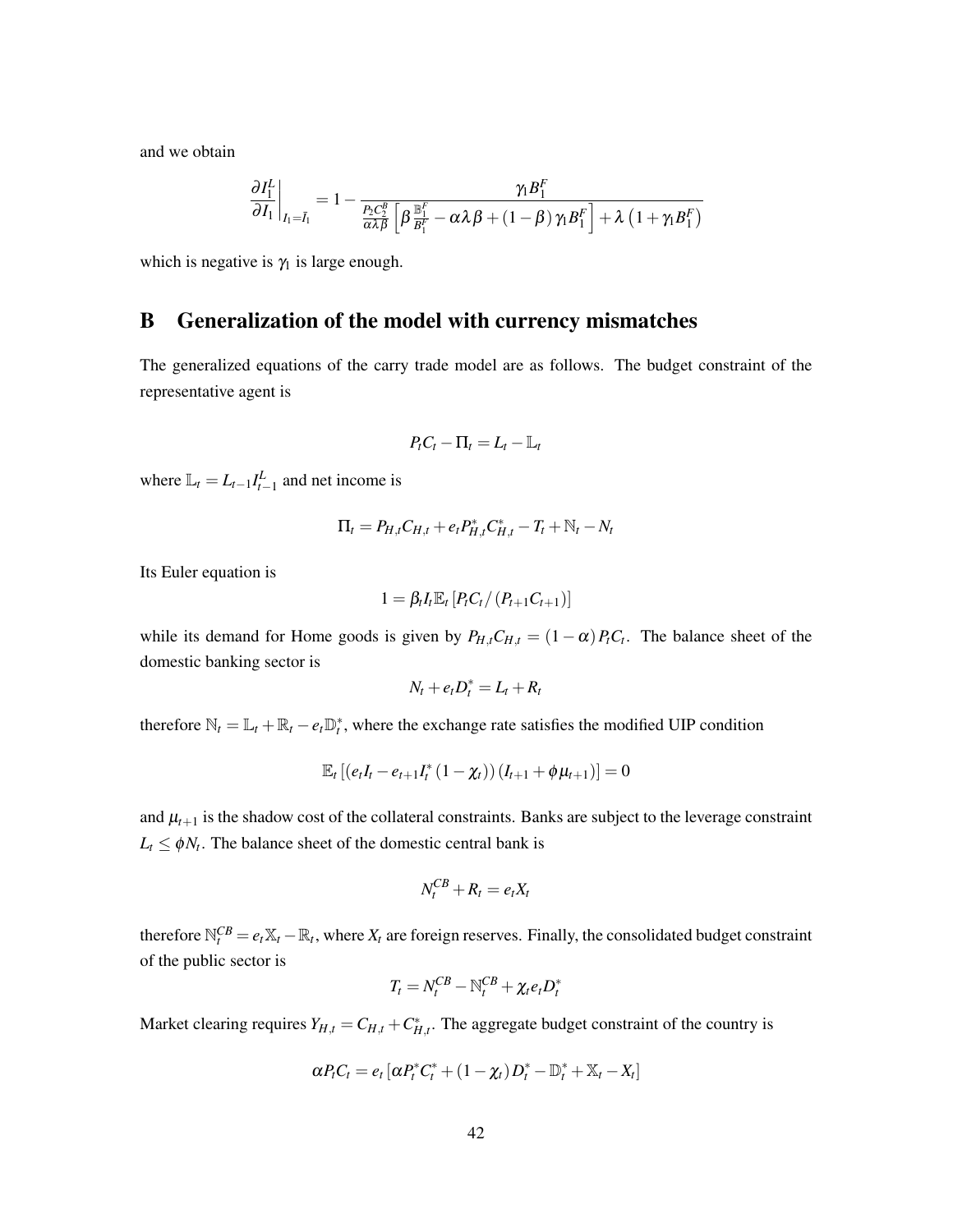and we obtain

$$\left.\frac{\partial I_1^L}{\partial I_1}\right|_{I_1=\bar{I}_1} = 1 - \frac{\gamma_1 B_1^F}{\frac{P_2 C_2^B}{\alpha\lambda\beta}\left[\beta\frac{\mathbb{B}_1^F}{B_1^F} - \alpha\lambda\beta + (1-\beta)\gamma_1 B_1^F\right] + \lambda\left(1+\gamma_1 B_1^F\right)}$$

which is negative is $\gamma_1$ is large enough.

# B Generalization of the model with currency mismatches

The generalized equations of the carry trade model are as follows. The budget constraint of the representative agent is

$$P_t C_t - \Pi_t = L_t - \mathbb{L}_t$$

where $\mathbb{L}_t = L_{t-1} I_{t-1}^L$ and net income is

$$\Pi_t = P_{H,t} C_{H,t} + e_t P_{H,t}^* C_{H,t}^* - T_t + \mathbb{N}_t - N_t$$

Its Euler equation is

$$1 = \beta_t I_t \mathbb{E}_t \left[P_t C_t / (P_{t+1} C_{t+1})\right]$$

while its demand for Home goods is given by $P_{H,t} C_{H,t} = (1-\alpha) P_t C_t$. The balance sheet of the domestic banking sector is

$$N_t + e_t D_t^* = L_t + R_t$$

therefore $\mathbb{N}_t = \mathbb{L}_t + \mathbb{R}_t - e_t \mathbb{D}_t^*$, where the exchange rate satisfies the modified UIP condition

$$\mathbb{E}_t \left[\left(e_t I_t - e_{t+1} I_t^* (1-\chi_t)\right)\left(I_{t+1} + \phi \mu_{t+1}\right)\right] = 0$$

and $\mu_{t+1}$ is the shadow cost of the collateral constraints. Banks are subject to the leverage constraint $L_t \leq \phi N_t$. The balance sheet of the domestic central bank is

$$N_t^{CB} + R_t = e_t X_t$$

therefore $\mathbb{N}_t^{CB} = e_t \mathbb{X}_t - \mathbb{R}_t$, where $X_t$ are foreign reserves. Finally, the consolidated budget constraint of the public sector is

$$T_t = N_t^{CB} - \mathbb{N}_t^{CB} + \chi_t e_t D_t^*$$

Market clearing requires $Y_{H,t} = C_{H,t} + C_{H,t}^*$. The aggregate budget constraint of the country is

$$\alpha P_t C_t = e_t \left[\alpha P_t^* C_t^* + (1-\chi_t) D_t^* - \mathbb{D}_t^* + \mathbb{X}_t - X_t\right]$$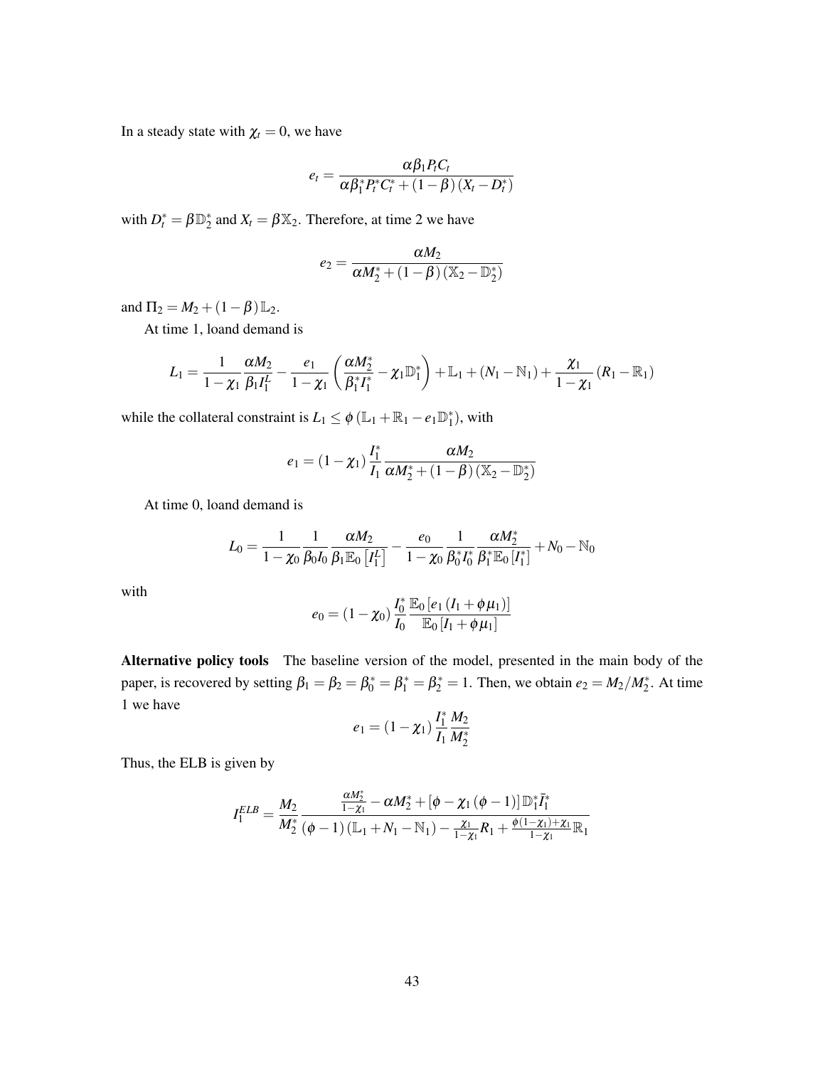In a steady state with $\chi_t = 0$, we have

$$e_t = \frac{\alpha \beta_1 P_t C_t}{\alpha \beta_1^* P_t^* C_t^* + (1-\beta)(X_t - D_t^*)}$$

with $D_t^* = \beta \mathbb{D}_2^*$ and $X_t = \beta \mathbb{X}_2$. Therefore, at time 2 we have

$$e_2 = \frac{\alpha M_2}{\alpha M_2^* + (1-\beta)(\mathbb{X}_2 - \mathbb{D}_2^*)}$$

and $\Pi_2 = M_2 + (1-\beta)\mathbb{L}_2$.

At time 1, loand demand is

$$L_1 = \frac{1}{1-\chi_1}\frac{\alpha M_2}{\beta_1 I_1^L} - \frac{e_1}{1-\chi_1}\left(\frac{\alpha M_2^*}{\beta_1^* I_1^*} - \chi_1 \mathbb{D}_1^*\right) + \mathbb{L}_1 + (N_1 - \mathbb{N}_1) + \frac{\chi_1}{1-\chi_1}(R_1 - \mathbb{R}_1)$$

while the collateral constraint is $L_1 \leq \phi\left(\mathbb{L}_1 + \mathbb{R}_1 - e_1 \mathbb{D}_1^*\right)$, with

$$e_1 = (1-\chi_1)\frac{I_1^*}{I_1}\frac{\alpha M_2}{\alpha M_2^* + (1-\beta)(\mathbb{X}_2 - \mathbb{D}_2^*)}$$

At time 0, loand demand is

$$L_0 = \frac{1}{1-\chi_0}\frac{1}{\beta_0 I_0}\frac{\alpha M_2}{\beta_1 \mathbb{E}_0\left[I_1^L\right]} - \frac{e_0}{1-\chi_0}\frac{1}{\beta_0^* I_0^*}\frac{\alpha M_2^*}{\beta_1^* \mathbb{E}_0\left[I_1^*\right]} + N_0 - \mathbb{N}_0$$

with

$$e_0 = (1-\chi_0)\frac{I_0^*}{I_0}\frac{\mathbb{E}_0\left[e_1\left(I_1 + \phi \mu_1\right)\right]}{\mathbb{E}_0\left[I_1 + \phi \mu_1\right]}$$

**Alternative policy tools** The baseline version of the model, presented in the main body of the paper, is recovered by setting $\beta_1 = \beta_2 = \beta_0^* = \beta_1^* = \beta_2^* = 1$. Then, we obtain $e_2 = M_2/M_2^*$. At time 1 we have

$$e_1 = (1-\chi_1)\frac{I_1^*}{I_1}\frac{M_2}{M_2^*}$$

Thus, the ELB is given by

$$I_1^{ELB} = \frac{M_2}{M_2^*}\frac{\frac{\alpha M_2^*}{1-\chi_1} - \alpha M_2^* + \left[\phi - \chi_1(\phi - 1)\right]\mathbb{D}_1^* \bar{I}_1^*}{(\phi - 1)(\mathbb{L}_1 + N_1 - \mathbb{N}_1) - \frac{\chi_1}{1-\chi_1}R_1 + \frac{\phi(1-\chi_1)+\chi_1}{1-\chi_1}\mathbb{R}_1}$$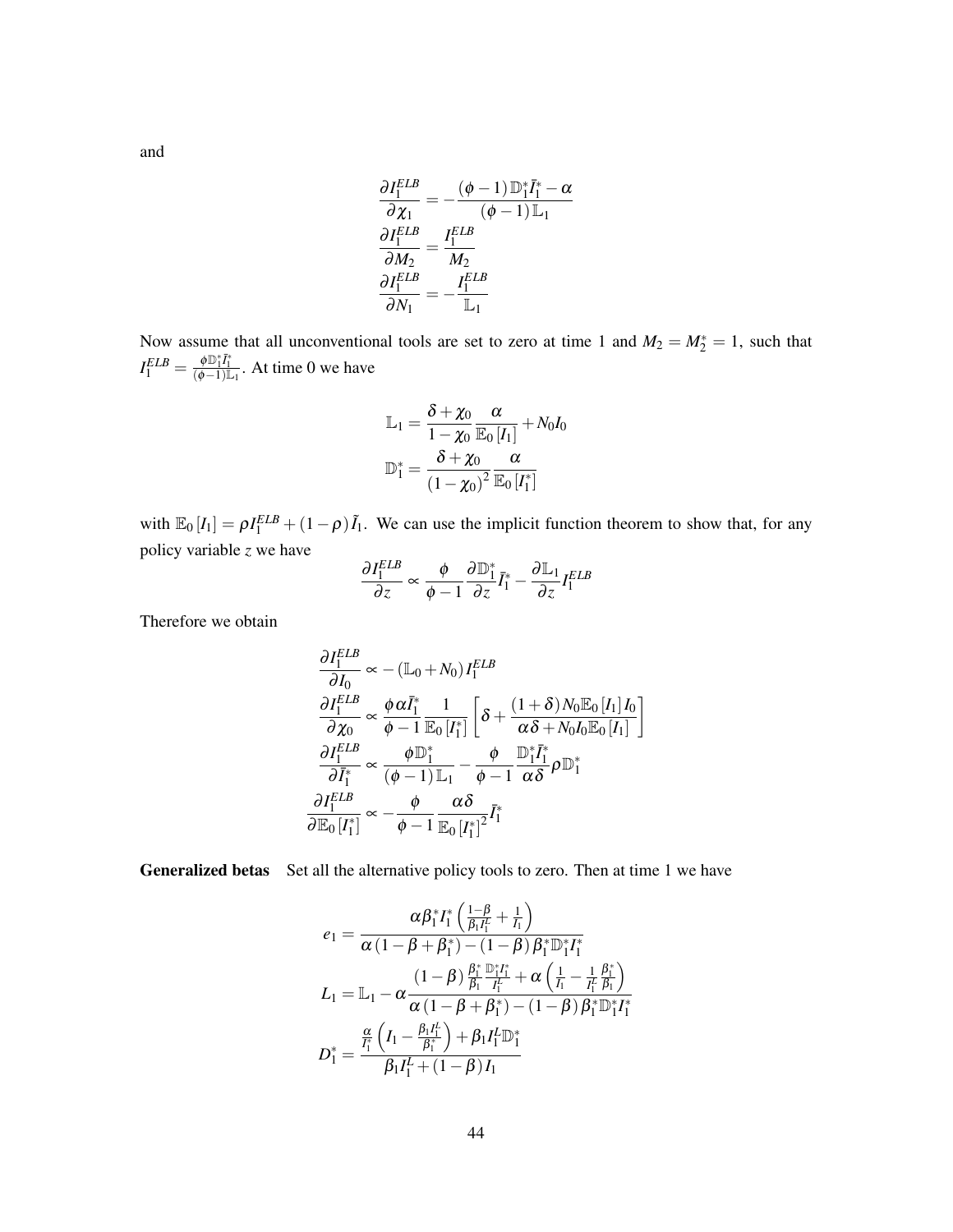and

$$
\begin{aligned}
\frac{\partial I_1^{ELB}}{\partial \chi_1} &= -\frac{(\phi-1)\,\mathbb{D}_1^*\bar{I}_1^* - \alpha}{(\phi-1)\,\mathbb{L}_1} \\
\frac{\partial I_1^{ELB}}{\partial M_2} &= \frac{I_1^{ELB}}{M_2} \\
\frac{\partial I_1^{ELB}}{\partial N_1} &= -\frac{I_1^{ELB}}{\mathbb{L}_1}
\end{aligned}
$$

Now assume that all unconventional tools are set to zero at time 1 and $M_2 = M_2^* = 1$, such that $I_1^{ELB} = \frac{\phi \mathbb{D}_1^* \bar{I}_1^*}{(\phi-1)\mathbb{L}_1}$. At time 0 we have

$$
\begin{aligned}
\mathbb{L}_1 &= \frac{\delta+\chi_0}{1-\chi_0}\frac{\alpha}{\mathbb{E}_0\left[I_1\right]} + N_0 I_0 \\
\mathbb{D}_1^* &= \frac{\delta+\chi_0}{\left(1-\chi_0\right)^2}\frac{\alpha}{\mathbb{E}_0\left[I_1^*\right]}
\end{aligned}
$$

with $\mathbb{E}_0\left[I_1\right] = \rho I_1^{ELB} + (1-\rho)\tilde{I}_1$. We can use the implicit function theorem to show that, for any policy variable $z$ we have

$$
\frac{\partial I_1^{ELB}}{\partial z} \propto \frac{\phi}{\phi-1}\frac{\partial \mathbb{D}_1^*}{\partial z}\bar{I}_1^* - \frac{\partial \mathbb{L}_1}{\partial z} I_1^{ELB}
$$

Therefore we obtain

$$
\begin{aligned}
\frac{\partial I_1^{ELB}}{\partial I_0} &\propto -\left(\mathbb{L}_0 + N_0\right) I_1^{ELB} \\
\frac{\partial I_1^{ELB}}{\partial \chi_0} &\propto \frac{\phi \alpha \bar{I}_1^*}{\phi-1}\frac{1}{\mathbb{E}_0\left[I_1^*\right]}\left[\delta + \frac{(1+\delta)\,N_0 \mathbb{E}_0\left[I_1\right] I_0}{\alpha\delta + N_0 I_0 \mathbb{E}_0\left[I_1\right]}\right] \\
\frac{\partial I_1^{ELB}}{\partial \bar{I}_1^*} &\propto \frac{\phi \mathbb{D}_1^*}{(\phi-1)\,\mathbb{L}_1} - \frac{\phi}{\phi-1}\frac{\mathbb{D}_1^*\bar{I}_1^*}{\alpha\delta}\rho \mathbb{D}_1^* \\
\frac{\partial I_1^{ELB}}{\partial \mathbb{E}_0\left[I_1^*\right]} &\propto -\frac{\phi}{\phi-1}\frac{\alpha\delta}{\mathbb{E}_0\left[I_1^*\right]^2}\bar{I}_1^*
\end{aligned}
$$

**Generalized betas** Set all the alternative policy tools to zero. Then at time 1 we have

$$
\begin{aligned}
e_1 &= \frac{\alpha \beta_1^* I_1^*\left(\frac{1-\beta}{\beta_1 I_1^L} + \frac{1}{I_1}\right)}{\alpha\left(1-\beta+\beta_1^*\right) - (1-\beta)\,\beta_1^* \mathbb{D}_1^* I_1^*} \\
L_1 &= \mathbb{L}_1 - \alpha \frac{(1-\beta)\frac{\beta_1^*}{\beta_1}\frac{\mathbb{D}_1^* I_1^*}{I_1^L} + \alpha\left(\frac{1}{I_1} - \frac{1}{I_1^L}\frac{\beta_1^*}{\beta_1}\right)}{\alpha\left(1-\beta+\beta_1^*\right) - (1-\beta)\,\beta_1^* \mathbb{D}_1^* I_1^*} \\
D_1^* &= \frac{\frac{\alpha}{I_1^*}\left(I_1 - \frac{\beta_1 I_1^L}{\beta_1^*}\right) + \beta_1 I_1^L \mathbb{D}_1^*}{\beta_1 I_1^L + (1-\beta)\,I_1}
\end{aligned}
$$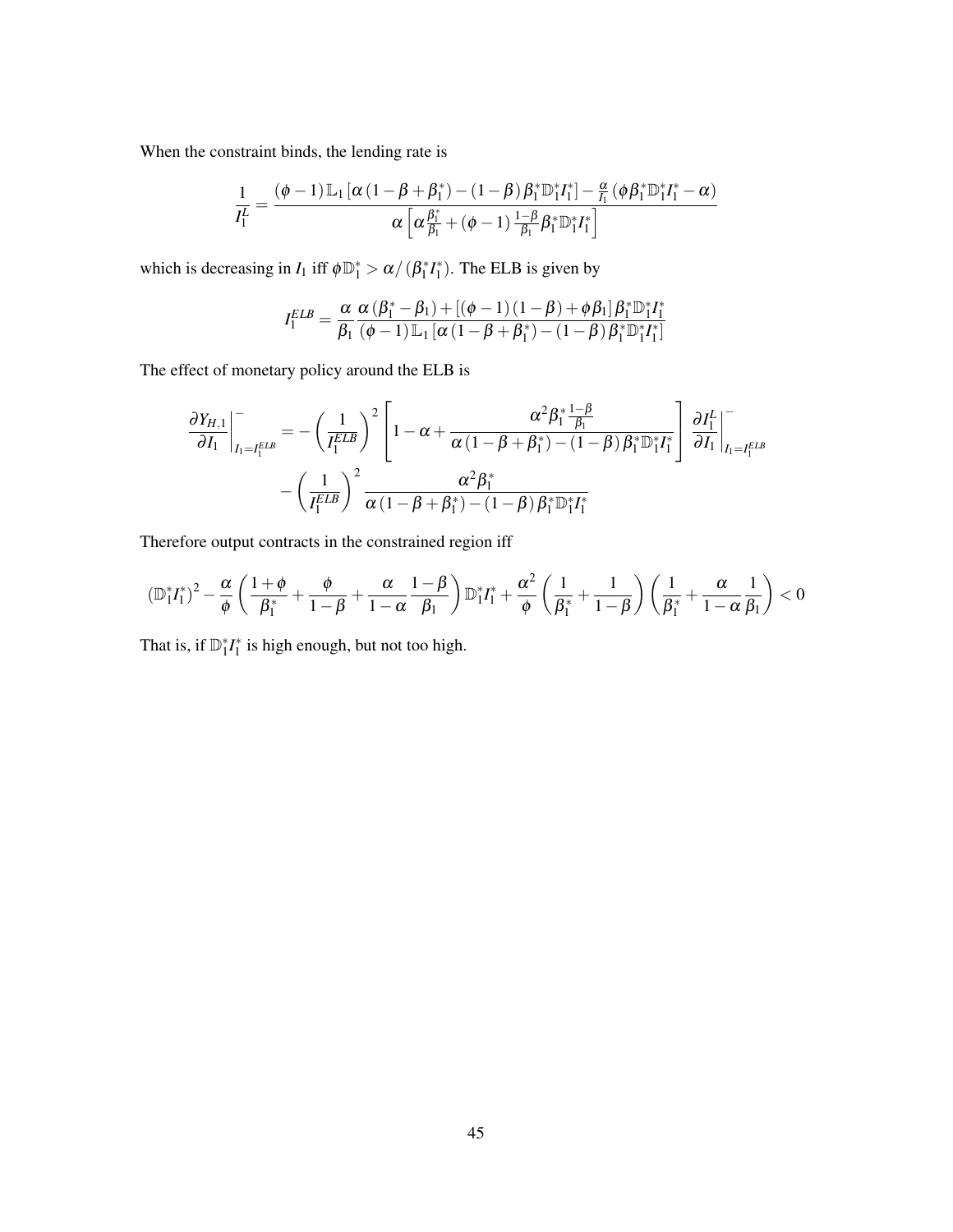When the constraint binds, the lending rate is

$$\frac{1}{I_1^L} = \frac{(\phi - 1)\,\mathbb{L}_1\left[\alpha\left(1-\beta+\beta_1^*\right) - (1-\beta)\,\beta_1^*\mathbb{D}_1^* I_1^*\right] - \frac{\alpha}{I_1}\left(\phi\beta_1^*\mathbb{D}_1^* I_1^* - \alpha\right)}{\alpha\left[\alpha\frac{\beta_1^*}{\beta_1} + (\phi-1)\frac{1-\beta}{\beta_1}\beta_1^*\mathbb{D}_1^* I_1^*\right]}$$

which is decreasing in $I_1$ iff $\phi\mathbb{D}_1^* > \alpha/\left(\beta_1^* I_1^*\right)$. The ELB is given by

$$I_1^{ELB} = \frac{\alpha}{\beta_1}\frac{\alpha\left(\beta_1^* - \beta_1\right) + \left[(\phi-1)(1-\beta) + \phi\beta_1\right]\beta_1^*\mathbb{D}_1^* I_1^*}{(\phi-1)\,\mathbb{L}_1\left[\alpha\left(1-\beta+\beta_1^*\right) - (1-\beta)\,\beta_1^*\mathbb{D}_1^* I_1^*\right]}$$

The effect of monetary policy around the ELB is

$$\begin{aligned}
\left.\frac{\partial Y_{H,1}}{\partial I_1}\right|_{I_1=I_1^{ELB}}^{-} = &-\left(\frac{1}{I_1^{ELB}}\right)^2\left[1-\alpha+\frac{\alpha^2\beta_1^*\frac{1-\beta}{\beta_1}}{\alpha\left(1-\beta+\beta_1^*\right)-(1-\beta)\,\beta_1^*\mathbb{D}_1^* I_1^*}\right]\left.\frac{\partial I_1^L}{\partial I_1}\right|_{I_1=I_1^{ELB}}^{-} \\
&-\left(\frac{1}{I_1^{ELB}}\right)^2\frac{\alpha^2\beta_1^*}{\alpha\left(1-\beta+\beta_1^*\right)-(1-\beta)\,\beta_1^*\mathbb{D}_1^* I_1^*}
\end{aligned}$$

Therefore output contracts in the constrained region iff

$$\left(\mathbb{D}_1^* I_1^*\right)^2 - \frac{\alpha}{\phi}\left(\frac{1+\phi}{\beta_1^*} + \frac{\phi}{1-\beta} + \frac{\alpha}{1-\alpha}\frac{1-\beta}{\beta_1}\right)\mathbb{D}_1^* I_1^* + \frac{\alpha^2}{\phi}\left(\frac{1}{\beta_1^*} + \frac{1}{1-\beta}\right)\left(\frac{1}{\beta_1^*} + \frac{\alpha}{1-\alpha}\frac{1}{\beta_1}\right) < 0$$

That is, if $\mathbb{D}_1^* I_1^*$ is high enough, but not too high.